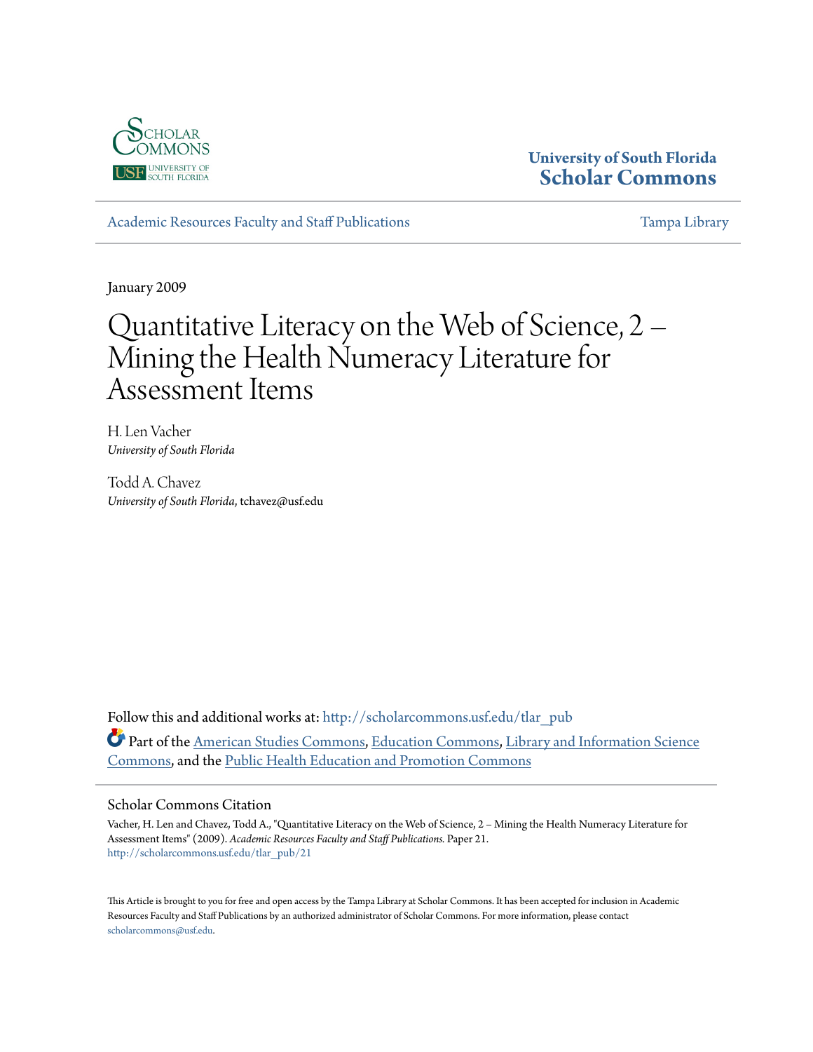University of South Florida
**Scholar Commons**

Academic Resources Faculty and Staff Publications | Tampa Library

January 2009

# Quantitative Literacy on the Web of Science, 2 – Mining the Health Numeracy Literature for Assessment Items

H. Len Vacher
*University of South Florida*

Todd A. Chavez
*University of South Florida*, tchavez@usf.edu

Follow this and additional works at: http://scholarcommons.usf.edu/tlar_pub

Part of the American Studies Commons, Education Commons, Library and Information Science Commons, and the Public Health Education and Promotion Commons

## Scholar Commons Citation

Vacher, H. Len and Chavez, Todd A., "Quantitative Literacy on the Web of Science, 2 – Mining the Health Numeracy Literature for Assessment Items" (2009). *Academic Resources Faculty and Staff Publications.* Paper 21.
http://scholarcommons.usf.edu/tlar_pub/21

This Article is brought to you for free and open access by the Tampa Library at Scholar Commons. It has been accepted for inclusion in Academic Resources Faculty and Staff Publications by an authorized administrator of Scholar Commons. For more information, please contact scholarcommons@usf.edu.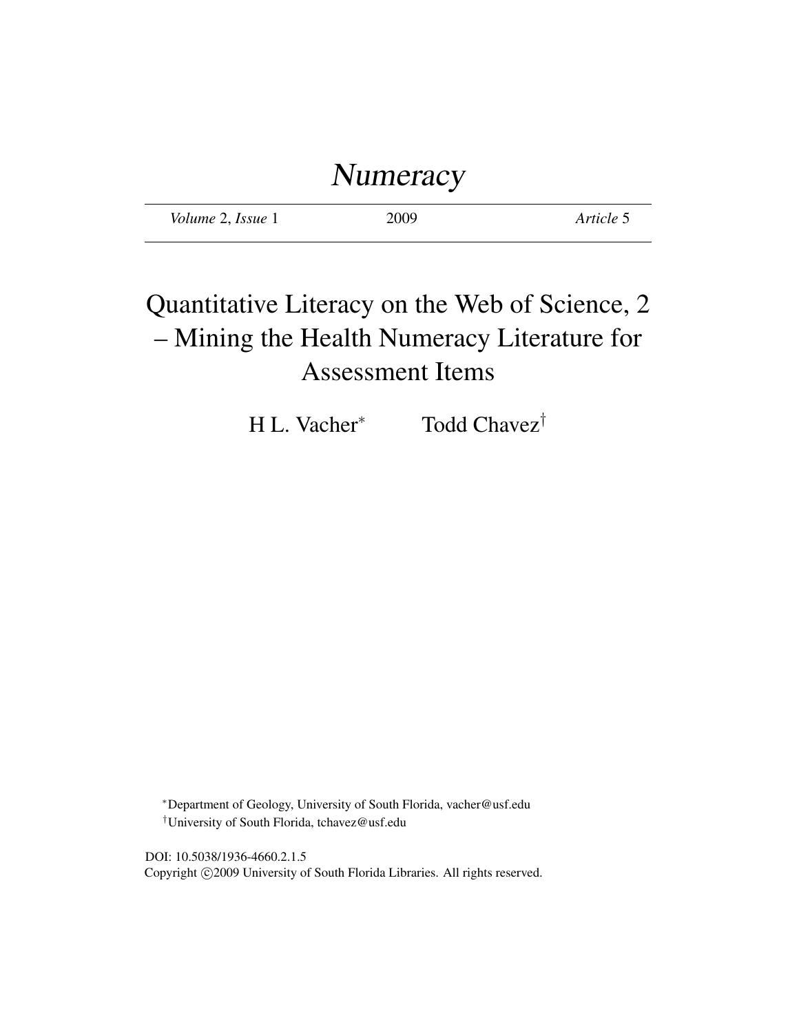# Numeracy

*Volume* 2, *Issue* 1 | 2009 | *Article* 5

# Quantitative Literacy on the Web of Science, 2 – Mining the Health Numeracy Literature for Assessment Items

H L. Vacher[*] Todd Chavez[†]

[*]Department of Geology, University of South Florida, vacher@usf.edu
[†]University of South Florida, tchavez@usf.edu

DOI: 10.5038/1936-4660.2.1.5
Copyright ©2009 University of South Florida Libraries. All rights reserved.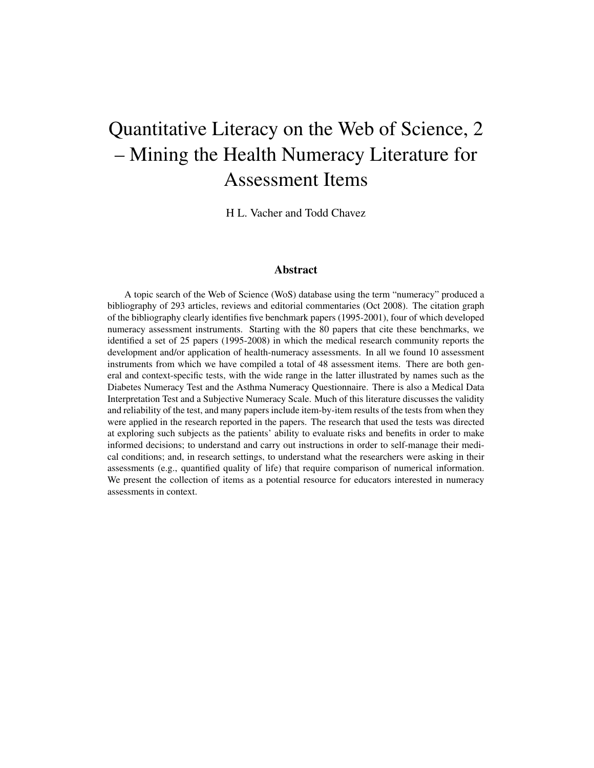# Quantitative Literacy on the Web of Science, 2 – Mining the Health Numeracy Literature for Assessment Items

H L. Vacher and Todd Chavez

### Abstract

A topic search of the Web of Science (WoS) database using the term "numeracy" produced a bibliography of 293 articles, reviews and editorial commentaries (Oct 2008). The citation graph of the bibliography clearly identifies five benchmark papers (1995-2001), four of which developed numeracy assessment instruments. Starting with the 80 papers that cite these benchmarks, we identified a set of 25 papers (1995-2008) in which the medical research community reports the development and/or application of health-numeracy assessments. In all we found 10 assessment instruments from which we have compiled a total of 48 assessment items. There are both general and context-specific tests, with the wide range in the latter illustrated by names such as the Diabetes Numeracy Test and the Asthma Numeracy Questionnaire. There is also a Medical Data Interpretation Test and a Subjective Numeracy Scale. Much of this literature discusses the validity and reliability of the test, and many papers include item-by-item results of the tests from when they were applied in the research reported in the papers. The research that used the tests was directed at exploring such subjects as the patients' ability to evaluate risks and benefits in order to make informed decisions; to understand and carry out instructions in order to self-manage their medical conditions; and, in research settings, to understand what the researchers were asking in their assessments (e.g., quantified quality of life) that require comparison of numerical information. We present the collection of items as a potential resource for educators interested in numeracy assessments in context.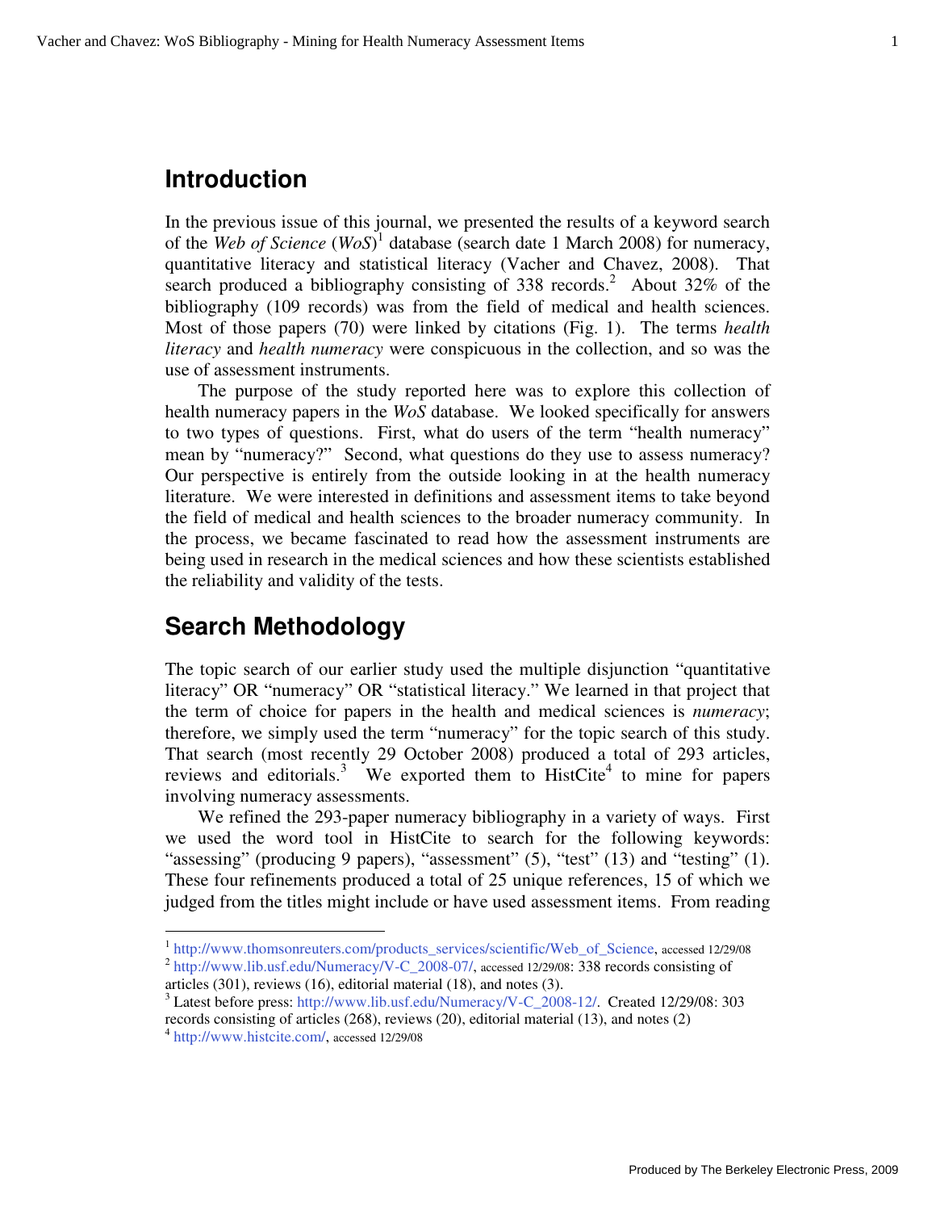## Introduction

In the previous issue of this journal, we presented the results of a keyword search of the *Web of Science* (*WoS*)[1] database (search date 1 March 2008) for numeracy, quantitative literacy and statistical literacy (Vacher and Chavez, 2008). That search produced a bibliography consisting of 338 records.[2] About 32% of the bibliography (109 records) was from the field of medical and health sciences. Most of those papers (70) were linked by citations (Fig. 1). The terms *health literacy* and *health numeracy* were conspicuous in the collection, and so was the use of assessment instruments.

The purpose of the study reported here was to explore this collection of health numeracy papers in the *WoS* database. We looked specifically for answers to two types of questions. First, what do users of the term "health numeracy" mean by "numeracy?" Second, what questions do they use to assess numeracy? Our perspective is entirely from the outside looking in at the health numeracy literature. We were interested in definitions and assessment items to take beyond the field of medical and health sciences to the broader numeracy community. In the process, we became fascinated to read how the assessment instruments are being used in research in the medical sciences and how these scientists established the reliability and validity of the tests.

## Search Methodology

The topic search of our earlier study used the multiple disjunction "quantitative literacy" OR "numeracy" OR "statistical literacy." We learned in that project that the term of choice for papers in the health and medical sciences is *numeracy*; therefore, we simply used the term "numeracy" for the topic search of this study. That search (most recently 29 October 2008) produced a total of 293 articles, reviews and editorials.[3] We exported them to HistCite[4] to mine for papers involving numeracy assessments.

We refined the 293-paper numeracy bibliography in a variety of ways. First we used the word tool in HistCite to search for the following keywords: "assessing" (producing 9 papers), "assessment" (5), "test" (13) and "testing" (1). These four refinements produced a total of 25 unique references, 15 of which we judged from the titles might include or have used assessment items. From reading

---

[1] http://www.thomsonreuters.com/products_services/Web_of_Science, accessed 12/29/08

[2] http://www.lib.usf.edu/Numeracy/V-C_2008-07/, accessed 12/29/08: 338 records consisting of articles (301), reviews (16), editorial material (18), and notes (3).

[3] Latest before press: http://www.lib.usf.edu/Numeracy/V-C_2008-12/. Created 12/29/08: 303 records consisting of articles (268), reviews (20), editorial material (13), and notes (2)

[4] http://www.histcite.com/, accessed 12/29/08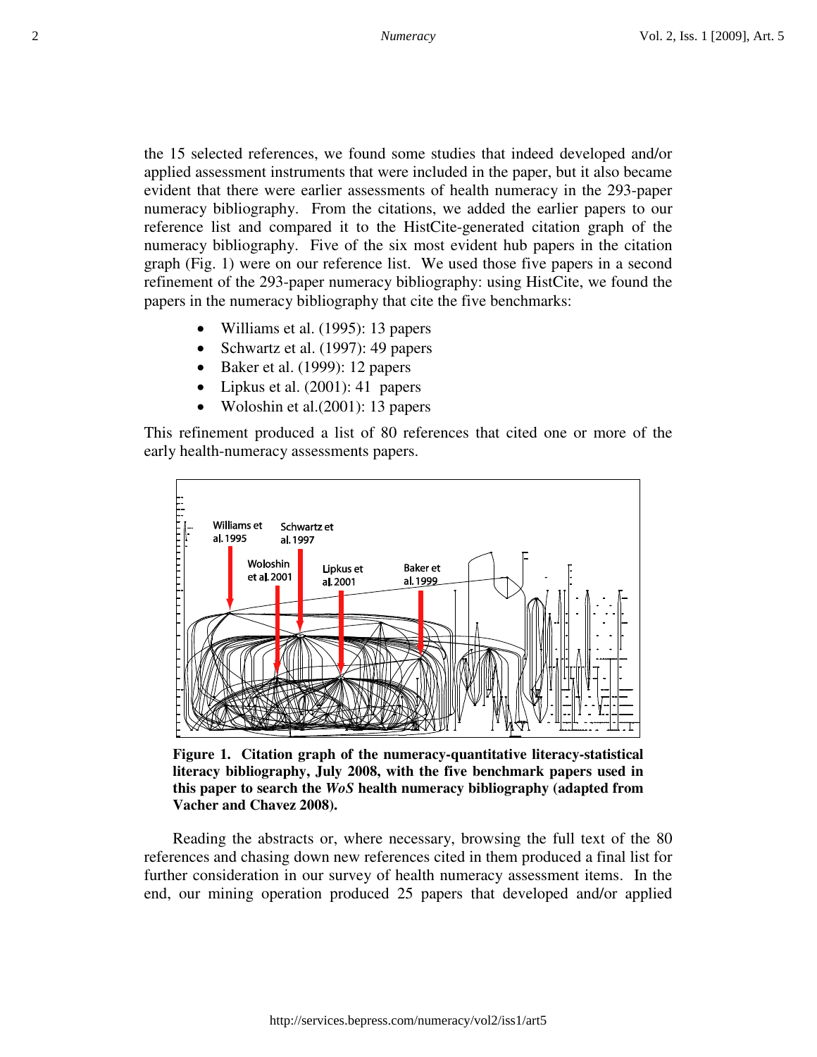the 15 selected references, we found some studies that indeed developed and/or applied assessment instruments that were included in the paper, but it also became evident that there were earlier assessments of health numeracy in the 293-paper numeracy bibliography. From the citations, we added the earlier papers to our reference list and compared it to the HistCite-generated citation graph of the numeracy bibliography. Five of the six most evident hub papers in the citation graph (Fig. 1) were on our reference list. We used those five papers in a second refinement of the 293-paper numeracy bibliography: using HistCite, we found the papers in the numeracy bibliography that cite the five benchmarks:

- Williams et al. (1995): 13 papers
- Schwartz et al. (1997): 49 papers
- Baker et al. (1999): 12 papers
- Lipkus et al. (2001): 41 papers
- Woloshin et al.(2001): 13 papers

This refinement produced a list of 80 references that cited one or more of the early health-numeracy assessments papers.

**Figure 1. Citation graph of the numeracy-quantitative literacy-statistical literacy bibliography, July 2008, with the five benchmark papers used in this paper to search the *WoS* health numeracy bibliography (adapted from Vacher and Chavez 2008).**

Reading the abstracts or, where necessary, browsing the full text of the 80 references and chasing down new references cited in them produced a final list for further consideration in our survey of health numeracy assessment items. In the end, our mining operation produced 25 papers that developed and/or applied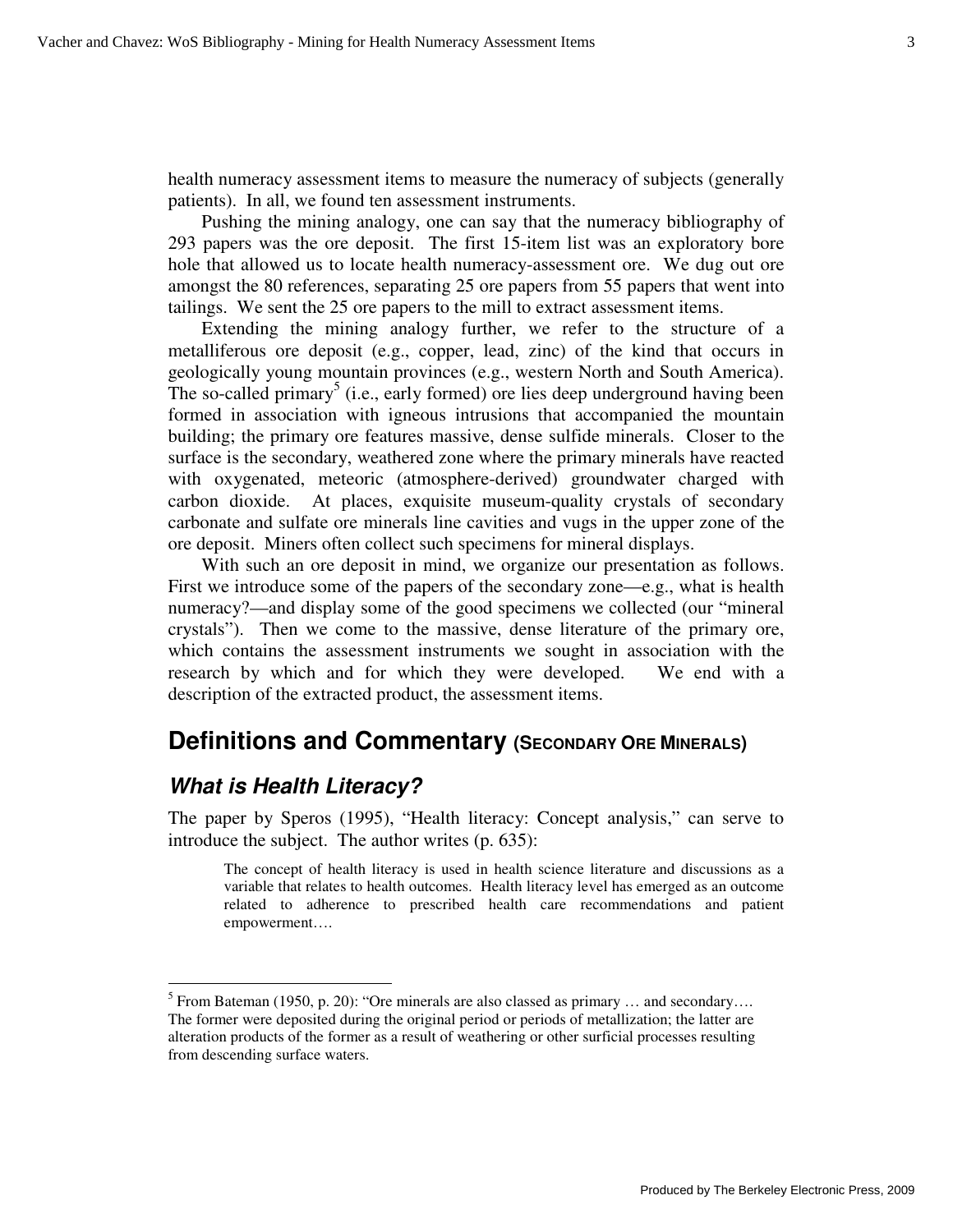health numeracy assessment items to measure the numeracy of subjects (generally patients). In all, we found ten assessment instruments.

Pushing the mining analogy, one can say that the numeracy bibliography of 293 papers was the ore deposit. The first 15-item list was an exploratory bore hole that allowed us to locate health numeracy-assessment ore. We dug out ore amongst the 80 references, separating 25 ore papers from 55 papers that went into tailings. We sent the 25 ore papers to the mill to extract assessment items.

Extending the mining analogy further, we refer to the structure of a metalliferous ore deposit (e.g., copper, lead, zinc) of the kind that occurs in geologically young mountain provinces (e.g., western North and South America). The so-called primary[5] (i.e., early formed) ore lies deep underground having been formed in association with igneous intrusions that accompanied the mountain building; the primary ore features massive, dense sulfide minerals. Closer to the surface is the secondary, weathered zone where the primary minerals have reacted with oxygenated, meteoric (atmosphere-derived) groundwater charged with carbon dioxide. At places, exquisite museum-quality crystals of secondary carbonate and sulfate ore minerals line cavities and vugs in the upper zone of the ore deposit. Miners often collect such specimens for mineral displays.

With such an ore deposit in mind, we organize our presentation as follows. First we introduce some of the papers of the secondary zone—e.g., what is health numeracy?—and display some of the good specimens we collected (our "mineral crystals"). Then we come to the massive, dense literature of the primary ore, which contains the assessment instruments we sought in association with the research by which and for which they were developed. We end with a description of the extracted product, the assessment items.

## Definitions and Commentary (Secondary Ore Minerals)

### *What is Health Literacy?*

The paper by Speros (1995), "Health literacy: Concept analysis," can serve to introduce the subject. The author writes (p. 635):

> The concept of health literacy is used in health science literature and discussions as a variable that relates to health outcomes. Health literacy level has emerged as an outcome related to adherence to prescribed health care recommendations and patient empowerment….

[5] From Bateman (1950, p. 20): "Ore minerals are also classed as primary … and secondary…. The former were deposited during the original period or periods of metallization; the latter are alteration products of the former as a result of weathering or other surficial processes resulting from descending surface waters.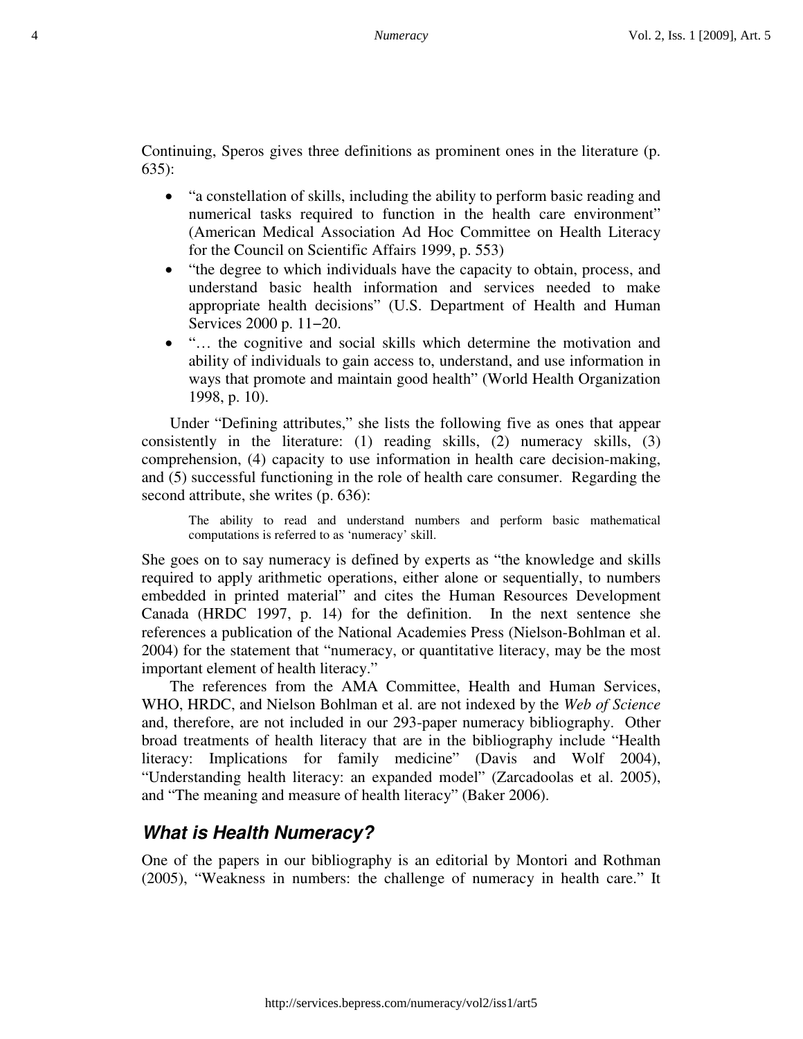Continuing, Speros gives three definitions as prominent ones in the literature (p. 635):

- "a constellation of skills, including the ability to perform basic reading and numerical tasks required to function in the health care environment" (American Medical Association Ad Hoc Committee on Health Literacy for the Council on Scientific Affairs 1999, p. 553)
- "the degree to which individuals have the capacity to obtain, process, and understand basic health information and services needed to make appropriate health decisions" (U.S. Department of Health and Human Services 2000 p. 11−20.
- "… the cognitive and social skills which determine the motivation and ability of individuals to gain access to, understand, and use information in ways that promote and maintain good health" (World Health Organization 1998, p. 10).

Under "Defining attributes," she lists the following five as ones that appear consistently in the literature: (1) reading skills, (2) numeracy skills, (3) comprehension, (4) capacity to use information in health care decision-making, and (5) successful functioning in the role of health care consumer. Regarding the second attribute, she writes (p. 636):

> The ability to read and understand numbers and perform basic mathematical computations is referred to as 'numeracy' skill.

She goes on to say numeracy is defined by experts as "the knowledge and skills required to apply arithmetic operations, either alone or sequentially, to numbers embedded in printed material" and cites the Human Resources Development Canada (HRDC 1997, p. 14) for the definition. In the next sentence she references a publication of the National Academies Press (Nielson-Bohlman et al. 2004) for the statement that "numeracy, or quantitative literacy, may be the most important element of health literacy."

The references from the AMA Committee, Health and Human Services, WHO, HRDC, and Nielson Bohlman et al. are not indexed by the *Web of Science* and, therefore, are not included in our 293-paper numeracy bibliography. Other broad treatments of health literacy that are in the bibliography include "Health literacy: Implications for family medicine" (Davis and Wolf 2004), "Understanding health literacy: an expanded model" (Zarcadoolas et al. 2005), and "The meaning and measure of health literacy" (Baker 2006).

## *What is Health Numeracy?*

One of the papers in our bibliography is an editorial by Montori and Rothman (2005), "Weakness in numbers: the challenge of numeracy in health care." It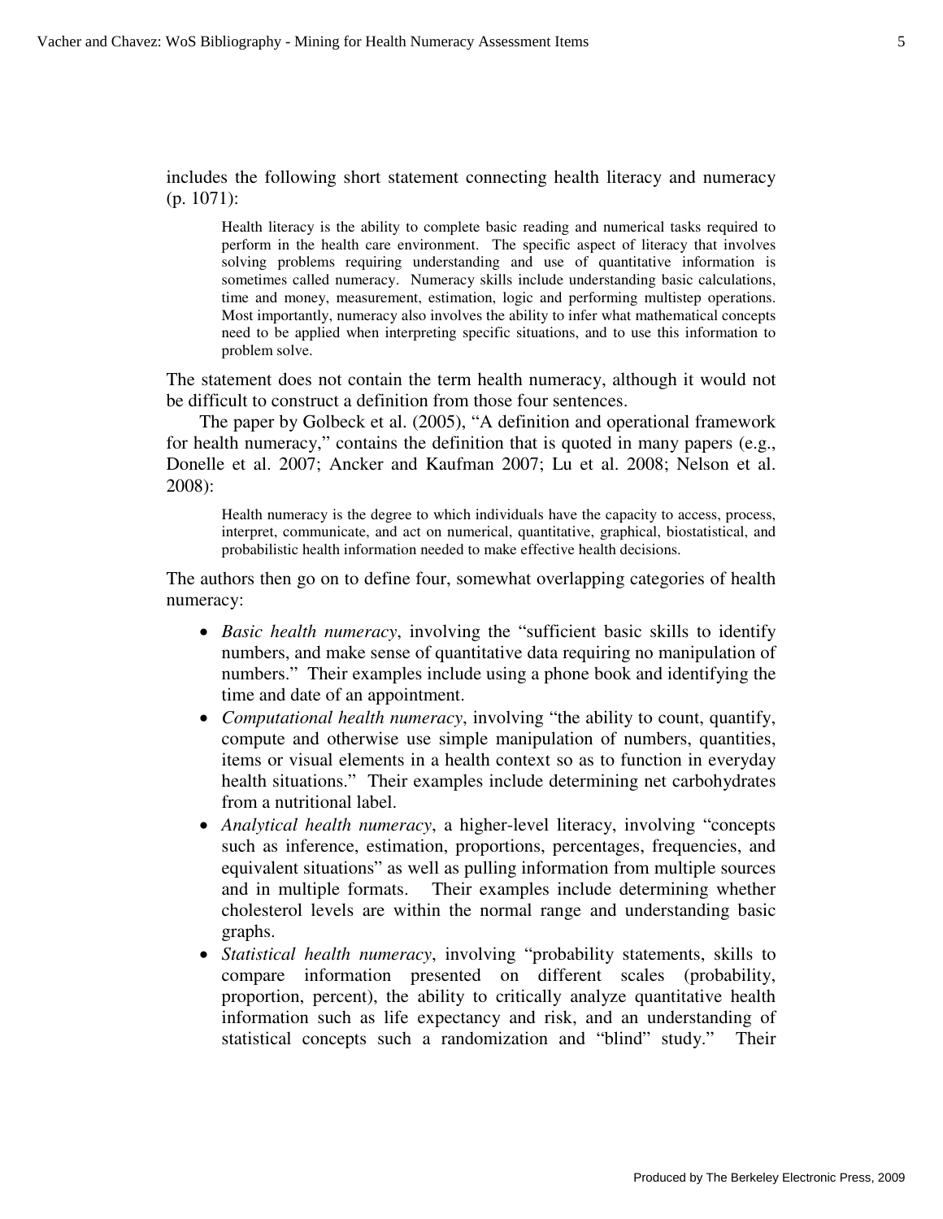includes the following short statement connecting health literacy and numeracy (p. 1071):

> Health literacy is the ability to complete basic reading and numerical tasks required to perform in the health care environment. The specific aspect of literacy that involves solving problems requiring understanding and use of quantitative information is sometimes called numeracy. Numeracy skills include understanding basic calculations, time and money, measurement, estimation, logic and performing multistep operations. Most importantly, numeracy also involves the ability to infer what mathematical concepts need to be applied when interpreting specific situations, and to use this information to problem solve.

The statement does not contain the term health numeracy, although it would not be difficult to construct a definition from those four sentences.

The paper by Golbeck et al. (2005), "A definition and operational framework for health numeracy," contains the definition that is quoted in many papers (e.g., Donelle et al. 2007; Ancker and Kaufman 2007; Lu et al. 2008; Nelson et al. 2008):

> Health numeracy is the degree to which individuals have the capacity to access, process, interpret, communicate, and act on numerical, quantitative, graphical, biostatistical, and probabilistic health information needed to make effective health decisions.

The authors then go on to define four, somewhat overlapping categories of health numeracy:

- *Basic health numeracy*, involving the "sufficient basic skills to identify numbers, and make sense of quantitative data requiring no manipulation of numbers." Their examples include using a phone book and identifying the time and date of an appointment.
- *Computational health numeracy*, involving "the ability to count, quantify, compute and otherwise use simple manipulation of numbers, quantities, items or visual elements in a health context so as to function in everyday health situations." Their examples include determining net carbohydrates from a nutritional label.
- *Analytical health numeracy*, a higher-level literacy, involving "concepts such as inference, estimation, proportions, percentages, frequencies, and equivalent situations" as well as pulling information from multiple sources and in multiple formats. Their examples include determining whether cholesterol levels are within the normal range and understanding basic graphs.
- *Statistical health numeracy*, involving "probability statements, skills to compare information presented on different scales (probability, proportion, percent), the ability to critically analyze quantitative health information such as life expectancy and risk, and an understanding of statistical concepts such a randomization and "blind" study." Their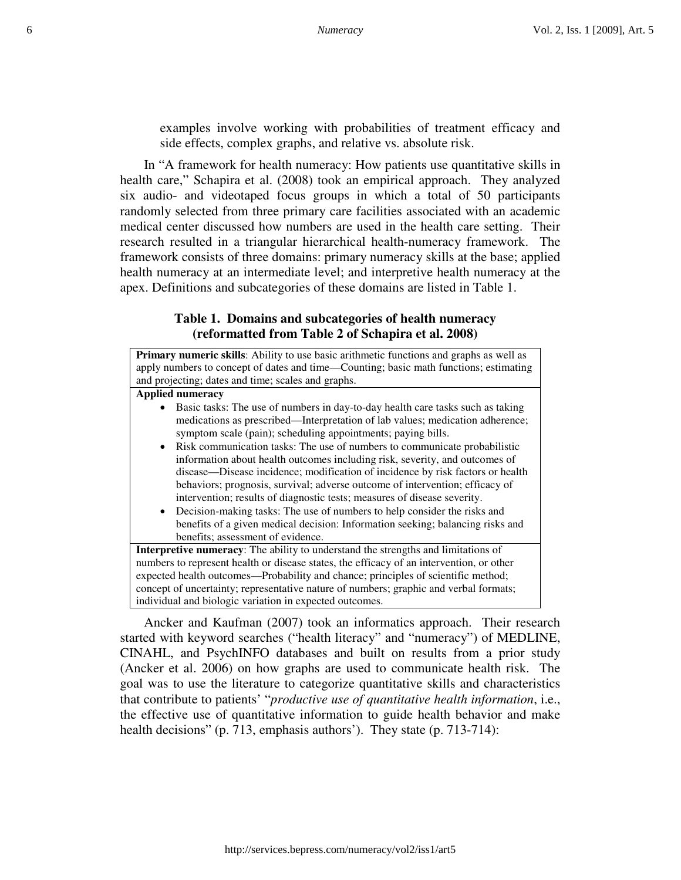examples involve working with probabilities of treatment efficacy and side effects, complex graphs, and relative vs. absolute risk.

In "A framework for health numeracy: How patients use quantitative skills in health care," Schapira et al. (2008) took an empirical approach. They analyzed six audio- and videotaped focus groups in which a total of 50 participants randomly selected from three primary care facilities associated with an academic medical center discussed how numbers are used in the health care setting. Their research resulted in a triangular hierarchical health-numeracy framework. The framework consists of three domains: primary numeracy skills at the base; applied health numeracy at an intermediate level; and interpretive health numeracy at the apex. Definitions and subcategories of these domains are listed in Table 1.

**Table 1. Domains and subcategories of health numeracy (reformatted from Table 2 of Schapira et al. 2008)**

| |
|---|
| **Primary numeric skills**: Ability to use basic arithmetic functions and graphs as well as apply numbers to concept of dates and time—Counting; basic math functions; estimating and projecting; dates and time; scales and graphs. |
| **Applied numeracy**<br>• Basic tasks: The use of numbers in day-to-day health care tasks such as taking medications as prescribed—Interpretation of lab values; medication adherence; symptom scale (pain); scheduling appointments; paying bills.<br>• Risk communication tasks: The use of numbers to communicate probabilistic information about health outcomes including risk, severity, and outcomes of disease—Disease incidence; modification of incidence by risk factors or health behaviors; prognosis, survival; adverse outcome of intervention; efficacy of intervention; results of diagnostic tests; measures of disease severity.<br>• Decision-making tasks: The use of numbers to help consider the risks and benefits of a given medical decision: Information seeking; balancing risks and benefits; assessment of evidence. |
| **Interpretive numeracy**: The ability to understand the strengths and limitations of numbers to represent health or disease states, the efficacy of an intervention, or other expected health outcomes—Probability and chance; principles of scientific method; concept of uncertainty; representative nature of numbers; graphic and verbal formats; individual and biologic variation in expected outcomes. |

Ancker and Kaufman (2007) took an informatics approach. Their research started with keyword searches ("health literacy" and "numeracy") of MEDLINE, CINAHL, and PsychINFO databases and built on results from a prior study (Ancker et al. 2006) on how graphs are used to communicate health risk. The goal was to use the literature to categorize quantitative skills and characteristics that contribute to patients' "*productive use of quantitative health information*, i.e., the effective use of quantitative information to guide health behavior and make health decisions" (p. 713, emphasis authors'). They state (p. 713-714):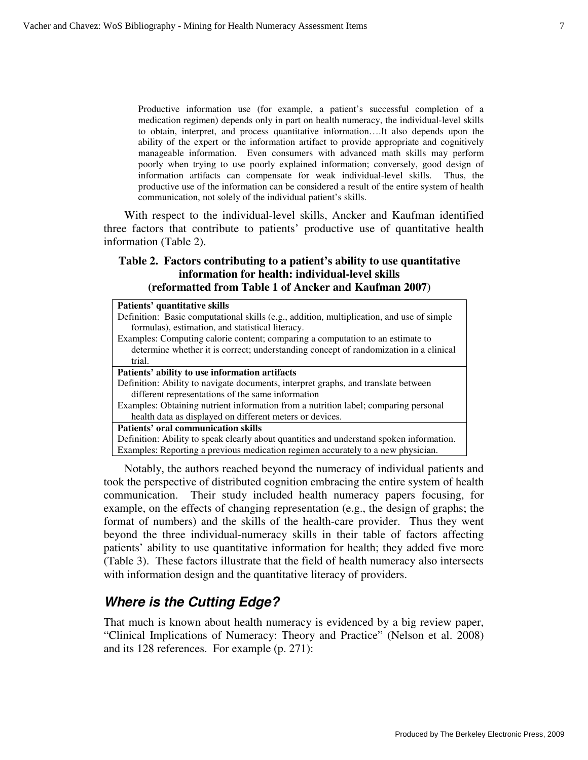> Productive information use (for example, a patient's successful completion of a medication regimen) depends only in part on health numeracy, the individual-level skills to obtain, interpret, and process quantitative information….It also depends upon the ability of the expert or the information artifact to provide appropriate and cognitively manageable information. Even consumers with advanced math skills may perform poorly when trying to use poorly explained information; conversely, good design of information artifacts can compensate for weak individual-level skills. Thus, the productive use of the information can be considered a result of the entire system of health communication, not solely of the individual patient's skills.

With respect to the individual-level skills, Ancker and Kaufman identified three factors that contribute to patients' productive use of quantitative health information (Table 2).

**Table 2. Factors contributing to a patient's ability to use quantitative information for health: individual-level skills (reformatted from Table 1 of Ancker and Kaufman 2007)**

| **Patients' quantitative skills** |
|---|
| Definition: Basic computational skills (e.g., addition, multiplication, and use of simple formulas), estimation, and statistical literacy.<br>Examples: Computing calorie content; comparing a computation to an estimate to determine whether it is correct; understanding concept of randomization in a clinical trial. |
| **Patients' ability to use information artifacts** |
| Definition: Ability to navigate documents, interpret graphs, and translate between different representations of the same information<br>Examples: Obtaining nutrient information from a nutrition label; comparing personal health data as displayed on different meters or devices. |
| **Patients' oral communication skills** |
| Definition: Ability to speak clearly about quantities and understand spoken information.<br>Examples: Reporting a previous medication regimen accurately to a new physician. |

Notably, the authors reached beyond the numeracy of individual patients and took the perspective of distributed cognition embracing the entire system of health communication. Their study included health numeracy papers focusing, for example, on the effects of changing representation (e.g., the design of graphs; the format of numbers) and the skills of the health-care provider. Thus they went beyond the three individual-numeracy skills in their table of factors affecting patients' ability to use quantitative information for health; they added five more (Table 3). These factors illustrate that the field of health numeracy also intersects with information design and the quantitative literacy of providers.

## *Where is the Cutting Edge?*

That much is known about health numeracy is evidenced by a big review paper, "Clinical Implications of Numeracy: Theory and Practice" (Nelson et al. 2008) and its 128 references. For example (p. 271):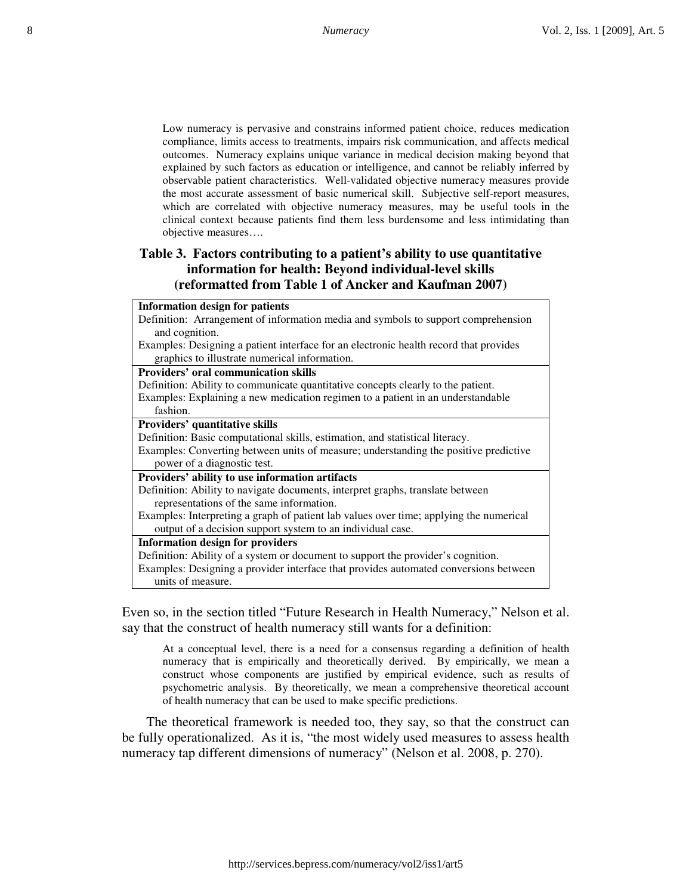> Low numeracy is pervasive and constrains informed patient choice, reduces medication compliance, limits access to treatments, impairs risk communication, and affects medical outcomes. Numeracy explains unique variance in medical decision making beyond that explained by such factors as education or intelligence, and cannot be reliably inferred by observable patient characteristics. Well-validated objective numeracy measures provide the most accurate assessment of basic numerical skill. Subjective self-report measures, which are correlated with objective numeracy measures, may be useful tools in the clinical context because patients find them less burdensome and less intimidating than objective measures….

**Table 3. Factors contributing to a patient's ability to use quantitative information for health: Beyond individual-level skills (reformatted from Table 1 of Ancker and Kaufman 2007)**

| Factor |
|---|
| **Information design for patients**<br>Definition: Arrangement of information media and symbols to support comprehension and cognition.<br>Examples: Designing a patient interface for an electronic health record that provides graphics to illustrate numerical information. |
| **Providers' oral communication skills**<br>Definition: Ability to communicate quantitative concepts clearly to the patient.<br>Examples: Explaining a new medication regimen to a patient in an understandable fashion. |
| **Providers' quantitative skills**<br>Definition: Basic computational skills, estimation, and statistical literacy.<br>Examples: Converting between units of measure; understanding the positive predictive power of a diagnostic test. |
| **Providers' ability to use information artifacts**<br>Definition: Ability to navigate documents, interpret graphs, translate between representations of the same information.<br>Examples: Interpreting a graph of patient lab values over time; applying the numerical output of a decision support system to an individual case. |
| **Information design for providers**<br>Definition: Ability of a system or document to support the provider's cognition.<br>Examples: Designing a provider interface that provides automated conversions between units of measure. |

Even so, in the section titled "Future Research in Health Numeracy," Nelson et al. say that the construct of health numeracy still wants for a definition:

> At a conceptual level, there is a need for a consensus regarding a definition of health numeracy that is empirically and theoretically derived. By empirically, we mean a construct whose components are justified by empirical evidence, such as results of psychometric analysis. By theoretically, we mean a comprehensive theoretical account of health numeracy that can be used to make specific predictions.

The theoretical framework is needed too, they say, so that the construct can be fully operationalized. As it is, "the most widely used measures to assess health numeracy tap different dimensions of numeracy" (Nelson et al. 2008, p. 270).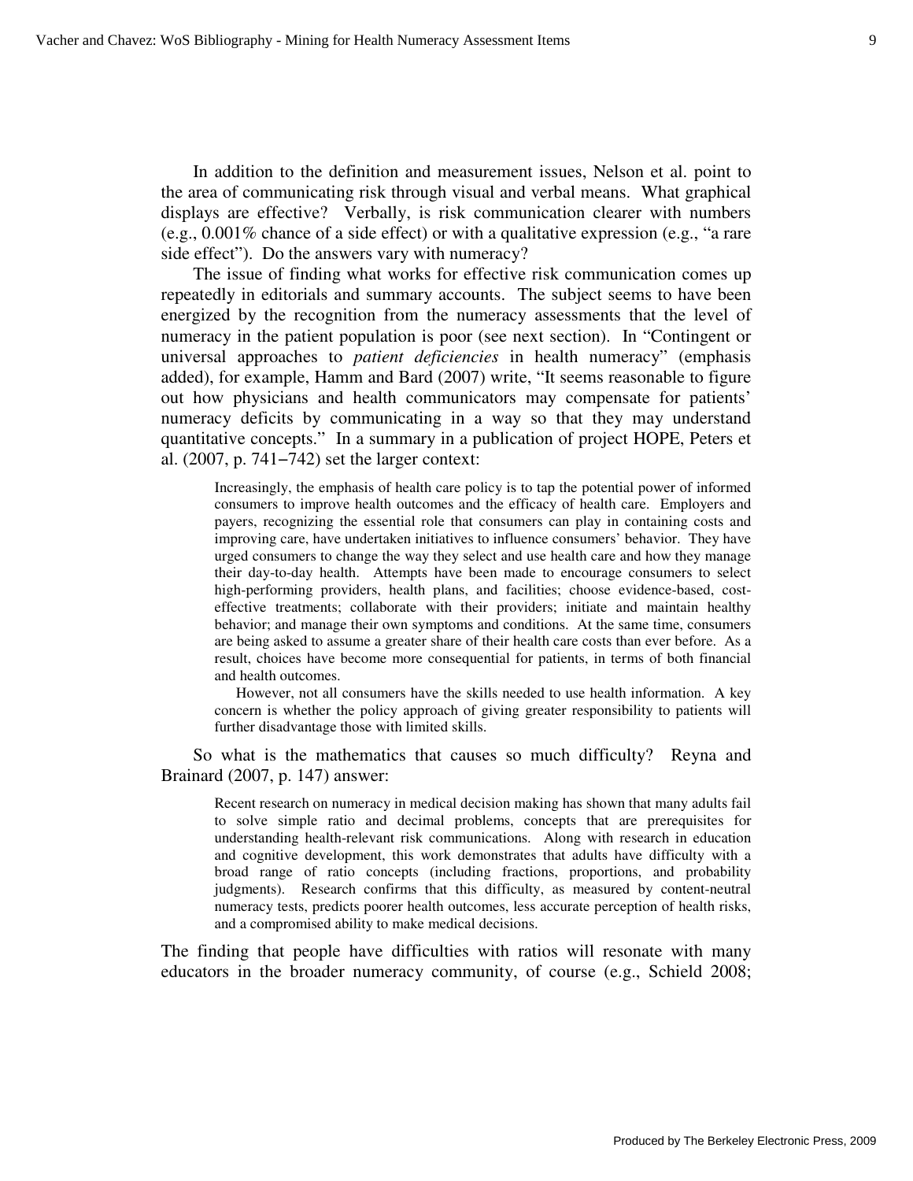In addition to the definition and measurement issues, Nelson et al. point to the area of communicating risk through visual and verbal means. What graphical displays are effective? Verbally, is risk communication clearer with numbers (e.g., 0.001% chance of a side effect) or with a qualitative expression (e.g., "a rare side effect"). Do the answers vary with numeracy?

The issue of finding what works for effective risk communication comes up repeatedly in editorials and summary accounts. The subject seems to have been energized by the recognition from the numeracy assessments that the level of numeracy in the patient population is poor (see next section). In "Contingent or universal approaches to *patient deficiencies* in health numeracy" (emphasis added), for example, Hamm and Bard (2007) write, "It seems reasonable to figure out how physicians and health communicators may compensate for patients' numeracy deficits by communicating in a way so that they may understand quantitative concepts." In a summary in a publication of project HOPE, Peters et al. (2007, p. 741–742) set the larger context:

> Increasingly, the emphasis of health care policy is to tap the potential power of informed consumers to improve health outcomes and the efficacy of health care. Employers and payers, recognizing the essential role that consumers can play in containing costs and improving care, have undertaken initiatives to influence consumers' behavior. They have urged consumers to change the way they select and use health care and how they manage their day-to-day health. Attempts have been made to encourage consumers to select high-performing providers, health plans, and facilities; choose evidence-based, cost-effective treatments; collaborate with their providers; initiate and maintain healthy behavior; and manage their own symptoms and conditions. At the same time, consumers are being asked to assume a greater share of their health care costs than ever before. As a result, choices have become more consequential for patients, in terms of both financial and health outcomes.
>
> However, not all consumers have the skills needed to use health information. A key concern is whether the policy approach of giving greater responsibility to patients will further disadvantage those with limited skills.

So what is the mathematics that causes so much difficulty? Reyna and Brainard (2007, p. 147) answer:

> Recent research on numeracy in medical decision making has shown that many adults fail to solve simple ratio and decimal problems, concepts that are prerequisites for understanding health-relevant risk communications. Along with research in education and cognitive development, this work demonstrates that adults have difficulty with a broad range of ratio concepts (including fractions, proportions, and probability judgments). Research confirms that this difficulty, as measured by content-neutral numeracy tests, predicts poorer health outcomes, less accurate perception of health risks, and a compromised ability to make medical decisions.

The finding that people have difficulties with ratios will resonate with many educators in the broader numeracy community, of course (e.g., Schield 2008;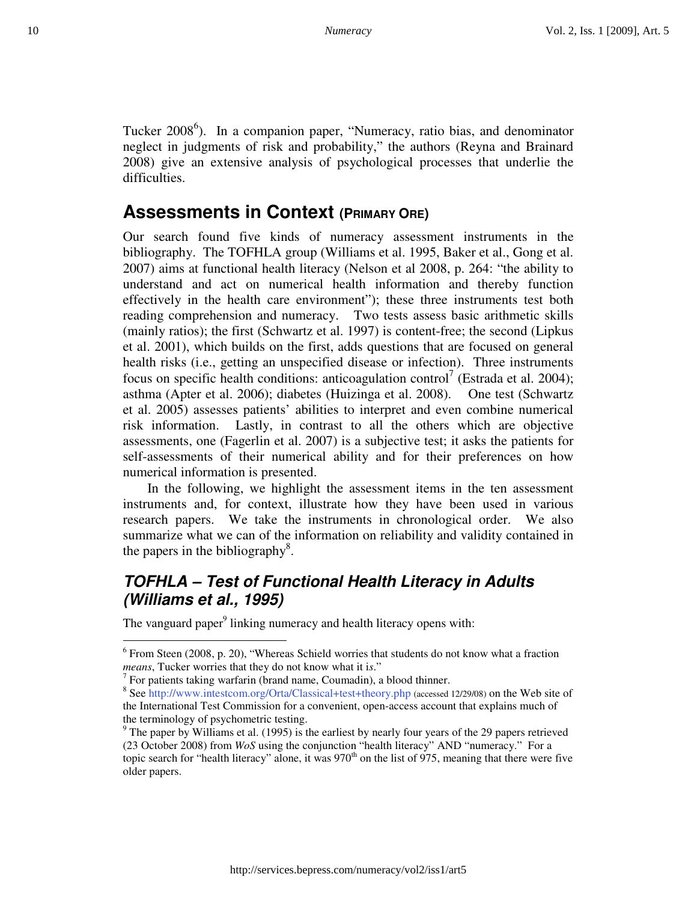Tucker 2008[6]). In a companion paper, “Numeracy, ratio bias, and denominator neglect in judgments of risk and probability,” the authors (Reyna and Brainard 2008) give an extensive analysis of psychological processes that underlie the difficulties.

## Assessments in Context (PRIMARY ORE)

Our search found five kinds of numeracy assessment instruments in the bibliography. The TOFHLA group (Williams et al. 1995, Baker et al., Gong et al. 2007) aims at functional health literacy (Nelson et al 2008, p. 264: “the ability to understand and act on numerical health information and thereby function effectively in the health care environment”); these three instruments test both reading comprehension and numeracy. Two tests assess basic arithmetic skills (mainly ratios); the first (Schwartz et al. 1997) is content-free; the second (Lipkus et al. 2001), which builds on the first, adds questions that are focused on general health risks (i.e., getting an unspecified disease or infection). Three instruments focus on specific health conditions: anticoagulation control[7] (Estrada et al. 2004); asthma (Apter et al. 2006); diabetes (Huizinga et al. 2008). One test (Schwartz et al. 2005) assesses patients’ abilities to interpret and even combine numerical risk information. Lastly, in contrast to all the others which are objective assessments, one (Fagerlin et al. 2007) is a subjective test; it asks the patients for self-assessments of their numerical ability and for their preferences on how numerical information is presented.

In the following, we highlight the assessment items in the ten assessment instruments and, for context, illustrate how they have been used in various research papers. We take the instruments in chronological order. We also summarize what we can of the information on reliability and validity contained in the papers in the bibliography[8].

### *TOFHLA – Test of Functional Health Literacy in Adults (Williams et al., 1995)*

The vanguard paper[9] linking numeracy and health literacy opens with:

---

[6] From Steen (2008, p. 20), “Whereas Schield worries that students do not know what a fraction *means*, Tucker worries that they do not know what it *is*.”

[7] For patients taking warfarin (brand name, Coumadin), a blood thinner.

[8] See http://www.intestcom.org/Orta/Classical+test+theory.php (accessed 12/29/08) on the Web site of the International Test Commission for a convenient, open-access account that explains much of the terminology of psychometric testing.

[9] The paper by Williams et al. (1995) is the earliest by nearly four years of the 29 papers retrieved (23 October 2008) from *WoS* using the conjunction “health literacy” AND “numeracy.” For a topic search for “health literacy” alone, it was 970th on the list of 975, meaning that there were five older papers.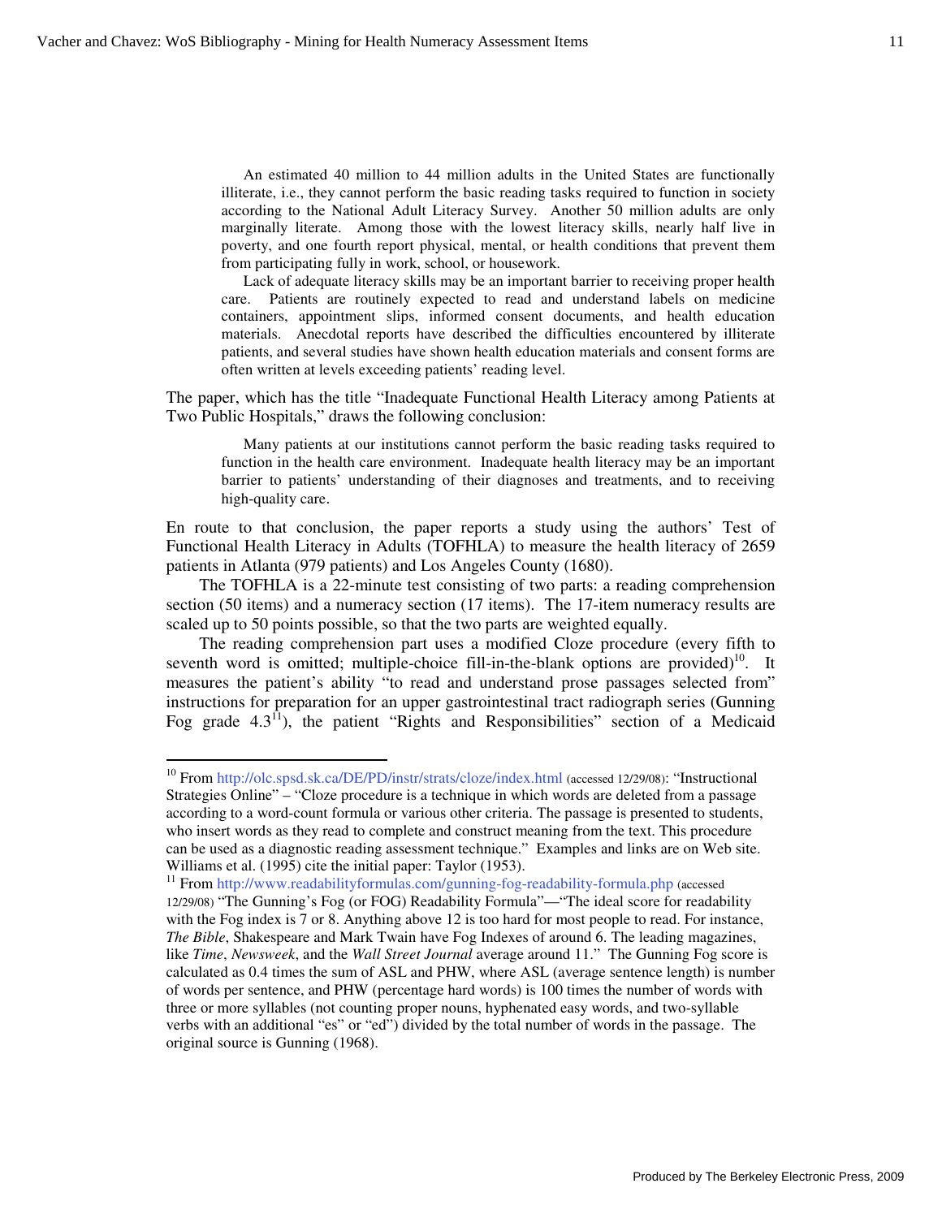> An estimated 40 million to 44 million adults in the United States are functionally illiterate, i.e., they cannot perform the basic reading tasks required to function in society according to the National Adult Literacy Survey. Another 50 million adults are only marginally literate. Among those with the lowest literacy skills, nearly half live in poverty, and one fourth report physical, mental, or health conditions that prevent them from participating fully in work, school, or housework.
>
> Lack of adequate literacy skills may be an important barrier to receiving proper health care. Patients are routinely expected to read and understand labels on medicine containers, appointment slips, informed consent documents, and health education materials. Anecdotal reports have described the difficulties encountered by illiterate patients, and several studies have shown health education materials and consent forms are often written at levels exceeding patients' reading level.

The paper, which has the title "Inadequate Functional Health Literacy among Patients at Two Public Hospitals," draws the following conclusion:

> Many patients at our institutions cannot perform the basic reading tasks required to function in the health care environment. Inadequate health literacy may be an important barrier to patients' understanding of their diagnoses and treatments, and to receiving high-quality care.

En route to that conclusion, the paper reports a study using the authors' Test of Functional Health Literacy in Adults (TOFHLA) to measure the health literacy of 2659 patients in Atlanta (979 patients) and Los Angeles County (1680).

The TOFHLA is a 22-minute test consisting of two parts: a reading comprehension section (50 items) and a numeracy section (17 items). The 17-item numeracy results are scaled up to 50 points possible, so that the two parts are weighted equally.

The reading comprehension part uses a modified Cloze procedure (every fifth to seventh word is omitted; multiple-choice fill-in-the-blank options are provided)[10]. It measures the patient's ability "to read and understand prose passages selected from" instructions for preparation for an upper gastrointestinal tract radiograph series (Gunning Fog grade 4.3[11]), the patient "Rights and Responsibilities" section of a Medicaid

---

[10] From http://olc.spsd.sk.ca/DE/PD/instr/strats/cloze/index.html (accessed 12/29/08): "Instructional Strategies Online" – "Cloze procedure is a technique in which words are deleted from a passage according to a word-count formula or various other criteria. The passage is presented to students, who insert words as they read to complete and construct meaning from the text. This procedure can be used as a diagnostic reading assessment technique." Examples and links are on Web site. Williams et al. (1995) cite the initial paper: Taylor (1953).

[11] From http://www.readabilityformulas.com/gunning-fog-readability-formula.php (accessed 12/29/08) "The Gunning's Fog (or FOG) Readability Formula"—"The ideal score for readability with the Fog index is 7 or 8. Anything above 12 is too hard for most people to read. For instance, *The Bible*, Shakespeare and Mark Twain have Fog Indexes of around 6. The leading magazines, like *Time*, *Newsweek*, and the *Wall Street Journal* average around 11." The Gunning Fog score is calculated as 0.4 times the sum of ASL and PHW, where ASL (average sentence length) is number of words per sentence, and PHW (percentage hard words) is 100 times the number of words with three or more syllables (not counting proper nouns, hyphenated easy words, and two-syllable verbs with an additional "es" or "ed") divided by the total number of words in the passage. The original source is Gunning (1968).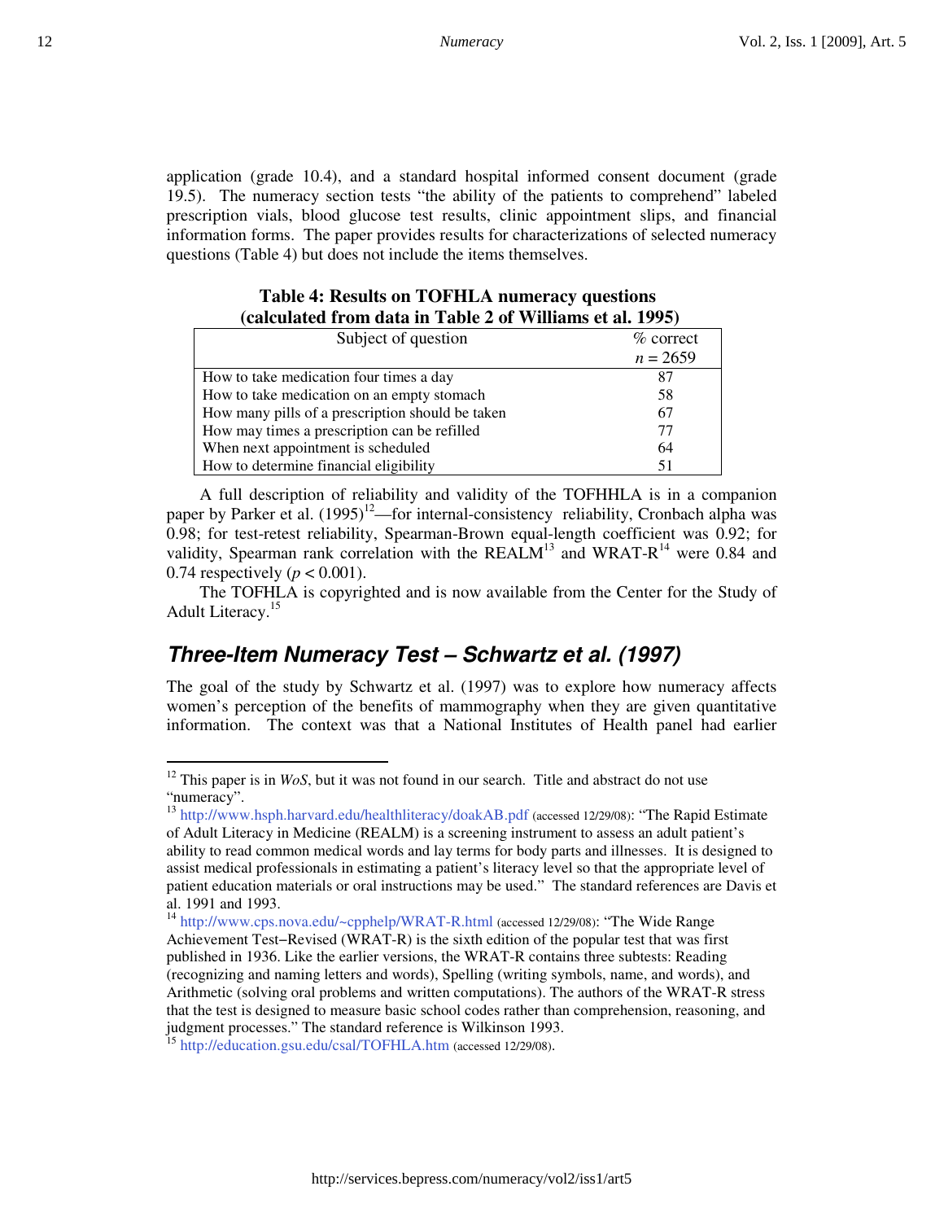application (grade 10.4), and a standard hospital informed consent document (grade 19.5). The numeracy section tests "the ability of the patients to comprehend" labeled prescription vials, blood glucose test results, clinic appointment slips, and financial information forms. The paper provides results for characterizations of selected numeracy questions (Table 4) but does not include the items themselves.

**Table 4: Results on TOFHLA numeracy questions (calculated from data in Table 2 of Williams et al. 1995)**

| Subject of question | % correct $n = 2659$ |
|---|---|
| How to take medication four times a day | 87 |
| How to take medication on an empty stomach | 58 |
| How many pills of a prescription should be taken | 67 |
| How may times a prescription can be refilled | 77 |
| When next appointment is scheduled | 64 |
| How to determine financial eligibility | 51 |

A full description of reliability and validity of the TOFHHLA is in a companion paper by Parker et al. (1995)[12]—for internal-consistency reliability, Cronbach alpha was 0.98; for test-retest reliability, Spearman-Brown equal-length coefficient was 0.92; for validity, Spearman rank correlation with the REALM[13] and WRAT-R[14] were 0.84 and 0.74 respectively ($p < 0.001$).

The TOFHLA is copyrighted and is now available from the Center for the Study of Adult Literacy.[15]

## *Three-Item Numeracy Test – Schwartz et al. (1997)*

The goal of the study by Schwartz et al. (1997) was to explore how numeracy affects women's perception of the benefits of mammography when they are given quantitative information. The context was that a National Institutes of Health panel had earlier

---

[12] This paper is in *WoS*, but it was not found in our search. Title and abstract do not use "numeracy".

[13] http://www.hsph.harvard.edu/healthliteracy/doakAB.pdf (accessed 12/29/08): "The Rapid Estimate of Adult Literacy in Medicine (REALM) is a screening instrument to assess an adult patient's ability to read common medical words and lay terms for body parts and illnesses. It is designed to assist medical professionals in estimating a patient's literacy level so that the appropriate level of patient education materials or oral instructions may be used." The standard references are Davis et al. 1991 and 1993.

[14] http://www.cps.nova.edu/~cpphelp/WRAT-R.html (accessed 12/29/08): "The Wide Range Achievement Test−Revised (WRAT-R) is the sixth edition of the popular test that was first published in 1936. Like the earlier versions, the WRAT-R contains three subtests: Reading (recognizing and naming letters and words), Spelling (writing symbols, name, and words), and Arithmetic (solving oral problems and written computations). The authors of the WRAT-R stress that the test is designed to measure basic school codes rather than comprehension, reasoning, and judgment processes." The standard reference is Wilkinson 1993.

[15] http://education.gsu.edu/csal/TOFHLA.htm (accessed 12/29/08).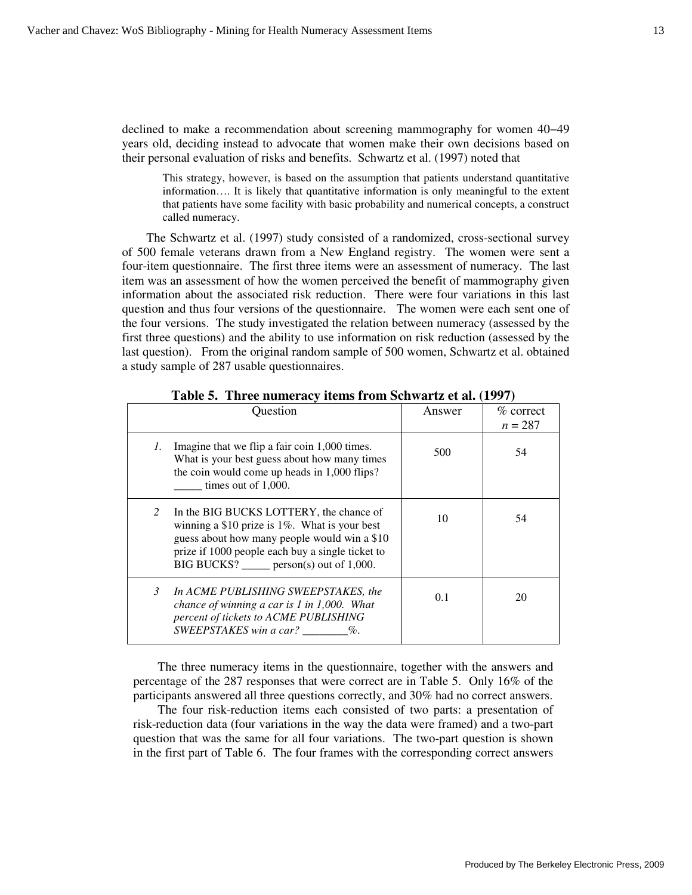declined to make a recommendation about screening mammography for women 40–49 years old, deciding instead to advocate that women make their own decisions based on their personal evaluation of risks and benefits. Schwartz et al. (1997) noted that

> This strategy, however, is based on the assumption that patients understand quantitative information…. It is likely that quantitative information is only meaningful to the extent that patients have some facility with basic probability and numerical concepts, a construct called numeracy.

The Schwartz et al. (1997) study consisted of a randomized, cross-sectional survey of 500 female veterans drawn from a New England registry. The women were sent a four-item questionnaire. The first three items were an assessment of numeracy. The last item was an assessment of how the women perceived the benefit of mammography given information about the associated risk reduction. There were four variations in this last question and thus four versions of the questionnaire. The women were each sent one of the four versions. The study investigated the relation between numeracy (assessed by the first three questions) and the ability to use information on risk reduction (assessed by the last question). From the original random sample of 500 women, Schwartz et al. obtained a study sample of 287 usable questionnaires.

**Table 5. Three numeracy items from Schwartz et al. (1997)**

| Question | Answer | % correct $n = 287$ |
|---|---|---|
| *1.* Imagine that we flip a fair coin 1,000 times. What is your best guess about how many times the coin would come up heads in 1,000 flips? _____ times out of 1,000. | 500 | 54 |
| *2* In the BIG BUCKS LOTTERY, the chance of winning a $10 prize is 1%. What is your best guess about how many people would win a $10 prize if 1000 people each buy a single ticket to BIG BUCKS? _____ person(s) out of 1,000. | 10 | 54 |
| *3* *In ACME PUBLISHING SWEEPSTAKES, the chance of winning a car is 1 in 1,000. What percent of tickets to ACME PUBLISHING SWEEPSTAKES win a car? ________%.* | 0.1 | 20 |

The three numeracy items in the questionnaire, together with the answers and percentage of the 287 responses that were correct are in Table 5. Only 16% of the participants answered all three questions correctly, and 30% had no correct answers.

The four risk-reduction items each consisted of two parts: a presentation of risk-reduction data (four variations in the way the data were framed) and a two-part question that was the same for all four variations. The two-part question is shown in the first part of Table 6. The four frames with the corresponding correct answers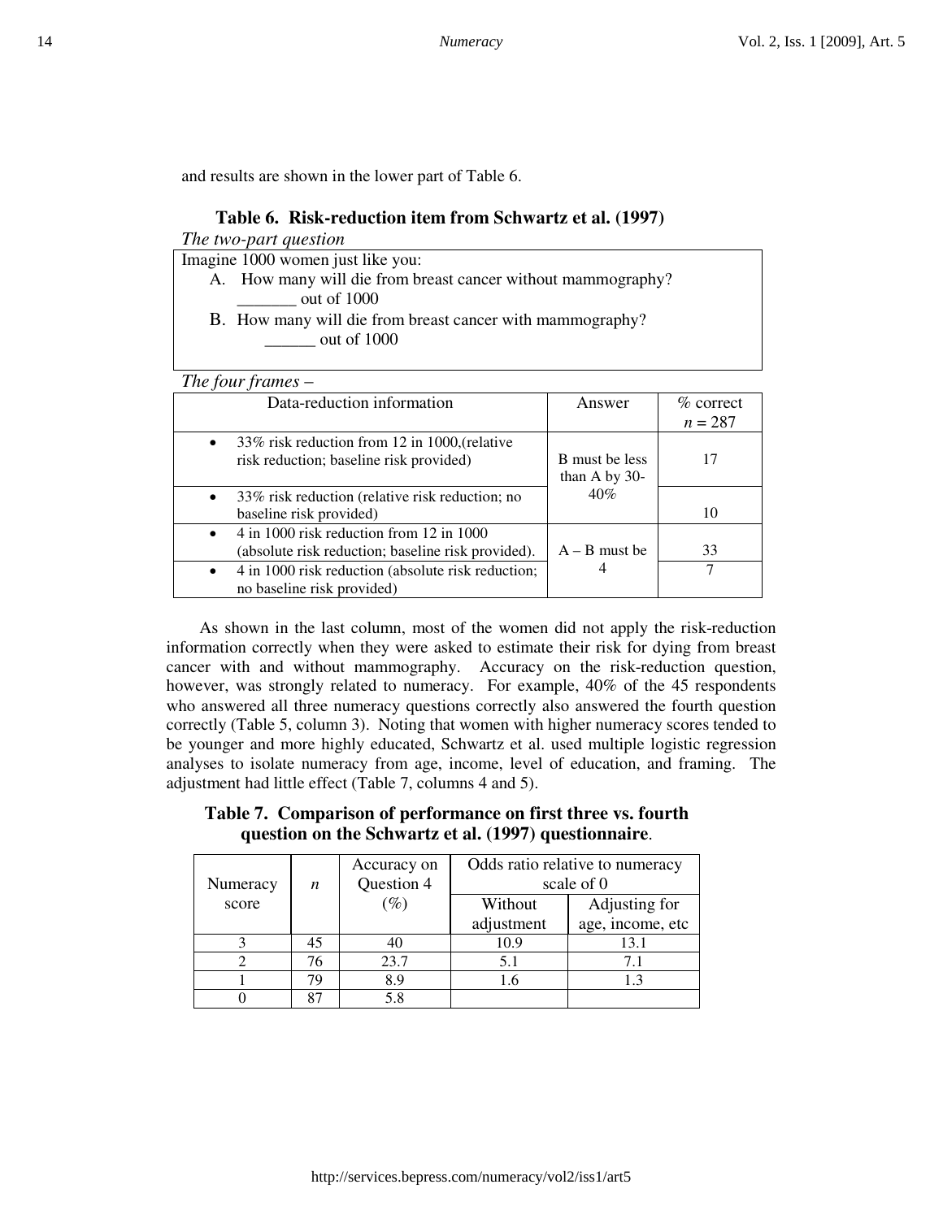and results are shown in the lower part of Table 6.

**Table 6. Risk-reduction item from Schwartz et al. (1997)**

*The two-part question*

Imagine 1000 women just like you:

A. How many will die from breast cancer without mammography? _______ out of 1000

B. How many will die from breast cancer with mammography? ______ out of 1000

*The four frames –*

| Data-reduction information | Answer | % correct $n = 287$ |
|---|---|---|
| • 33% risk reduction from 12 in 1000,(relative risk reduction; baseline risk provided) | B must be less than A by 30-40% | 17 |
| • 33% risk reduction (relative risk reduction; no baseline risk provided) | | 10 |
| • 4 in 1000 risk reduction from 12 in 1000 (absolute risk reduction; baseline risk provided). | A – B must be 4 | 33 |
| • 4 in 1000 risk reduction (absolute risk reduction; no baseline risk provided) | | 7 |

As shown in the last column, most of the women did not apply the risk-reduction information correctly when they were asked to estimate their risk for dying from breast cancer with and without mammography. Accuracy on the risk-reduction question, however, was strongly related to numeracy. For example, 40% of the 45 respondents who answered all three numeracy questions correctly also answered the fourth question correctly (Table 5, column 3). Noting that women with higher numeracy scores tended to be younger and more highly educated, Schwartz et al. used multiple logistic regression analyses to isolate numeracy from age, income, level of education, and framing. The adjustment had little effect (Table 7, columns 4 and 5).

**Table 7. Comparison of performance on first three vs. fourth question on the Schwartz et al. (1997) questionnaire.**

| Numeracy score | $n$ | Accuracy on Question 4 (%) | Odds ratio relative to numeracy scale of 0 | |
|---|---|---|---|---|
| | | | Without adjustment | Adjusting for age, income, etc |
| 3 | 45 | 40 | 10.9 | 13.1 |
| 2 | 76 | 23.7 | 5.1 | 7.1 |
| 1 | 79 | 8.9 | 1.6 | 1.3 |
| 0 | 87 | 5.8 | | |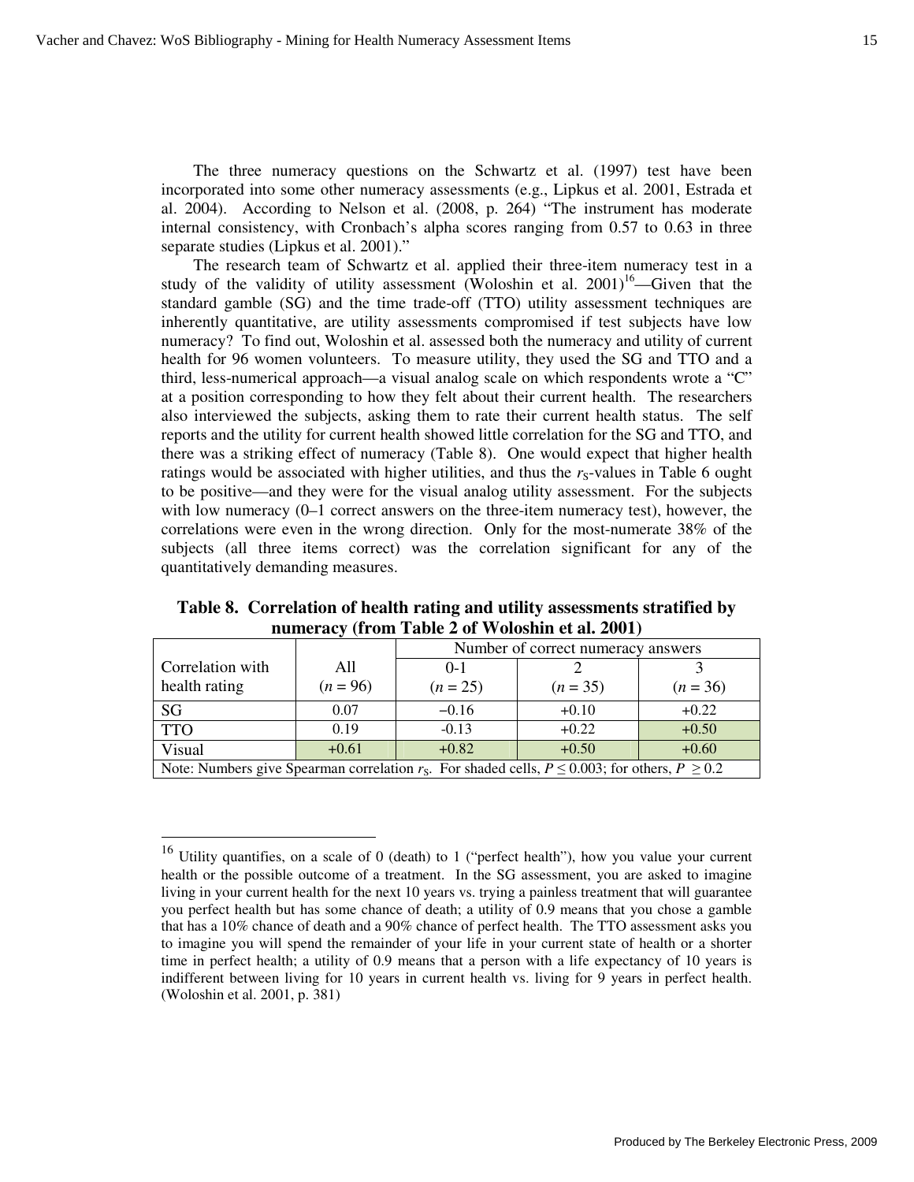The three numeracy questions on the Schwartz et al. (1997) test have been incorporated into some other numeracy assessments (e.g., Lipkus et al. 2001, Estrada et al. 2004). According to Nelson et al. (2008, p. 264) "The instrument has moderate internal consistency, with Cronbach's alpha scores ranging from 0.57 to 0.63 in three separate studies (Lipkus et al. 2001)."

The research team of Schwartz et al. applied their three-item numeracy test in a study of the validity of utility assessment (Woloshin et al. 2001)[16]—Given that the standard gamble (SG) and the time trade-off (TTO) utility assessment techniques are inherently quantitative, are utility assessments compromised if test subjects have low numeracy? To find out, Woloshin et al. assessed both the numeracy and utility of current health for 96 women volunteers. To measure utility, they used the SG and TTO and a third, less-numerical approach—a visual analog scale on which respondents wrote a "C" at a position corresponding to how they felt about their current health. The researchers also interviewed the subjects, asking them to rate their current health status. The self reports and the utility for current health showed little correlation for the SG and TTO, and there was a striking effect of numeracy (Table 8). One would expect that higher health ratings would be associated with higher utilities, and thus the $r_S$-values in Table 6 ought to be positive—and they were for the visual analog utility assessment. For the subjects with low numeracy (0–1 correct answers on the three-item numeracy test), however, the correlations were even in the wrong direction. Only for the most-numerate 38% of the subjects (all three items correct) was the correlation significant for any of the quantitatively demanding measures.

**Table 8. Correlation of health rating and utility assessments stratified by numeracy (from Table 2 of Woloshin et al. 2001)**

| Correlation with health rating | All ($n$ = 96) | Number of correct numeracy answers 0-1 ($n$ = 25) | 2 ($n$ = 35) | 3 ($n$ = 36) |
|---|---|---|---|---|
| SG | 0.07 | −0.16 | +0.10 | +0.22 |
| TTO | 0.19 | -0.13 | +0.22 | +0.50 |
| Visual | +0.61 | +0.82 | +0.50 | +0.60 |

Note: Numbers give Spearman correlation $r_S$. For shaded cells, $P \leq 0.003$; for others, $P \geq 0.2$

[16] Utility quantifies, on a scale of 0 (death) to 1 ("perfect health"), how you value your current health or the possible outcome of a treatment. In the SG assessment, you are asked to imagine living in your current health for the next 10 years vs. trying a painless treatment that will guarantee you perfect health but has some chance of death; a utility of 0.9 means that you chose a gamble that has a 10% chance of death and a 90% chance of perfect health. The TTO assessment asks you to imagine you will spend the remainder of your life in your current state of health or a shorter time in perfect health; a utility of 0.9 means that a person with a life expectancy of 10 years is indifferent between living for 10 years in current health vs. living for 9 years in perfect health. (Woloshin et al. 2001, p. 381)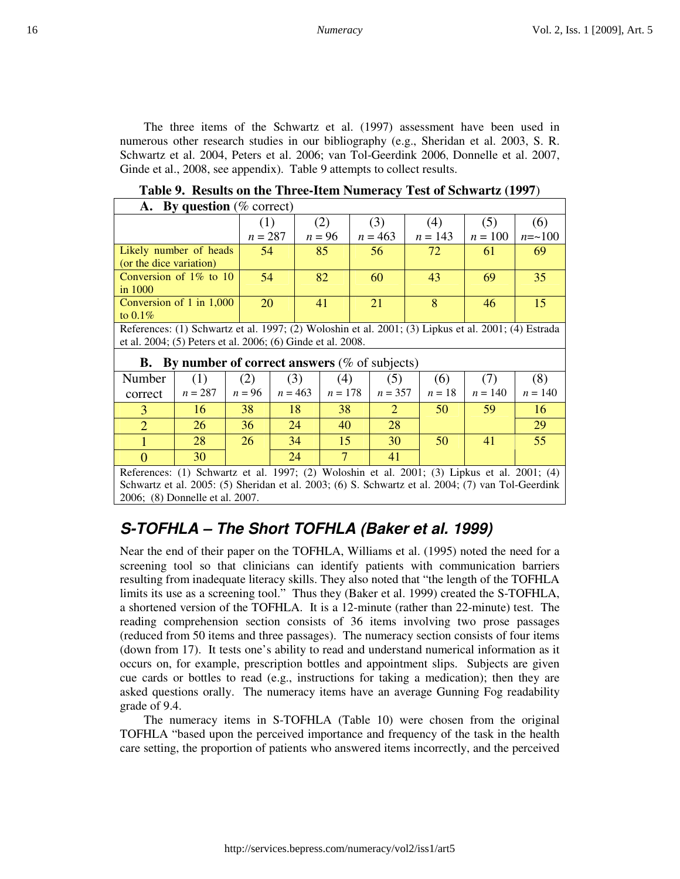The three items of the Schwartz et al. (1997) assessment have been used in numerous other research studies in our bibliography (e.g., Sheridan et al. 2003, S. R. Schwartz et al. 2004, Peters et al. 2006; van Tol-Geerdink 2006, Donnelle et al. 2007, Ginde et al., 2008, see appendix). Table 9 attempts to collect results.

**Table 9. Results on the Three-Item Numeracy Test of Schwartz (1997)**

**A. By question** (% correct)

| | (1) *n* = 287 | (2) *n* = 96 | (3) *n* = 463 | (4) *n* = 143 | (5) *n* = 100 | (6) *n*=~100 |
|---|---|---|---|---|---|---|
| Likely number of heads (or the dice variation) | 54 | 85 | 56 | 72 | 61 | 69 |
| Conversion of 1% to 10 in 1000 | 54 | 82 | 60 | 43 | 69 | 35 |
| Conversion of 1 in 1,000 to 0.1% | 20 | 41 | 21 | 8 | 46 | 15 |

References: (1) Schwartz et al. 1997; (2) Woloshin et al. 2001; (3) Lipkus et al. 2001; (4) Estrada et al. 2004; (5) Peters et al. 2006; (6) Ginde et al. 2008.

**B. By number of correct answers** (% of subjects)

| Number correct | (1) *n* = 287 | (2) *n* = 96 | (3) *n* = 463 | (4) *n* = 178 | (5) *n* = 357 | (6) *n* = 18 | (7) *n* = 140 | (8) *n* = 140 |
|---|---|---|---|---|---|---|---|---|
| 3 | 16 | 38 | 18 | 38 | 2 | 50 | 59 | 16 |
| 2 | 26 | 36 | 24 | 40 | 28 | | | 29 |
| 1 | 28 | 26 | 34 | 15 | 30 | 50 | 41 | 55 |
| 0 | 30 | | 24 | 7 | 41 | | | |

References: (1) Schwartz et al. 1997; (2) Woloshin et al. 2001; (3) Lipkus et al. 2001; (4) Schwartz et al. 2005: (5) Sheridan et al. 2003; (6) S. Schwartz et al. 2004; (7) van Tol-Geerdink 2006; (8) Donnelle et al. 2007.

## *S-TOFHLA – The Short TOFHLA (Baker et al. 1999)*

Near the end of their paper on the TOFHLA, Williams et al. (1995) noted the need for a screening tool so that clinicians can identify patients with communication barriers resulting from inadequate literacy skills. They also noted that "the length of the TOFHLA limits its use as a screening tool." Thus they (Baker et al. 1999) created the S-TOFHLA, a shortened version of the TOFHLA. It is a 12-minute (rather than 22-minute) test. The reading comprehension section consists of 36 items involving two prose passages (reduced from 50 items and three passages). The numeracy section consists of four items (down from 17). It tests one's ability to read and understand numerical information as it occurs on, for example, prescription bottles and appointment slips. Subjects are given cue cards or bottles to read (e.g., instructions for taking a medication); then they are asked questions orally. The numeracy items have an average Gunning Fog readability grade of 9.4.

The numeracy items in S-TOFHLA (Table 10) were chosen from the original TOFHLA "based upon the perceived importance and frequency of the task in the health care setting, the proportion of patients who answered items incorrectly, and the perceived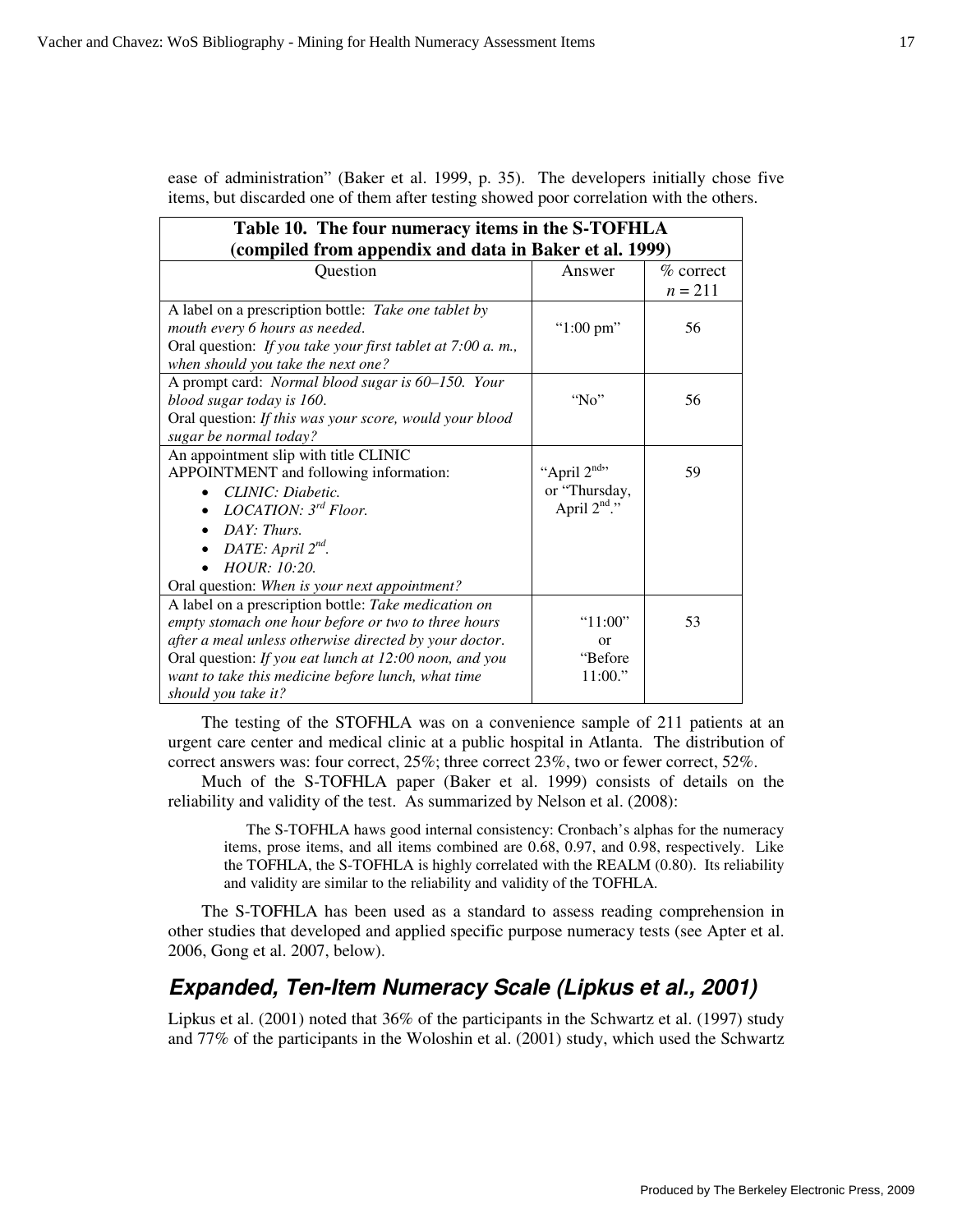ease of administration" (Baker et al. 1999, p. 35). The developers initially chose five items, but discarded one of them after testing showed poor correlation with the others.

**Table 10. The four numeracy items in the S-TOFHLA (compiled from appendix and data in Baker et al. 1999)**

| Question | Answer | % correct $n = 211$ |
|---|---|---|
| A label on a prescription bottle: *Take one tablet by mouth every 6 hours as needed*. Oral question: *If you take your first tablet at 7:00 a. m., when should you take the next one?* | "1:00 pm" | 56 |
| A prompt card: *Normal blood sugar is 60–150. Your blood sugar today is 160*. Oral question: *If this was your score, would your blood sugar be normal today?* | "No" | 56 |
| An appointment slip with title CLINIC APPOINTMENT and following information: • *CLINIC: Diabetic.* • *LOCATION: 3rd Floor.* • *DAY: Thurs.* • *DATE: April 2nd.* • *HOUR: 10:20.* Oral question: *When is your next appointment?* | "April 2nd" or "Thursday, April 2nd." | 59 |
| A label on a prescription bottle: *Take medication on empty stomach one hour before or two to three hours after a meal unless otherwise directed by your doctor*. Oral question: *If you eat lunch at 12:00 noon, and you want to take this medicine before lunch, what time should you take it?* | "11:00" or "Before 11:00." | 53 |

The testing of the STOFHLA was on a convenience sample of 211 patients at an urgent care center and medical clinic at a public hospital in Atlanta. The distribution of correct answers was: four correct, 25%; three correct 23%, two or fewer correct, 52%.

Much of the S-TOFHLA paper (Baker et al. 1999) consists of details on the reliability and validity of the test. As summarized by Nelson et al. (2008):

> The S-TOFHLA haws good internal consistency: Cronbach's alphas for the numeracy items, prose items, and all items combined are 0.68, 0.97, and 0.98, respectively. Like the TOFHLA, the S-TOFHLA is highly correlated with the REALM (0.80). Its reliability and validity are similar to the reliability and validity of the TOFHLA.

The S-TOFHLA has been used as a standard to assess reading comprehension in other studies that developed and applied specific purpose numeracy tests (see Apter et al. 2006, Gong et al. 2007, below).

## *Expanded, Ten-Item Numeracy Scale (Lipkus et al., 2001)*

Lipkus et al. (2001) noted that 36% of the participants in the Schwartz et al. (1997) study and 77% of the participants in the Woloshin et al. (2001) study, which used the Schwartz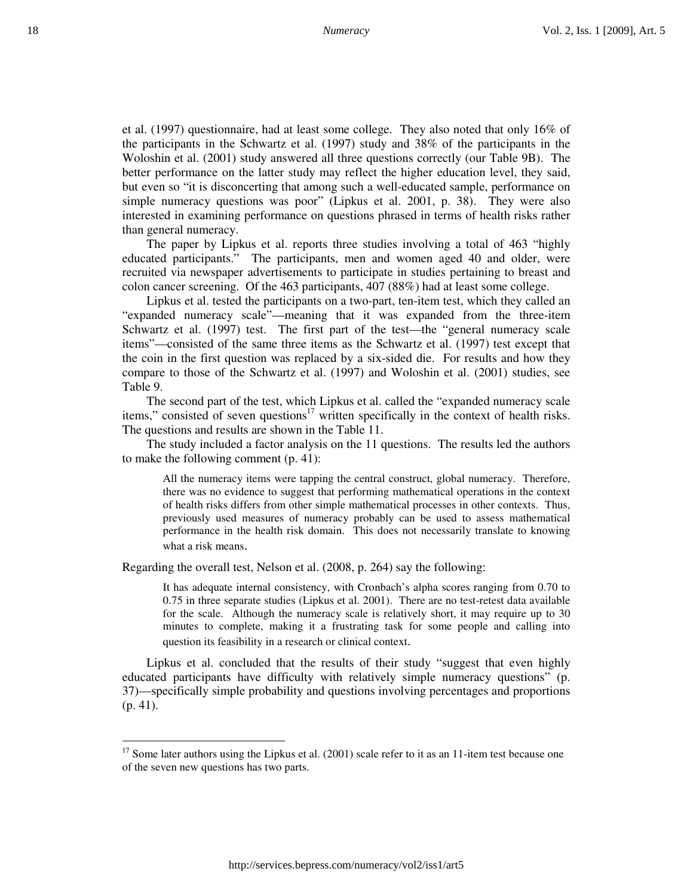et al. (1997) questionnaire, had at least some college. They also noted that only 16% of the participants in the Schwartz et al. (1997) study and 38% of the participants in the Woloshin et al. (2001) study answered all three questions correctly (our Table 9B). The better performance on the latter study may reflect the higher education level, they said, but even so "it is disconcerting that among such a well-educated sample, performance on simple numeracy questions was poor" (Lipkus et al. 2001, p. 38). They were also interested in examining performance on questions phrased in terms of health risks rather than general numeracy.

The paper by Lipkus et al. reports three studies involving a total of 463 "highly educated participants." The participants, men and women aged 40 and older, were recruited via newspaper advertisements to participate in studies pertaining to breast and colon cancer screening. Of the 463 participants, 407 (88%) had at least some college.

Lipkus et al. tested the participants on a two-part, ten-item test, which they called an "expanded numeracy scale"—meaning that it was expanded from the three-item Schwartz et al. (1997) test. The first part of the test—the "general numeracy scale items"—consisted of the same three items as the Schwartz et al. (1997) test except that the coin in the first question was replaced by a six-sided die. For results and how they compare to those of the Schwartz et al. (1997) and Woloshin et al. (2001) studies, see Table 9.

The second part of the test, which Lipkus et al. called the "expanded numeracy scale items," consisted of seven questions[17] written specifically in the context of health risks. The questions and results are shown in the Table 11.

The study included a factor analysis on the 11 questions. The results led the authors to make the following comment (p. 41):

> All the numeracy items were tapping the central construct, global numeracy. Therefore, there was no evidence to suggest that performing mathematical operations in the context of health risks differs from other simple mathematical processes in other contexts. Thus, previously used measures of numeracy probably can be used to assess mathematical performance in the health risk domain. This does not necessarily translate to knowing what a risk means.

Regarding the overall test, Nelson et al. (2008, p. 264) say the following:

> It has adequate internal consistency, with Cronbach's alpha scores ranging from 0.70 to 0.75 in three separate studies (Lipkus et al. 2001). There are no test-retest data available for the scale. Although the numeracy scale is relatively short, it may require up to 30 minutes to complete, making it a frustrating task for some people and calling into question its feasibility in a research or clinical context.

Lipkus et al. concluded that the results of their study "suggest that even highly educated participants have difficulty with relatively simple numeracy questions" (p. 37)—specifically simple probability and questions involving percentages and proportions (p. 41).

---

[17] Some later authors using the Lipkus et al. (2001) scale refer to it as an 11-item test because one of the seven new questions has two parts.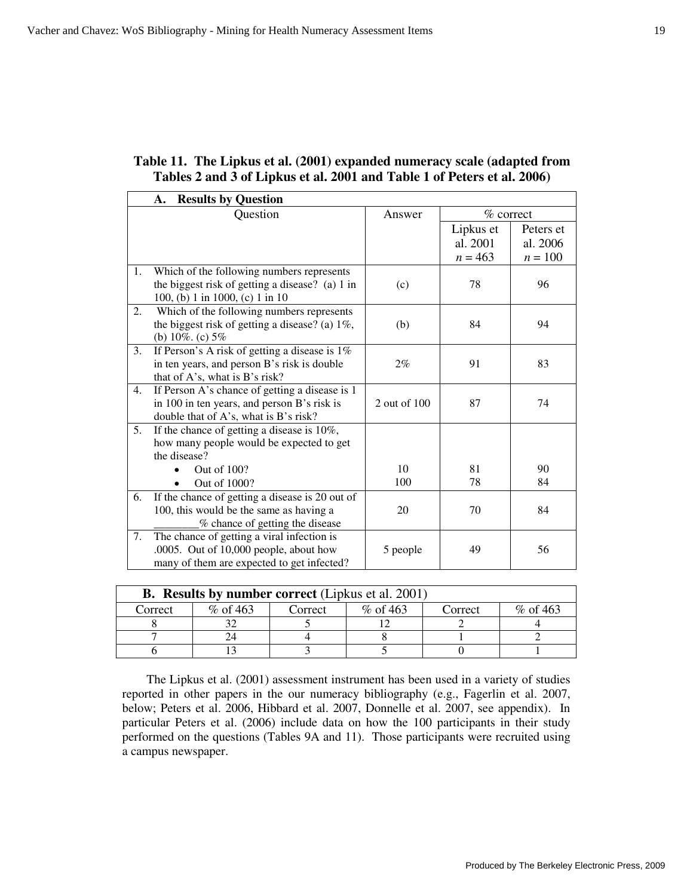**Table 11. The Lipkus et al. (2001) expanded numeracy scale (adapted from Tables 2 and 3 of Lipkus et al. 2001 and Table 1 of Peters et al. 2006)**

**A. Results by Question**

| Question | Answer | % correct | |
|---|---|---|---|
| | | Lipkus et al. 2001 *n* = 463 | Peters et al. 2006 *n* = 100 |
| 1. Which of the following numbers represents the biggest risk of getting a disease? (a) 1 in 100, (b) 1 in 1000, (c) 1 in 10 | (c) | 78 | 96 |
| 2. Which of the following numbers represents the biggest risk of getting a disease? (a) 1%, (b) 10%. (c) 5% | (b) | 84 | 94 |
| 3. If Person's A risk of getting a disease is 1% in ten years, and person B's risk is double that of A's, what is B's risk? | 2% | 91 | 83 |
| 4. If Person A's chance of getting a disease is 1 in 100 in ten years, and person B's risk is double that of A's, what is B's risk? | 2 out of 100 | 87 | 74 |
| 5. If the chance of getting a disease is 10%, how many people would be expected to get the disease? • Out of 100? | 10 | 81 | 90 |
| • Out of 1000? | 100 | 78 | 84 |
| 6. If the chance of getting a disease is 20 out of 100, this would be the same as having a ________% chance of getting the disease | 20 | 70 | 84 |
| 7. The chance of getting a viral infection is .0005. Out of 10,000 people, about how many of them are expected to get infected? | 5 people | 49 | 56 |

**B. Results by number correct** (Lipkus et al. 2001)

| Correct | % of 463 | Correct | % of 463 | Correct | % of 463 |
|---|---|---|---|---|---|
| 8 | 32 | 5 | 12 | 2 | 4 |
| 7 | 24 | 4 | 8 | 1 | 2 |
| 6 | 13 | 3 | 5 | 0 | 1 |

The Lipkus et al. (2001) assessment instrument has been used in a variety of studies reported in other papers in the our numeracy bibliography (e.g., Fagerlin et al. 2007, below; Peters et al. 2006, Hibbard et al. 2007, Donnelle et al. 2007, see appendix). In particular Peters et al. (2006) include data on how the 100 participants in their study performed on the questions (Tables 9A and 11). Those participants were recruited using a campus newspaper.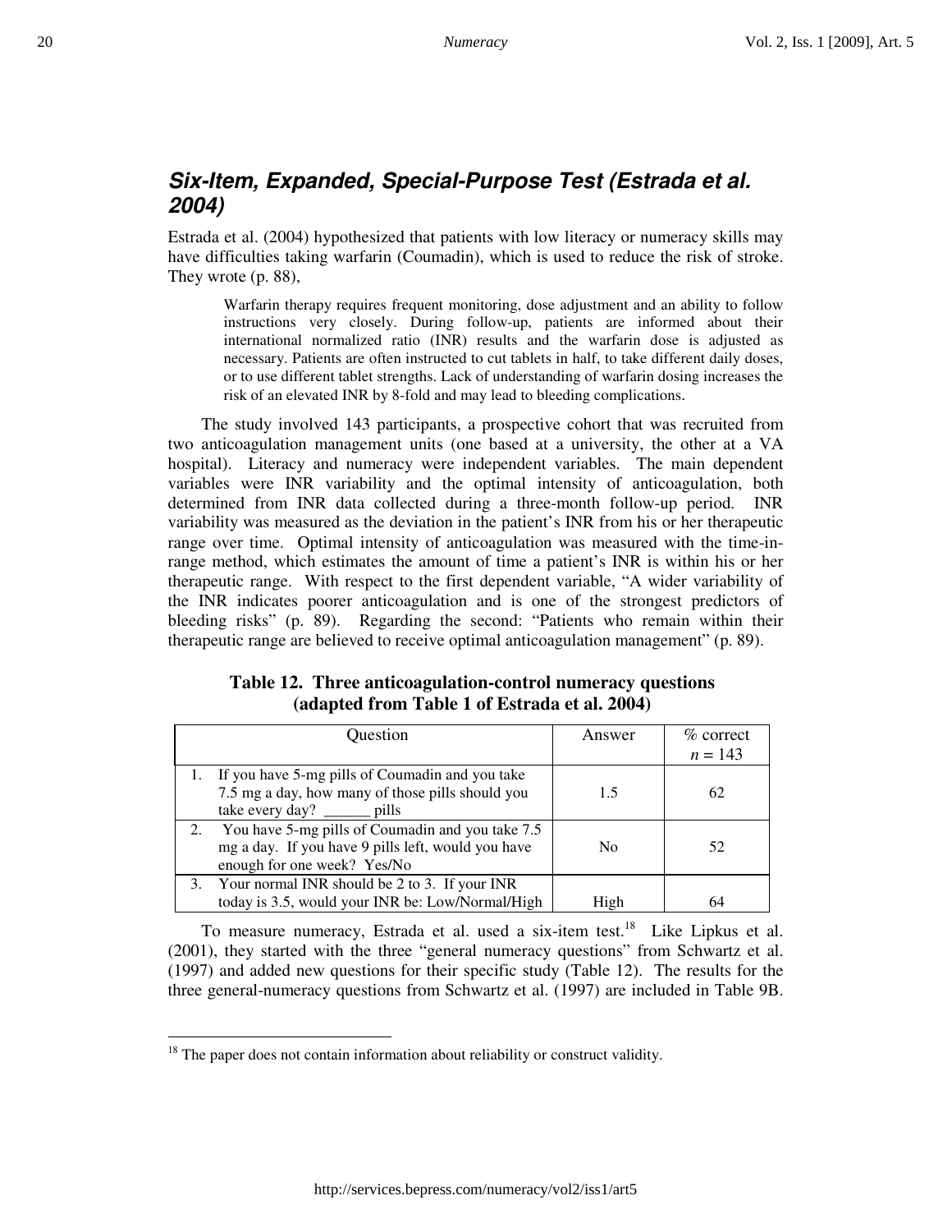## *Six-Item, Expanded, Special-Purpose Test (Estrada et al. 2004)*

Estrada et al. (2004) hypothesized that patients with low literacy or numeracy skills may have difficulties taking warfarin (Coumadin), which is used to reduce the risk of stroke. They wrote (p. 88),

> Warfarin therapy requires frequent monitoring, dose adjustment and an ability to follow instructions very closely. During follow-up, patients are informed about their international normalized ratio (INR) results and the warfarin dose is adjusted as necessary. Patients are often instructed to cut tablets in half, to take different daily doses, or to use different tablet strengths. Lack of understanding of warfarin dosing increases the risk of an elevated INR by 8-fold and may lead to bleeding complications.

The study involved 143 participants, a prospective cohort that was recruited from two anticoagulation management units (one based at a university, the other at a VA hospital). Literacy and numeracy were independent variables. The main dependent variables were INR variability and the optimal intensity of anticoagulation, both determined from INR data collected during a three-month follow-up period. INR variability was measured as the deviation in the patient's INR from his or her therapeutic range over time. Optimal intensity of anticoagulation was measured with the time-in-range method, which estimates the amount of time a patient's INR is within his or her therapeutic range. With respect to the first dependent variable, "A wider variability of the INR indicates poorer anticoagulation and is one of the strongest predictors of bleeding risks" (p. 89). Regarding the second: "Patients who remain within their therapeutic range are believed to receive optimal anticoagulation management" (p. 89).

**Table 12. Three anticoagulation-control numeracy questions (adapted from Table 1 of Estrada et al. 2004)**

| Question | Answer | % correct *n* = 143 |
|---|---|---|
| 1. If you have 5-mg pills of Coumadin and you take 7.5 mg a day, how many of those pills should you take every day? ______ pills | 1.5 | 62 |
| 2. You have 5-mg pills of Coumadin and you take 7.5 mg a day. If you have 9 pills left, would you have enough for one week? Yes/No | No | 52 |
| 3. Your normal INR should be 2 to 3. If your INR today is 3.5, would your INR be: Low/Normal/High | High | 64 |

To measure numeracy, Estrada et al. used a six-item test.[18] Like Lipkus et al. (2001), they started with the three "general numeracy questions" from Schwartz et al. (1997) and added new questions for their specific study (Table 12). The results for the three general-numeracy questions from Schwartz et al. (1997) are included in Table 9B.

[18] The paper does not contain information about reliability or construct validity.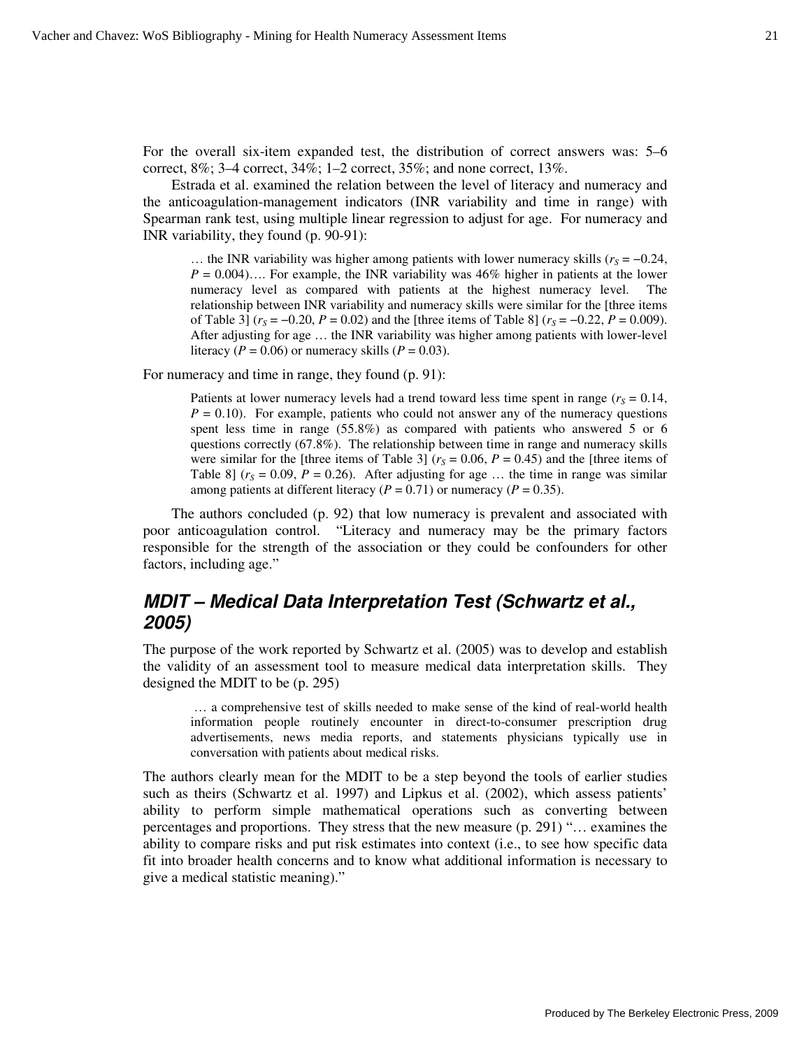For the overall six-item expanded test, the distribution of correct answers was: 5–6 correct, 8%; 3–4 correct, 34%; 1–2 correct, 35%; and none correct, 13%.

Estrada et al. examined the relation between the level of literacy and numeracy and the anticoagulation-management indicators (INR variability and time in range) with Spearman rank test, using multiple linear regression to adjust for age. For numeracy and INR variability, they found (p. 90-91):

> … the INR variability was higher among patients with lower numeracy skills ($r_S = -0.24$, $P = 0.004$)…. For example, the INR variability was 46% higher in patients at the lower numeracy level as compared with patients at the highest numeracy level. The relationship between INR variability and numeracy skills were similar for the [three items of Table 3] ($r_S = -0.20$, $P = 0.02$) and the [three items of Table 8] ($r_S = -0.22$, $P = 0.009$). After adjusting for age … the INR variability was higher among patients with lower-level literacy ($P = 0.06$) or numeracy skills ($P = 0.03$).

For numeracy and time in range, they found (p. 91):

> Patients at lower numeracy levels had a trend toward less time spent in range ($r_S = 0.14$, $P = 0.10$). For example, patients who could not answer any of the numeracy questions spent less time in range (55.8%) as compared with patients who answered 5 or 6 questions correctly (67.8%). The relationship between time in range and numeracy skills were similar for the [three items of Table 3] ($r_S = 0.06$, $P = 0.45$) and the [three items of Table 8] ($r_S = 0.09$, $P = 0.26$). After adjusting for age … the time in range was similar among patients at different literacy ($P = 0.71$) or numeracy ($P = 0.35$).

The authors concluded (p. 92) that low numeracy is prevalent and associated with poor anticoagulation control. "Literacy and numeracy may be the primary factors responsible for the strength of the association or they could be confounders for other factors, including age."

## *MDIT – Medical Data Interpretation Test (Schwartz et al., 2005)*

The purpose of the work reported by Schwartz et al. (2005) was to develop and establish the validity of an assessment tool to measure medical data interpretation skills. They designed the MDIT to be (p. 295)

> … a comprehensive test of skills needed to make sense of the kind of real-world health information people routinely encounter in direct-to-consumer prescription drug advertisements, news media reports, and statements physicians typically use in conversation with patients about medical risks.

The authors clearly mean for the MDIT to be a step beyond the tools of earlier studies such as theirs (Schwartz et al. 1997) and Lipkus et al. (2002), which assess patients' ability to perform simple mathematical operations such as converting between percentages and proportions. They stress that the new measure (p. 291) "… examines the ability to compare risks and put risk estimates into context (i.e., to see how specific data fit into broader health concerns and to know what additional information is necessary to give a medical statistic meaning)."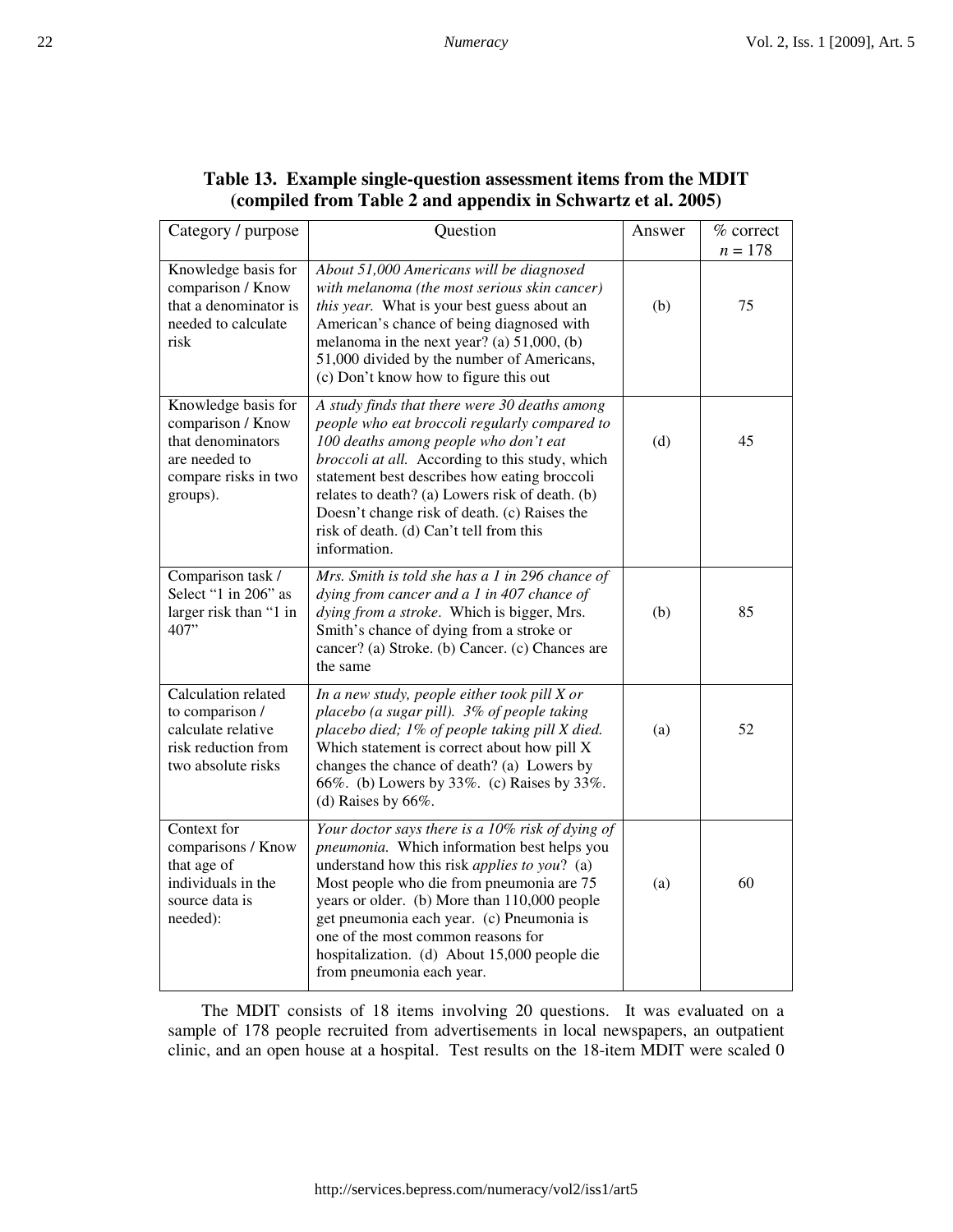**Table 13. Example single-question assessment items from the MDIT (compiled from Table 2 and appendix in Schwartz et al. 2005)**

| Category / purpose | Question | Answer | % correct $n = 178$ |
|---|---|---|---|
| Knowledge basis for comparison / Know that a denominator is needed to calculate risk | *About 51,000 Americans will be diagnosed with melanoma (the most serious skin cancer) this year.* What is your best guess about an American's chance of being diagnosed with melanoma in the next year? (a) 51,000, (b) 51,000 divided by the number of Americans, (c) Don't know how to figure this out | (b) | 75 |
| Knowledge basis for comparison / Know that denominators are needed to compare risks in two groups). | *A study finds that there were 30 deaths among people who eat broccoli regularly compared to 100 deaths among people who don't eat broccoli at all.* According to this study, which statement best describes how eating broccoli relates to death? (a) Lowers risk of death. (b) Doesn't change risk of death. (c) Raises the risk of death. (d) Can't tell from this information. | (d) | 45 |
| Comparison task / Select "1 in 206" as larger risk than "1 in 407" | *Mrs. Smith is told she has a 1 in 296 chance of dying from cancer and a 1 in 407 chance of dying from a stroke.* Which is bigger, Mrs. Smith's chance of dying from a stroke or cancer? (a) Stroke. (b) Cancer. (c) Chances are the same | (b) | 85 |
| Calculation related to comparison / calculate relative risk reduction from two absolute risks | *In a new study, people either took pill X or placebo (a sugar pill). 3% of people taking placebo died; 1% of people taking pill X died.* Which statement is correct about how pill X changes the chance of death? (a) Lowers by 66%. (b) Lowers by 33%. (c) Raises by 33%. (d) Raises by 66%. | (a) | 52 |
| Context for comparisons / Know that age of individuals in the source data is needed): | *Your doctor says there is a 10% risk of dying of pneumonia.* Which information best helps you understand how this risk *applies to you*? (a) Most people who die from pneumonia are 75 years or older. (b) More than 110,000 people get pneumonia each year. (c) Pneumonia is one of the most common reasons for hospitalization. (d) About 15,000 people die from pneumonia each year. | (a) | 60 |

The MDIT consists of 18 items involving 20 questions. It was evaluated on a sample of 178 people recruited from advertisements in local newspapers, an outpatient clinic, and an open house at a hospital. Test results on the 18-item MDIT were scaled 0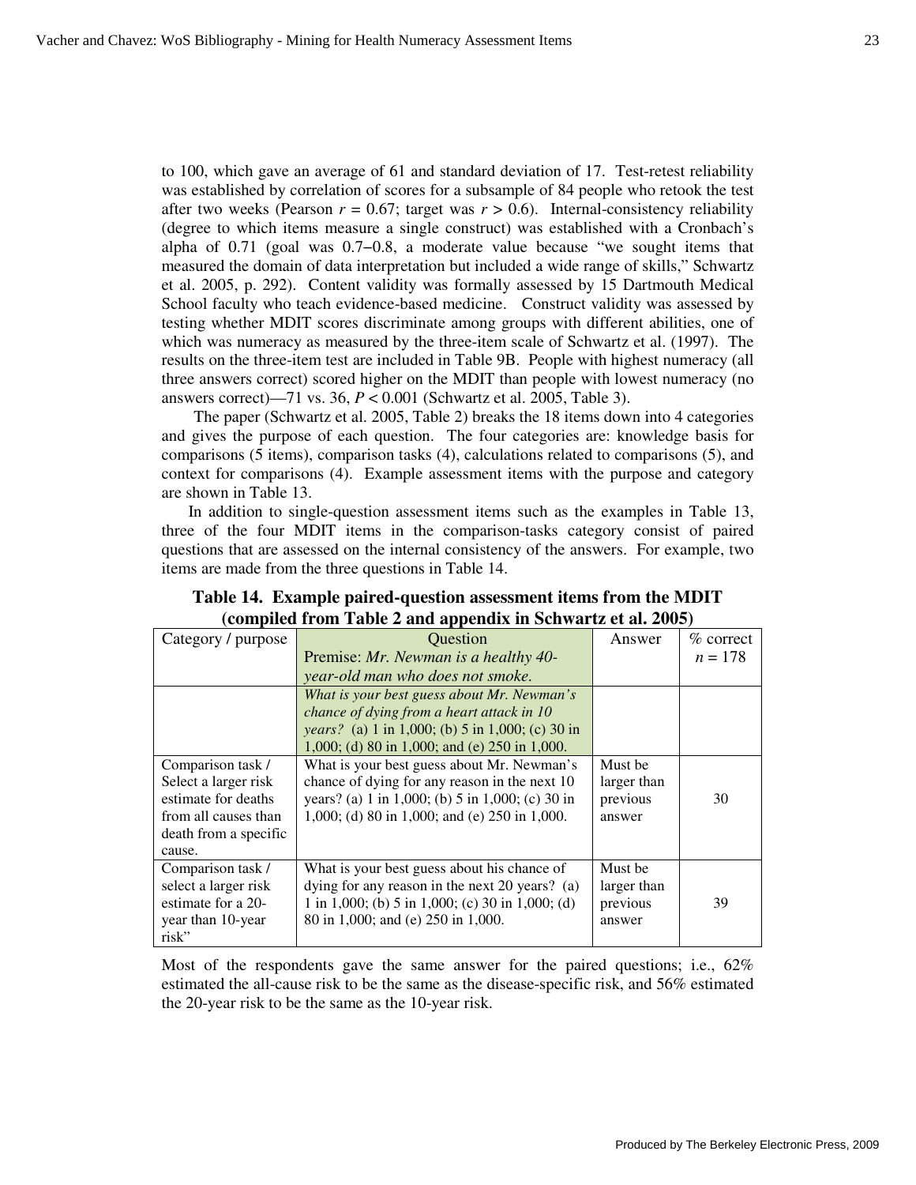to 100, which gave an average of 61 and standard deviation of 17. Test-retest reliability was established by correlation of scores for a subsample of 84 people who retook the test after two weeks (Pearson $r = 0.67$; target was $r > 0.6$). Internal-consistency reliability (degree to which items measure a single construct) was established with a Cronbach's alpha of 0.71 (goal was 0.7–0.8, a moderate value because "we sought items that measured the domain of data interpretation but included a wide range of skills," Schwartz et al. 2005, p. 292). Content validity was formally assessed by 15 Dartmouth Medical School faculty who teach evidence-based medicine. Construct validity was assessed by testing whether MDIT scores discriminate among groups with different abilities, one of which was numeracy as measured by the three-item scale of Schwartz et al. (1997). The results on the three-item test are included in Table 9B. People with highest numeracy (all three answers correct) scored higher on the MDIT than people with lowest numeracy (no answers correct)—71 vs. 36, $P < 0.001$ (Schwartz et al. 2005, Table 3).

The paper (Schwartz et al. 2005, Table 2) breaks the 18 items down into 4 categories and gives the purpose of each question. The four categories are: knowledge basis for comparisons (5 items), comparison tasks (4), calculations related to comparisons (5), and context for comparisons (4). Example assessment items with the purpose and category are shown in Table 13.

In addition to single-question assessment items such as the examples in Table 13, three of the four MDIT items in the comparison-tasks category consist of paired questions that are assessed on the internal consistency of the answers. For example, two items are made from the three questions in Table 14.

**Table 14. Example paired-question assessment items from the MDIT (compiled from Table 2 and appendix in Schwartz et al. 2005)**

| Category / purpose | Question<br>Premise: *Mr. Newman is a healthy 40-year-old man who does not smoke.* | Answer | % correct<br>$n = 178$ |
|---|---|---|---|
| | *What is your best guess about Mr. Newman's chance of dying from a heart attack in 10 years?* (a) 1 in 1,000; (b) 5 in 1,000; (c) 30 in 1,000; (d) 80 in 1,000; and (e) 250 in 1,000. | | |
| Comparison task / Select a larger risk estimate for deaths from all causes than death from a specific cause. | What is your best guess about Mr. Newman's chance of dying for any reason in the next 10 years? (a) 1 in 1,000; (b) 5 in 1,000; (c) 30 in 1,000; (d) 80 in 1,000; and (e) 250 in 1,000. | Must be larger than previous answer | 30 |
| Comparison task / select a larger risk estimate for a 20-year than 10-year risk" | What is your best guess about his chance of dying for any reason in the next 20 years? (a) 1 in 1,000; (b) 5 in 1,000; (c) 30 in 1,000; (d) 80 in 1,000; and (e) 250 in 1,000. | Must be larger than previous answer | 39 |

Most of the respondents gave the same answer for the paired questions; i.e., 62% estimated the all-cause risk to be the same as the disease-specific risk, and 56% estimated the 20-year risk to be the same as the 10-year risk.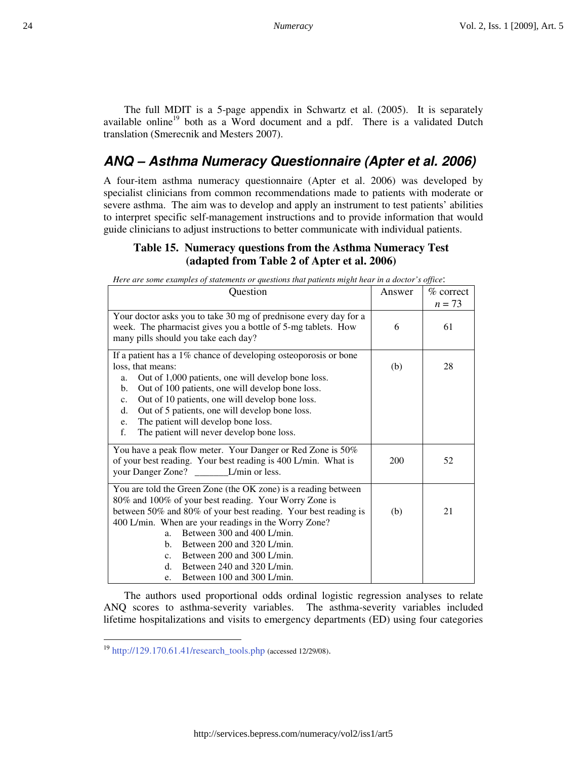The full MDIT is a 5-page appendix in Schwartz et al. (2005). It is separately available online[19] both as a Word document and a pdf. There is a validated Dutch translation (Smerecnik and Mesters 2007).

## ANQ – Asthma Numeracy Questionnaire (Apter et al. 2006)

A four-item asthma numeracy questionnaire (Apter et al. 2006) was developed by specialist clinicians from common recommendations made to patients with moderate or severe asthma. The aim was to develop and apply an instrument to test patients' abilities to interpret specific self-management instructions and to provide information that would guide clinicians to adjust instructions to better communicate with individual patients.

**Table 15. Numeracy questions from the Asthma Numeracy Test (adapted from Table 2 of Apter et al. 2006)**

*Here are some examples of statements or questions that patients might hear in a doctor's office*:

| Question | Answer | % correct $n = 73$ |
|---|---|---|
| Your doctor asks you to take 30 mg of prednisone every day for a week. The pharmacist gives you a bottle of 5-mg tablets. How many pills should you take each day? | 6 | 61 |
| If a patient has a 1% chance of developing osteoporosis or bone loss, that means: a. Out of 1,000 patients, one will develop bone loss. b. Out of 100 patients, one will develop bone loss. c. Out of 10 patients, one will develop bone loss. d. Out of 5 patients, one will develop bone loss. e. The patient will develop bone loss. f. The patient will never develop bone loss. | (b) | 28 |
| You have a peak flow meter. Your Danger or Red Zone is 50% of your best reading. Your best reading is 400 L/min. What is your Danger Zone? _______L/min or less. | 200 | 52 |
| You are told the Green Zone (the OK zone) is a reading between 80% and 100% of your best reading. Your Worry Zone is between 50% and 80% of your best reading. Your best reading is 400 L/min. When are your readings in the Worry Zone? a. Between 300 and 400 L/min. b. Between 200 and 320 L/min. c. Between 200 and 300 L/min. d. Between 240 and 320 L/min. e. Between 100 and 300 L/min. | (b) | 21 |

The authors used proportional odds ordinal logistic regression analyses to relate ANQ scores to asthma-severity variables. The asthma-severity variables included lifetime hospitalizations and visits to emergency departments (ED) using four categories

[19] http://129.170.61.41/research_tools.php (accessed 12/29/08).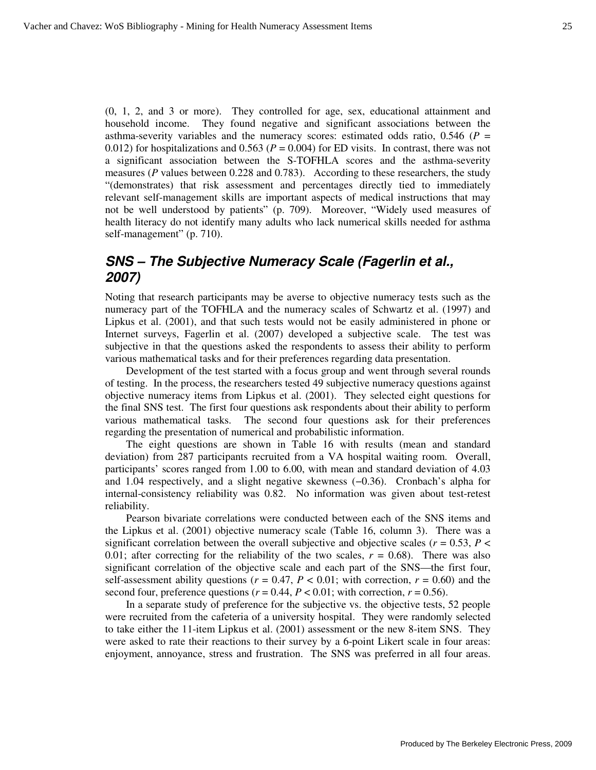(0, 1, 2, and 3 or more). They controlled for age, sex, educational attainment and household income. They found negative and significant associations between the asthma-severity variables and the numeracy scores: estimated odds ratio, 0.546 ($P$ = 0.012) for hospitalizations and 0.563 ($P$ = 0.004) for ED visits. In contrast, there was not a significant association between the S-TOFHLA scores and the asthma-severity measures ($P$ values between 0.228 and 0.783). According to these researchers, the study "(demonstrates) that risk assessment and percentages directly tied to immediately relevant self-management skills are important aspects of medical instructions that may not be well understood by patients" (p. 709). Moreover, "Widely used measures of health literacy do not identify many adults who lack numerical skills needed for asthma self-management" (p. 710).

## SNS – The Subjective Numeracy Scale (Fagerlin et al., 2007)

Noting that research participants may be averse to objective numeracy tests such as the numeracy part of the TOFHLA and the numeracy scales of Schwartz et al. (1997) and Lipkus et al. (2001), and that such tests would not be easily administered in phone or Internet surveys, Fagerlin et al. (2007) developed a subjective scale. The test was subjective in that the questions asked the respondents to assess their ability to perform various mathematical tasks and for their preferences regarding data presentation.

Development of the test started with a focus group and went through several rounds of testing. In the process, the researchers tested 49 subjective numeracy questions against objective numeracy items from Lipkus et al. (2001). They selected eight questions for the final SNS test. The first four questions ask respondents about their ability to perform various mathematical tasks. The second four questions ask for their preferences regarding the presentation of numerical and probabilistic information.

The eight questions are shown in Table 16 with results (mean and standard deviation) from 287 participants recruited from a VA hospital waiting room. Overall, participants' scores ranged from 1.00 to 6.00, with mean and standard deviation of 4.03 and 1.04 respectively, and a slight negative skewness (−0.36). Cronbach's alpha for internal-consistency reliability was 0.82. No information was given about test-retest reliability.

Pearson bivariate correlations were conducted between each of the SNS items and the Lipkus et al. (2001) objective numeracy scale (Table 16, column 3). There was a significant correlation between the overall subjective and objective scales ($r = 0.53$, $P < 0.01$; after correcting for the reliability of the two scales, $r = 0.68$). There was also significant correlation of the objective scale and each part of the SNS—the first four, self-assessment ability questions ($r = 0.47$, $P < 0.01$; with correction, $r = 0.60$) and the second four, preference questions ($r = 0.44$, $P < 0.01$; with correction, $r = 0.56$).

In a separate study of preference for the subjective vs. the objective tests, 52 people were recruited from the cafeteria of a university hospital. They were randomly selected to take either the 11-item Lipkus et al. (2001) assessment or the new 8-item SNS. They were asked to rate their reactions to their survey by a 6-point Likert scale in four areas: enjoyment, annoyance, stress and frustration. The SNS was preferred in all four areas.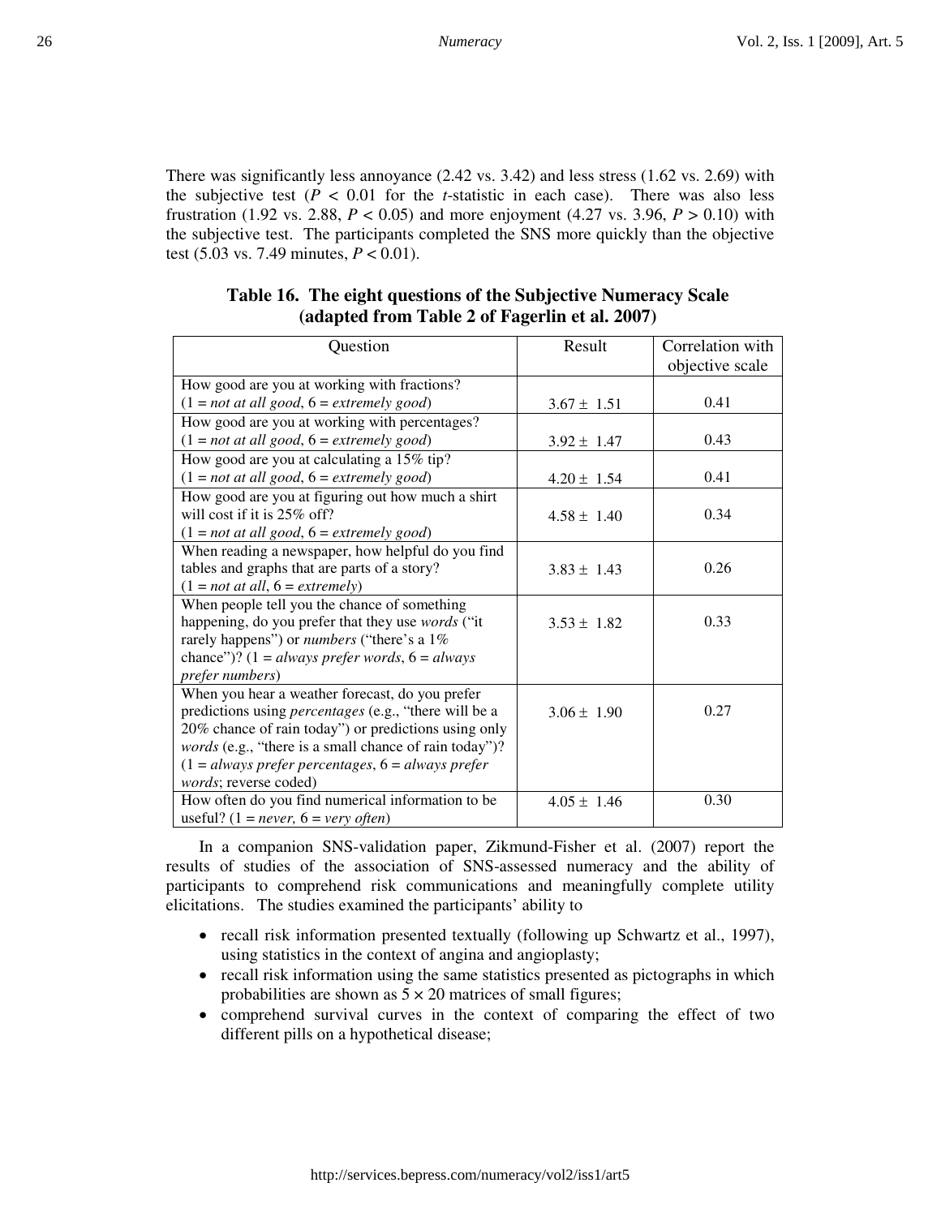There was significantly less annoyance (2.42 vs. 3.42) and less stress (1.62 vs. 2.69) with the subjective test ($P < 0.01$ for the *t*-statistic in each case). There was also less frustration (1.92 vs. 2.88, $P < 0.05$) and more enjoyment (4.27 vs. 3.96, $P > 0.10$) with the subjective test. The participants completed the SNS more quickly than the objective test (5.03 vs. 7.49 minutes, $P < 0.01$).

**Table 16. The eight questions of the Subjective Numeracy Scale (adapted from Table 2 of Fagerlin et al. 2007)**

| Question | Result | Correlation with objective scale |
|---|---|---|
| How good are you at working with fractions? (1 = *not at all good*, 6 = *extremely good*) | 3.67 ± 1.51 | 0.41 |
| How good are you at working with percentages? (1 = *not at all good*, 6 = *extremely good*) | 3.92 ± 1.47 | 0.43 |
| How good are you at calculating a 15% tip? (1 = *not at all good*, 6 = *extremely good*) | 4.20 ± 1.54 | 0.41 |
| How good are you at figuring out how much a shirt will cost if it is 25% off? (1 = *not at all good*, 6 = *extremely good*) | 4.58 ± 1.40 | 0.34 |
| When reading a newspaper, how helpful do you find tables and graphs that are parts of a story? (1 = *not at all*, 6 = *extremely*) | 3.83 ± 1.43 | 0.26 |
| When people tell you the chance of something happening, do you prefer that they use *words* ("it rarely happens") or *numbers* ("there's a 1% chance")? (1 = *always prefer words*, 6 = *always prefer numbers*) | 3.53 ± 1.82 | 0.33 |
| When you hear a weather forecast, do you prefer predictions using *percentages* (e.g., "there will be a 20% chance of rain today") or predictions using only *words* (e.g., "there is a small chance of rain today")? (1 = *always prefer percentages*, 6 = *always prefer words*; reverse coded) | 3.06 ± 1.90 | 0.27 |
| How often do you find numerical information to be useful? (1 = *never*, 6 = *very often*) | 4.05 ± 1.46 | 0.30 |

In a companion SNS-validation paper, Zikmund-Fisher et al. (2007) report the results of studies of the association of SNS-assessed numeracy and the ability of participants to comprehend risk communications and meaningfully complete utility elicitations. The studies examined the participants' ability to

- recall risk information presented textually (following up Schwartz et al., 1997), using statistics in the context of angina and angioplasty;
- recall risk information using the same statistics presented as pictographs in which probabilities are shown as $5 \times 20$ matrices of small figures;
- comprehend survival curves in the context of comparing the effect of two different pills on a hypothetical disease;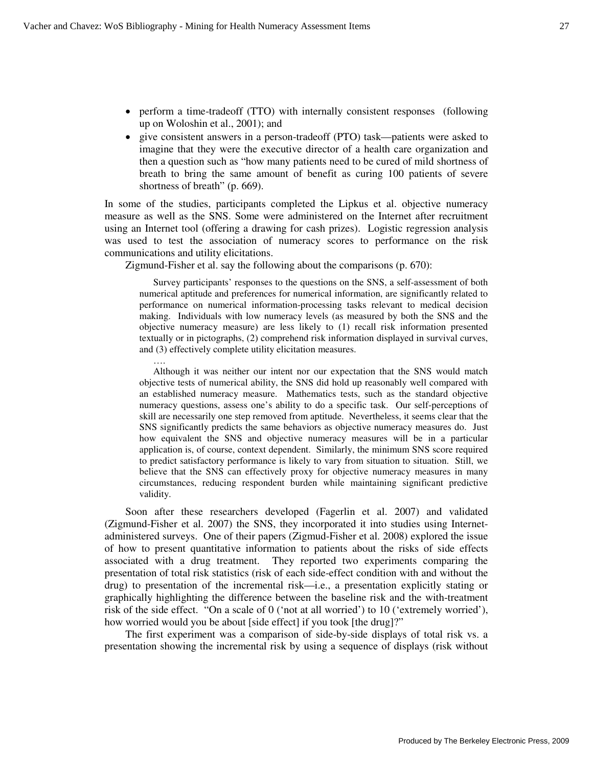- perform a time-tradeoff (TTO) with internally consistent responses (following up on Woloshin et al., 2001); and
- give consistent answers in a person-tradeoff (PTO) task—patients were asked to imagine that they were the executive director of a health care organization and then a question such as "how many patients need to be cured of mild shortness of breath to bring the same amount of benefit as curing 100 patients of severe shortness of breath" (p. 669).

In some of the studies, participants completed the Lipkus et al. objective numeracy measure as well as the SNS. Some were administered on the Internet after recruitment using an Internet tool (offering a drawing for cash prizes). Logistic regression analysis was used to test the association of numeracy scores to performance on the risk communications and utility elicitations.

Zigmund-Fisher et al. say the following about the comparisons (p. 670):

> Survey participants' responses to the questions on the SNS, a self-assessment of both numerical aptitude and preferences for numerical information, are significantly related to performance on numerical information-processing tasks relevant to medical decision making. Individuals with low numeracy levels (as measured by both the SNS and the objective numeracy measure) are less likely to (1) recall risk information presented textually or in pictographs, (2) comprehend risk information displayed in survival curves, and (3) effectively complete utility elicitation measures.
>
> ….
>
> Although it was neither our intent nor our expectation that the SNS would match objective tests of numerical ability, the SNS did hold up reasonably well compared with an established numeracy measure. Mathematics tests, such as the standard objective numeracy questions, assess one's ability to do a specific task. Our self-perceptions of skill are necessarily one step removed from aptitude. Nevertheless, it seems clear that the SNS significantly predicts the same behaviors as objective numeracy measures do. Just how equivalent the SNS and objective numeracy measures will be in a particular application is, of course, context dependent. Similarly, the minimum SNS score required to predict satisfactory performance is likely to vary from situation to situation. Still, we believe that the SNS can effectively proxy for objective numeracy measures in many circumstances, reducing respondent burden while maintaining significant predictive validity.

Soon after these researchers developed (Fagerlin et al. 2007) and validated (Zigmund-Fisher et al. 2007) the SNS, they incorporated it into studies using Internet-administered surveys. One of their papers (Zigmud-Fisher et al. 2008) explored the issue of how to present quantitative information to patients about the risks of side effects associated with a drug treatment. They reported two experiments comparing the presentation of total risk statistics (risk of each side-effect condition with and without the drug) to presentation of the incremental risk—i.e., a presentation explicitly stating or graphically highlighting the difference between the baseline risk and the with-treatment risk of the side effect. "On a scale of 0 ('not at all worried') to 10 ('extremely worried'), how worried would you be about [side effect] if you took [the drug]?"

The first experiment was a comparison of side-by-side displays of total risk vs. a presentation showing the incremental risk by using a sequence of displays (risk without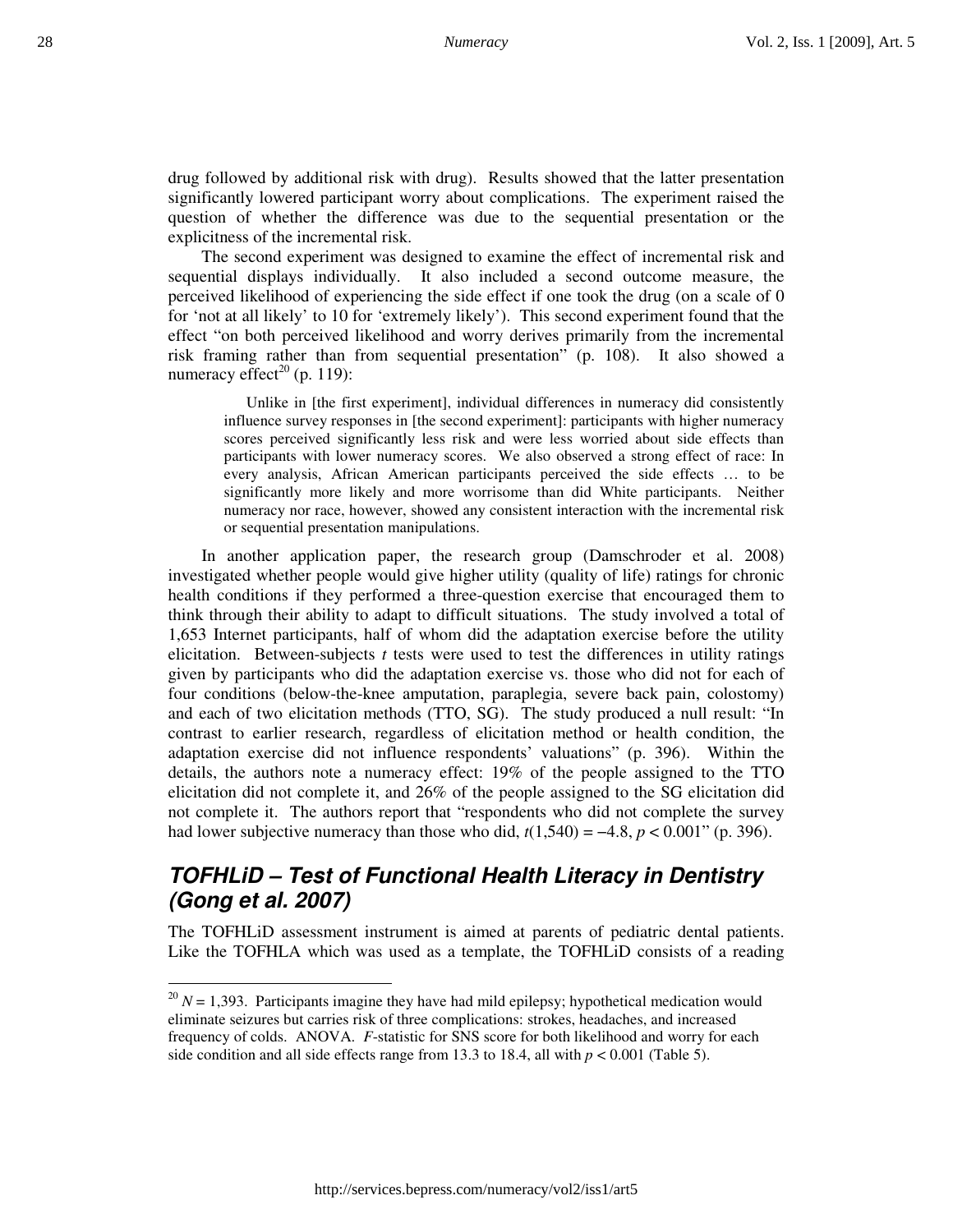drug followed by additional risk with drug). Results showed that the latter presentation significantly lowered participant worry about complications. The experiment raised the question of whether the difference was due to the sequential presentation or the explicitness of the incremental risk.

The second experiment was designed to examine the effect of incremental risk and sequential displays individually. It also included a second outcome measure, the perceived likelihood of experiencing the side effect if one took the drug (on a scale of 0 for 'not at all likely' to 10 for 'extremely likely'). This second experiment found that the effect "on both perceived likelihood and worry derives primarily from the incremental risk framing rather than from sequential presentation" (p. 108). It also showed a numeracy effect[20] (p. 119):

> Unlike in [the first experiment], individual differences in numeracy did consistently influence survey responses in [the second experiment]: participants with higher numeracy scores perceived significantly less risk and were less worried about side effects than participants with lower numeracy scores. We also observed a strong effect of race: In every analysis, African American participants perceived the side effects … to be significantly more likely and more worrisome than did White participants. Neither numeracy nor race, however, showed any consistent interaction with the incremental risk or sequential presentation manipulations.

In another application paper, the research group (Damschroder et al. 2008) investigated whether people would give higher utility (quality of life) ratings for chronic health conditions if they performed a three-question exercise that encouraged them to think through their ability to adapt to difficult situations. The study involved a total of 1,653 Internet participants, half of whom did the adaptation exercise before the utility elicitation. Between-subjects $t$ tests were used to test the differences in utility ratings given by participants who did the adaptation exercise vs. those who did not for each of four conditions (below-the-knee amputation, paraplegia, severe back pain, colostomy) and each of two elicitation methods (TTO, SG). The study produced a null result: "In contrast to earlier research, regardless of elicitation method or health condition, the adaptation exercise did not influence respondents' valuations" (p. 396). Within the details, the authors note a numeracy effect: 19% of the people assigned to the TTO elicitation did not complete it, and 26% of the people assigned to the SG elicitation did not complete it. The authors report that "respondents who did not complete the survey had lower subjective numeracy than those who did, $t(1{,}540) = -4.8$, $p < 0.001$" (p. 396).

## TOFHLiD – Test of Functional Health Literacy in Dentistry (Gong et al. 2007)

The TOFHLiD assessment instrument is aimed at parents of pediatric dental patients. Like the TOFHLA which was used as a template, the TOFHLiD consists of a reading

---

[20] $N = 1{,}393$. Participants imagine they have had mild epilepsy; hypothetical medication would eliminate seizures but carries risk of three complications: strokes, headaches, and increased frequency of colds. ANOVA. $F$-statistic for SNS score for both likelihood and worry for each side condition and all side effects range from 13.3 to 18.4, all with $p < 0.001$ (Table 5).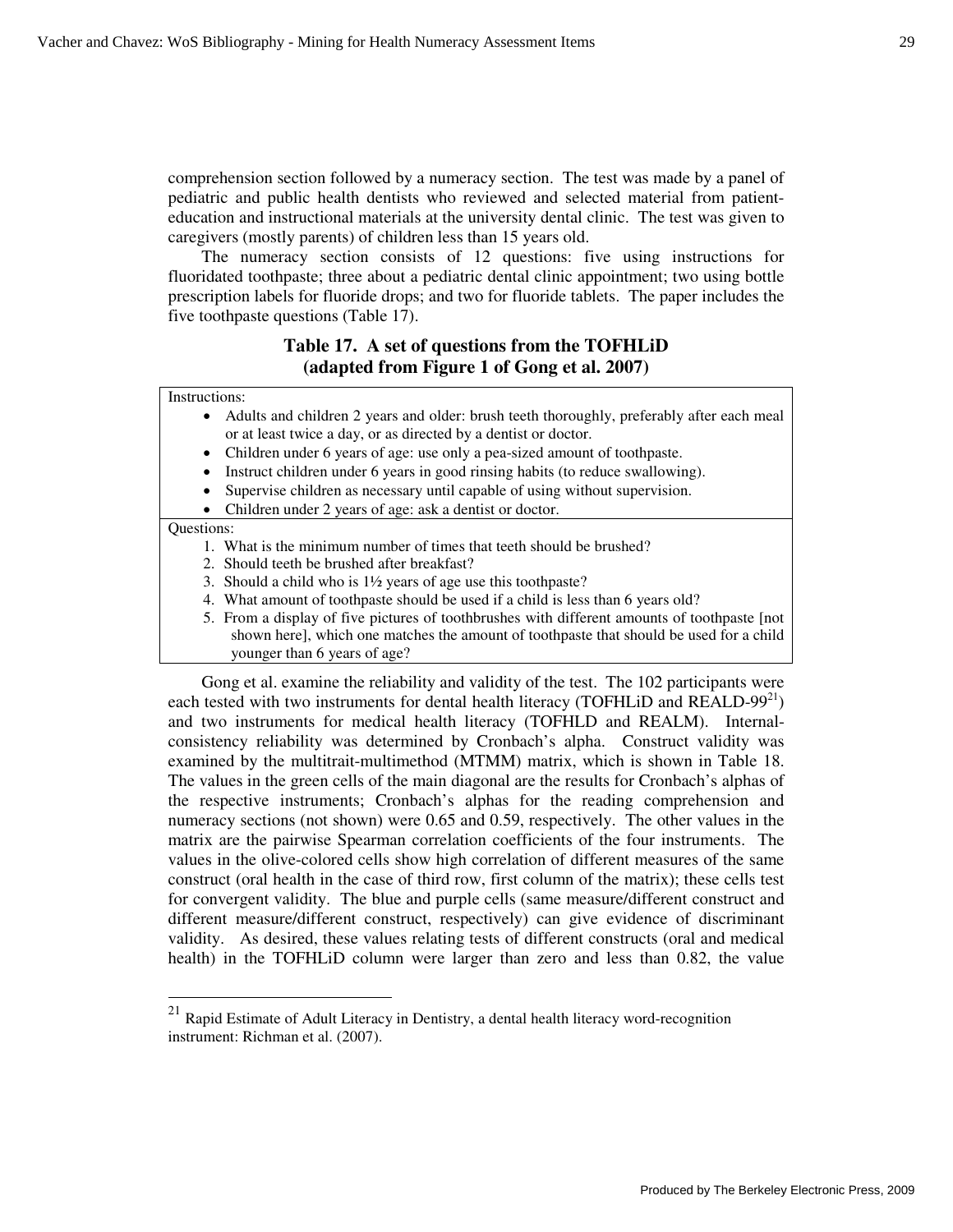comprehension section followed by a numeracy section. The test was made by a panel of pediatric and public health dentists who reviewed and selected material from patient-education and instructional materials at the university dental clinic. The test was given to caregivers (mostly parents) of children less than 15 years old.

The numeracy section consists of 12 questions: five using instructions for fluoridated toothpaste; three about a pediatric dental clinic appointment; two using bottle prescription labels for fluoride drops; and two for fluoride tablets. The paper includes the five toothpaste questions (Table 17).

**Table 17. A set of questions from the TOFHLiD (adapted from Figure 1 of Gong et al. 2007)**

Instructions:

- Adults and children 2 years and older: brush teeth thoroughly, preferably after each meal or at least twice a day, or as directed by a dentist or doctor.
- Children under 6 years of age: use only a pea-sized amount of toothpaste.
- Instruct children under 6 years in good rinsing habits (to reduce swallowing).
- Supervise children as necessary until capable of using without supervision.
- Children under 2 years of age: ask a dentist or doctor.

Questions:

1. What is the minimum number of times that teeth should be brushed?
2. Should teeth be brushed after breakfast?
3. Should a child who is 1½ years of age use this toothpaste?
4. What amount of toothpaste should be used if a child is less than 6 years old?
5. From a display of five pictures of toothbrushes with different amounts of toothpaste [not shown here], which one matches the amount of toothpaste that should be used for a child younger than 6 years of age?

Gong et al. examine the reliability and validity of the test. The 102 participants were each tested with two instruments for dental health literacy (TOFHLiD and REALD-99[21]) and two instruments for medical health literacy (TOFHLD and REALM). Internal-consistency reliability was determined by Cronbach's alpha. Construct validity was examined by the multitrait-multimethod (MTMM) matrix, which is shown in Table 18. The values in the green cells of the main diagonal are the results for Cronbach's alphas of the respective instruments; Cronbach's alphas for the reading comprehension and numeracy sections (not shown) were 0.65 and 0.59, respectively. The other values in the matrix are the pairwise Spearman correlation coefficients of the four instruments. The values in the olive-colored cells show high correlation of different measures of the same construct (oral health in the case of third row, first column of the matrix); these cells test for convergent validity. The blue and purple cells (same measure/different construct and different measure/different construct, respectively) can give evidence of discriminant validity. As desired, these values relating tests of different constructs (oral and medical health) in the TOFHLiD column were larger than zero and less than 0.82, the value

[21] Rapid Estimate of Adult Literacy in Dentistry, a dental health literacy word-recognition instrument: Richman et al. (2007).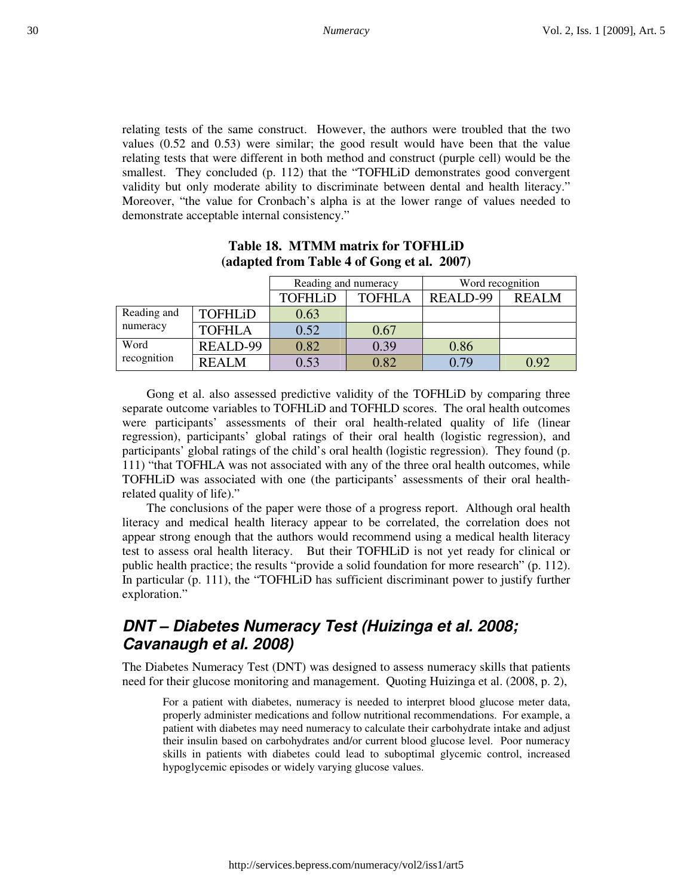relating tests of the same construct. However, the authors were troubled that the two values (0.52 and 0.53) were similar; the good result would have been that the value relating tests that were different in both method and construct (purple cell) would be the smallest. They concluded (p. 112) that the "TOFHLiD demonstrates good convergent validity but only moderate ability to discriminate between dental and health literacy." Moreover, "the value for Cronbach's alpha is at the lower range of values needed to demonstrate acceptable internal consistency."

**Table 18. MTMM matrix for TOFHLiD (adapted from Table 4 of Gong et al. 2007)**

| | | Reading and numeracy | | Word recognition | |
|---|---|---|---|---|---|
| | | TOFHLiD | TOFHLA | REALD-99 | REALM |
| Reading and numeracy | TOFHLiD | 0.63 | | | |
| | TOFHLA | 0.52 | 0.67 | | |
| Word recognition | REALD-99 | 0.82 | 0.39 | 0.86 | |
| | REALM | 0.53 | 0.82 | 0.79 | 0.92 |

Gong et al. also assessed predictive validity of the TOFHLiD by comparing three separate outcome variables to TOFHLiD and TOFHLD scores. The oral health outcomes were participants' assessments of their oral health-related quality of life (linear regression), participants' global ratings of their oral health (logistic regression), and participants' global ratings of the child's oral health (logistic regression). They found (p. 111) "that TOFHLA was not associated with any of the three oral health outcomes, while TOFHLiD was associated with one (the participants' assessments of their oral health-related quality of life)."

The conclusions of the paper were those of a progress report. Although oral health literacy and medical health literacy appear to be correlated, the correlation does not appear strong enough that the authors would recommend using a medical health literacy test to assess oral health literacy. But their TOFHLiD is not yet ready for clinical or public health practice; the results "provide a solid foundation for more research" (p. 112). In particular (p. 111), the "TOFHLiD has sufficient discriminant power to justify further exploration."

## *DNT – Diabetes Numeracy Test (Huizinga et al. 2008; Cavanaugh et al. 2008)*

The Diabetes Numeracy Test (DNT) was designed to assess numeracy skills that patients need for their glucose monitoring and management. Quoting Huizinga et al. (2008, p. 2),

> For a patient with diabetes, numeracy is needed to interpret blood glucose meter data, properly administer medications and follow nutritional recommendations. For example, a patient with diabetes may need numeracy to calculate their carbohydrate intake and adjust their insulin based on carbohydrates and/or current blood glucose level. Poor numeracy skills in patients with diabetes could lead to suboptimal glycemic control, increased hypoglycemic episodes or widely varying glucose values.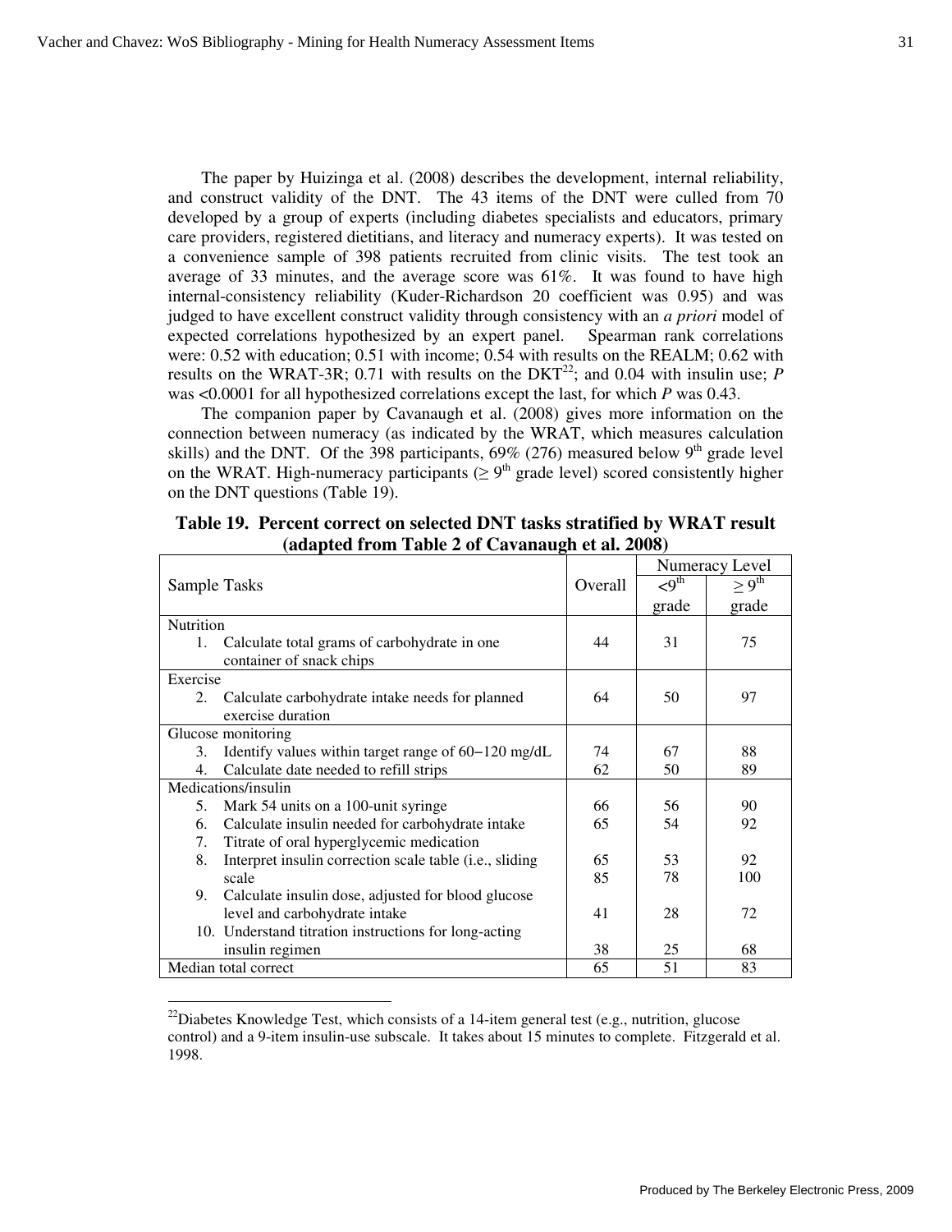The paper by Huizinga et al. (2008) describes the development, internal reliability, and construct validity of the DNT. The 43 items of the DNT were culled from 70 developed by a group of experts (including diabetes specialists and educators, primary care providers, registered dietitians, and literacy and numeracy experts). It was tested on a convenience sample of 398 patients recruited from clinic visits. The test took an average of 33 minutes, and the average score was 61%. It was found to have high internal-consistency reliability (Kuder-Richardson 20 coefficient was 0.95) and was judged to have excellent construct validity through consistency with an *a priori* model of expected correlations hypothesized by an expert panel. Spearman rank correlations were: 0.52 with education; 0.51 with income; 0.54 with results on the REALM; 0.62 with results on the WRAT-3R; 0.71 with results on the DKT[22]; and 0.04 with insulin use; *P* was <0.0001 for all hypothesized correlations except the last, for which *P* was 0.43.

The companion paper by Cavanaugh et al. (2008) gives more information on the connection between numeracy (as indicated by the WRAT, which measures calculation skills) and the DNT. Of the 398 participants, 69% (276) measured below 9[th] grade level on the WRAT. High-numeracy participants (≥ 9[th] grade level) scored consistently higher on the DNT questions (Table 19).

**Table 19. Percent correct on selected DNT tasks stratified by WRAT result (adapted from Table 2 of Cavanaugh et al. 2008)**

| Sample Tasks | Overall | Numeracy Level | |
|---|---|---|---|
| | | <9[th] grade | ≥ 9[th] grade |
| Nutrition | | | |
| 1. Calculate total grams of carbohydrate in one container of snack chips | 44 | 31 | 75 |
| Exercise | | | |
| 2. Calculate carbohydrate intake needs for planned exercise duration | 64 | 50 | 97 |
| Glucose monitoring | | | |
| 3. Identify values within target range of 60−120 mg/dL | 74 | 67 | 88 |
| 4. Calculate date needed to refill strips | 62 | 50 | 89 |
| Medications/insulin | | | |
| 5. Mark 54 units on a 100-unit syringe | 66 | 56 | 90 |
| 6. Calculate insulin needed for carbohydrate intake | 65 | 54 | 92 |
| 7. Titrate of oral hyperglycemic medication | | | |
| 8. Interpret insulin correction scale table (i.e., sliding | 65 | 53 | 92 |
| scale | 85 | 78 | 100 |
| 9. Calculate insulin dose, adjusted for blood glucose level and carbohydrate intake | 41 | 28 | 72 |
| 10. Understand titration instructions for long-acting insulin regimen | 38 | 25 | 68 |
| Median total correct | 65 | 51 | 83 |

[22]Diabetes Knowledge Test, which consists of a 14-item general test (e.g., nutrition, glucose control) and a 9-item insulin-use subscale. It takes about 15 minutes to complete. Fitzgerald et al. 1998.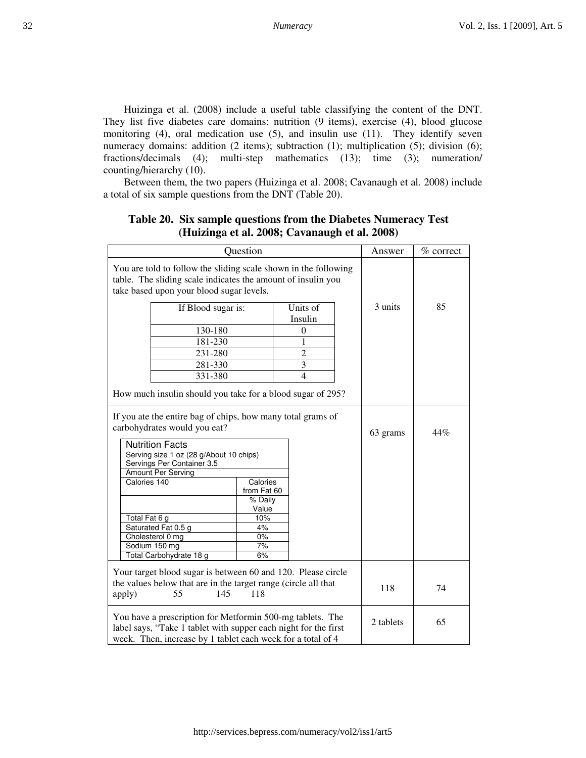Huizinga et al. (2008) include a useful table classifying the content of the DNT. They list five diabetes care domains: nutrition (9 items), exercise (4), blood glucose monitoring (4), oral medication use (5), and insulin use (11). They identify seven numeracy domains: addition (2 items); subtraction (1); multiplication (5); division (6); fractions/decimals (4); multi-step mathematics (13); time (3); numeration/counting/hierarchy (10).

Between them, the two papers (Huizinga et al. 2008; Cavanaugh et al. 2008) include a total of six sample questions from the DNT (Table 20).

**Table 20. Six sample questions from the Diabetes Numeracy Test (Huizinga et al. 2008; Cavanaugh et al. 2008)**

| Question | Answer | % correct |
|---|---|---|
| You are told to follow the sliding scale shown in the following table. The sliding scale indicates the amount of insulin you take based upon your blood sugar levels.<br><br>If Blood sugar is: / Units of Insulin<br>130-180 / 0<br>181-230 / 1<br>231-280 / 2<br>281-330 / 3<br>331-380 / 4<br><br>How much insulin should you take for a blood sugar of 295? | 3 units | 85 |
| If you ate the entire bag of chips, how many total grams of carbohydrates would you eat?<br><br>Nutrition Facts<br>Serving size 1 oz (28 g/About 10 chips)<br>Servings Per Container 3.5<br>Amount Per Serving<br>Calories 140 / Calories from Fat 60<br>% Daily Value<br>Total Fat 6 g / 10%<br>Saturated Fat 0.5 g / 4%<br>Cholesterol 0 mg / 0%<br>Sodium 150 mg / 7%<br>Total Carbohydrate 18 g / 6% | 63 grams | 44% |
| Your target blood sugar is between 60 and 120. Please circle the values below that are in the target range (circle all that apply) 55 145 118 | 118 | 74 |
| You have a prescription for Metformin 500-mg tablets. The label says, "Take 1 tablet with supper each night for the first week. Then, increase by 1 tablet each week for a total of 4 | 2 tablets | 65 |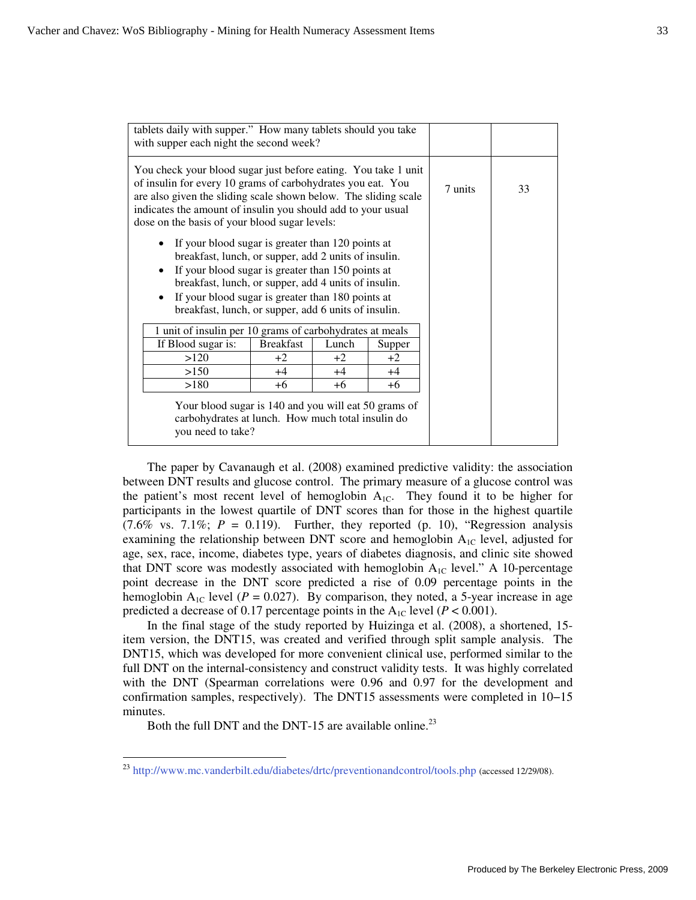| | | |
|---|---|---|
| tablets daily with supper." How many tablets should you take with supper each night the second week? | | |
| You check your blood sugar just before eating. You take 1 unit of insulin for every 10 grams of carbohydrates you eat. You are also given the sliding scale shown below. The sliding scale indicates the amount of insulin you should add to your usual dose on the basis of your blood sugar levels:<br><br>• If your blood sugar is greater than 120 points at breakfast, lunch, or supper, add 2 units of insulin.<br>• If your blood sugar is greater than 150 points at breakfast, lunch, or supper, add 4 units of insulin.<br>• If your blood sugar is greater than 180 points at breakfast, lunch, or supper, add 6 units of insulin.<br><br>[See sliding scale table below]<br><br>Your blood sugar is 140 and you will eat 50 grams of carbohydrates at lunch. How much total insulin do you need to take? | 7 units | 33 |

| 1 unit of insulin per 10 grams of carbohydrates at meals | | | |
|---|---|---|---|
| If Blood sugar is: | Breakfast | Lunch | Supper |
| >120 | +2 | +2 | +2 |
| >150 | +4 | +4 | +4 |
| >180 | +6 | +6 | +6 |

The paper by Cavanaugh et al. (2008) examined predictive validity: the association between DNT results and glucose control. The primary measure of a glucose control was the patient's most recent level of hemoglobin $A_{1C}$. They found it to be higher for participants in the lowest quartile of DNT scores than for those in the highest quartile (7.6% vs. 7.1%; $P = 0.119$). Further, they reported (p. 10), "Regression analysis examining the relationship between DNT score and hemoglobin $A_{1C}$ level, adjusted for age, sex, race, income, diabetes type, years of diabetes diagnosis, and clinic site showed that DNT score was modestly associated with hemoglobin $A_{1C}$ level." A 10-percentage point decrease in the DNT score predicted a rise of 0.09 percentage points in the hemoglobin $A_{1C}$ level ($P = 0.027$). By comparison, they noted, a 5-year increase in age predicted a decrease of 0.17 percentage points in the $A_{1C}$ level ($P < 0.001$).

In the final stage of the study reported by Huizinga et al. (2008), a shortened, 15-item version, the DNT15, was created and verified through split sample analysis. The DNT15, which was developed for more convenient clinical use, performed similar to the full DNT on the internal-consistency and construct validity tests. It was highly correlated with the DNT (Spearman correlations were 0.96 and 0.97 for the development and confirmation samples, respectively). The DNT15 assessments were completed in 10−15 minutes.

Both the full DNT and the DNT-15 are available online.[23]

[23] http://www.mc.vanderbilt.edu/diabetes/drtc/preventionandcontrol/tools.php (accessed 12/29/08).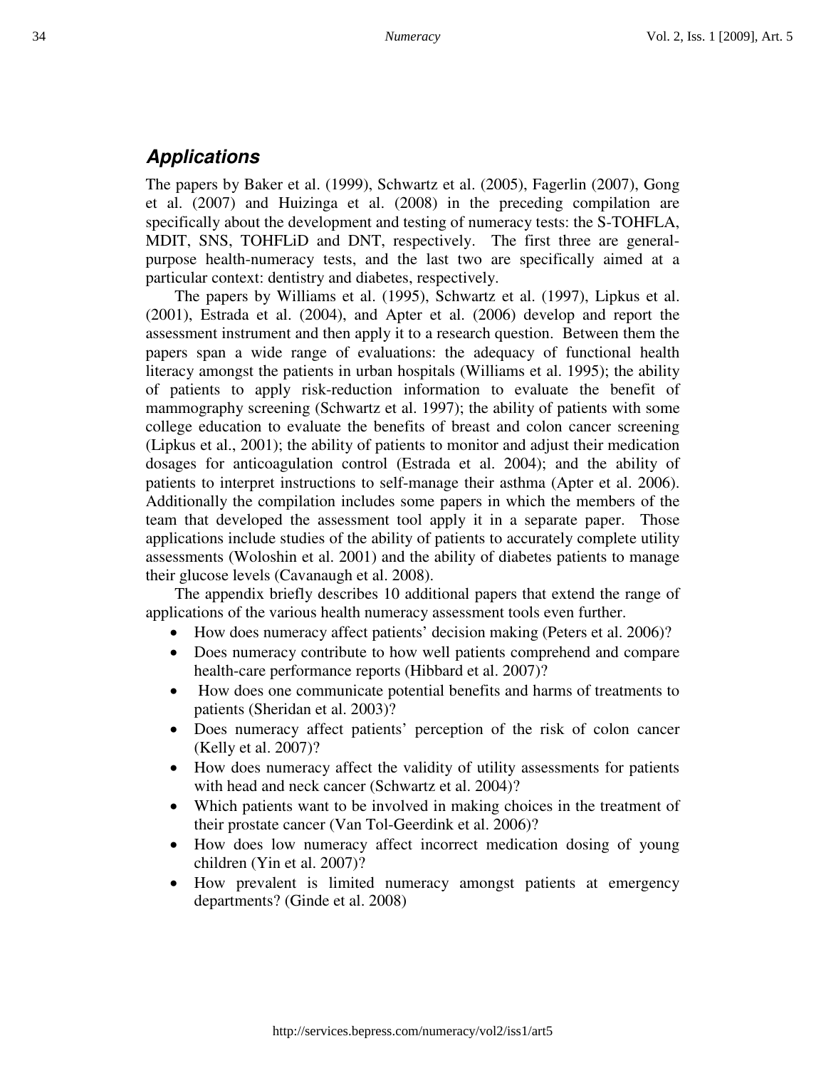## Applications

The papers by Baker et al. (1999), Schwartz et al. (2005), Fagerlin (2007), Gong et al. (2007) and Huizinga et al. (2008) in the preceding compilation are specifically about the development and testing of numeracy tests: the S-TOHFLA, MDIT, SNS, TOHFLiD and DNT, respectively. The first three are general-purpose health-numeracy tests, and the last two are specifically aimed at a particular context: dentistry and diabetes, respectively.

The papers by Williams et al. (1995), Schwartz et al. (1997), Lipkus et al. (2001), Estrada et al. (2004), and Apter et al. (2006) develop and report the assessment instrument and then apply it to a research question. Between them the papers span a wide range of evaluations: the adequacy of functional health literacy amongst the patients in urban hospitals (Williams et al. 1995); the ability of patients to apply risk-reduction information to evaluate the benefit of mammography screening (Schwartz et al. 1997); the ability of patients with some college education to evaluate the benefits of breast and colon cancer screening (Lipkus et al., 2001); the ability of patients to monitor and adjust their medication dosages for anticoagulation control (Estrada et al. 2004); and the ability of patients to interpret instructions to self-manage their asthma (Apter et al. 2006). Additionally the compilation includes some papers in which the members of the team that developed the assessment tool apply it in a separate paper. Those applications include studies of the ability of patients to accurately complete utility assessments (Woloshin et al. 2001) and the ability of diabetes patients to manage their glucose levels (Cavanaugh et al. 2008).

The appendix briefly describes 10 additional papers that extend the range of applications of the various health numeracy assessment tools even further.

- How does numeracy affect patients' decision making (Peters et al. 2006)?
- Does numeracy contribute to how well patients comprehend and compare health-care performance reports (Hibbard et al. 2007)?
- How does one communicate potential benefits and harms of treatments to patients (Sheridan et al. 2003)?
- Does numeracy affect patients' perception of the risk of colon cancer (Kelly et al. 2007)?
- How does numeracy affect the validity of utility assessments for patients with head and neck cancer (Schwartz et al. 2004)?
- Which patients want to be involved in making choices in the treatment of their prostate cancer (Van Tol-Geerdink et al. 2006)?
- How does low numeracy affect incorrect medication dosing of young children (Yin et al. 2007)?
- How prevalent is limited numeracy amongst patients at emergency departments? (Ginde et al. 2008)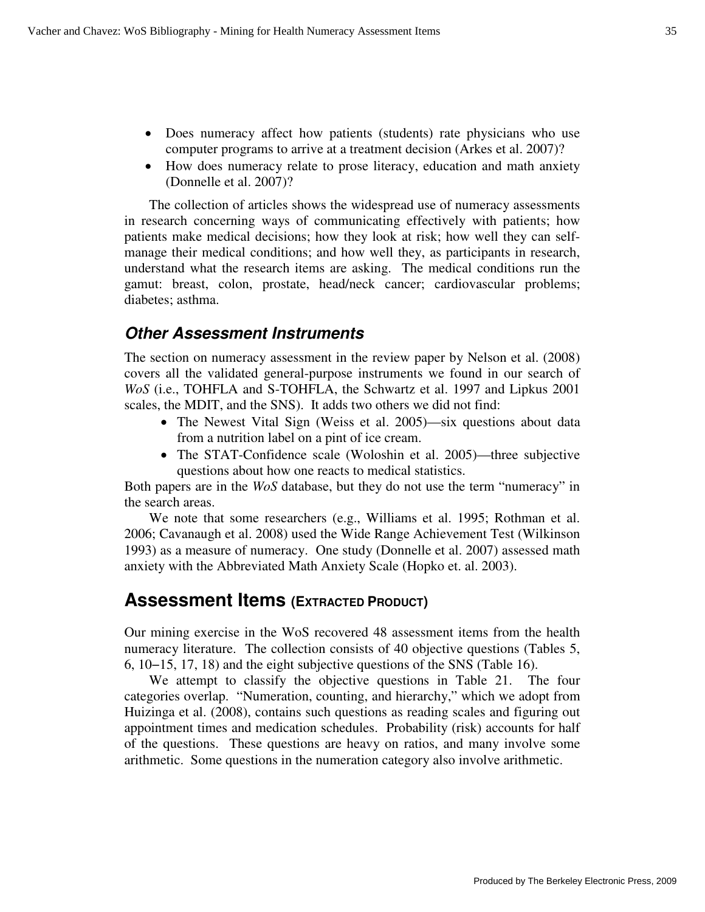- Does numeracy affect how patients (students) rate physicians who use computer programs to arrive at a treatment decision (Arkes et al. 2007)?
- How does numeracy relate to prose literacy, education and math anxiety (Donnelle et al. 2007)?

The collection of articles shows the widespread use of numeracy assessments in research concerning ways of communicating effectively with patients; how patients make medical decisions; how they look at risk; how well they can self-manage their medical conditions; and how well they, as participants in research, understand what the research items are asking. The medical conditions run the gamut: breast, colon, prostate, head/neck cancer; cardiovascular problems; diabetes; asthma.

### *Other Assessment Instruments*

The section on numeracy assessment in the review paper by Nelson et al. (2008) covers all the validated general-purpose instruments we found in our search of *WoS* (i.e., TOHFLA and S-TOHFLA, the Schwartz et al. 1997 and Lipkus 2001 scales, the MDIT, and the SNS). It adds two others we did not find:

- The Newest Vital Sign (Weiss et al. 2005)—six questions about data from a nutrition label on a pint of ice cream.
- The STAT-Confidence scale (Woloshin et al. 2005)—three subjective questions about how one reacts to medical statistics.

Both papers are in the *WoS* database, but they do not use the term "numeracy" in the search areas.

We note that some researchers (e.g., Williams et al. 1995; Rothman et al. 2006; Cavanaugh et al. 2008) used the Wide Range Achievement Test (Wilkinson 1993) as a measure of numeracy. One study (Donnelle et al. 2007) assessed math anxiety with the Abbreviated Math Anxiety Scale (Hopko et. al. 2003).

## Assessment Items (Extracted Product)

Our mining exercise in the WoS recovered 48 assessment items from the health numeracy literature. The collection consists of 40 objective questions (Tables 5, 6, 10−15, 17, 18) and the eight subjective questions of the SNS (Table 16).

We attempt to classify the objective questions in Table 21. The four categories overlap. "Numeration, counting, and hierarchy," which we adopt from Huizinga et al. (2008), contains such questions as reading scales and figuring out appointment times and medication schedules. Probability (risk) accounts for half of the questions. These questions are heavy on ratios, and many involve some arithmetic. Some questions in the numeration category also involve arithmetic.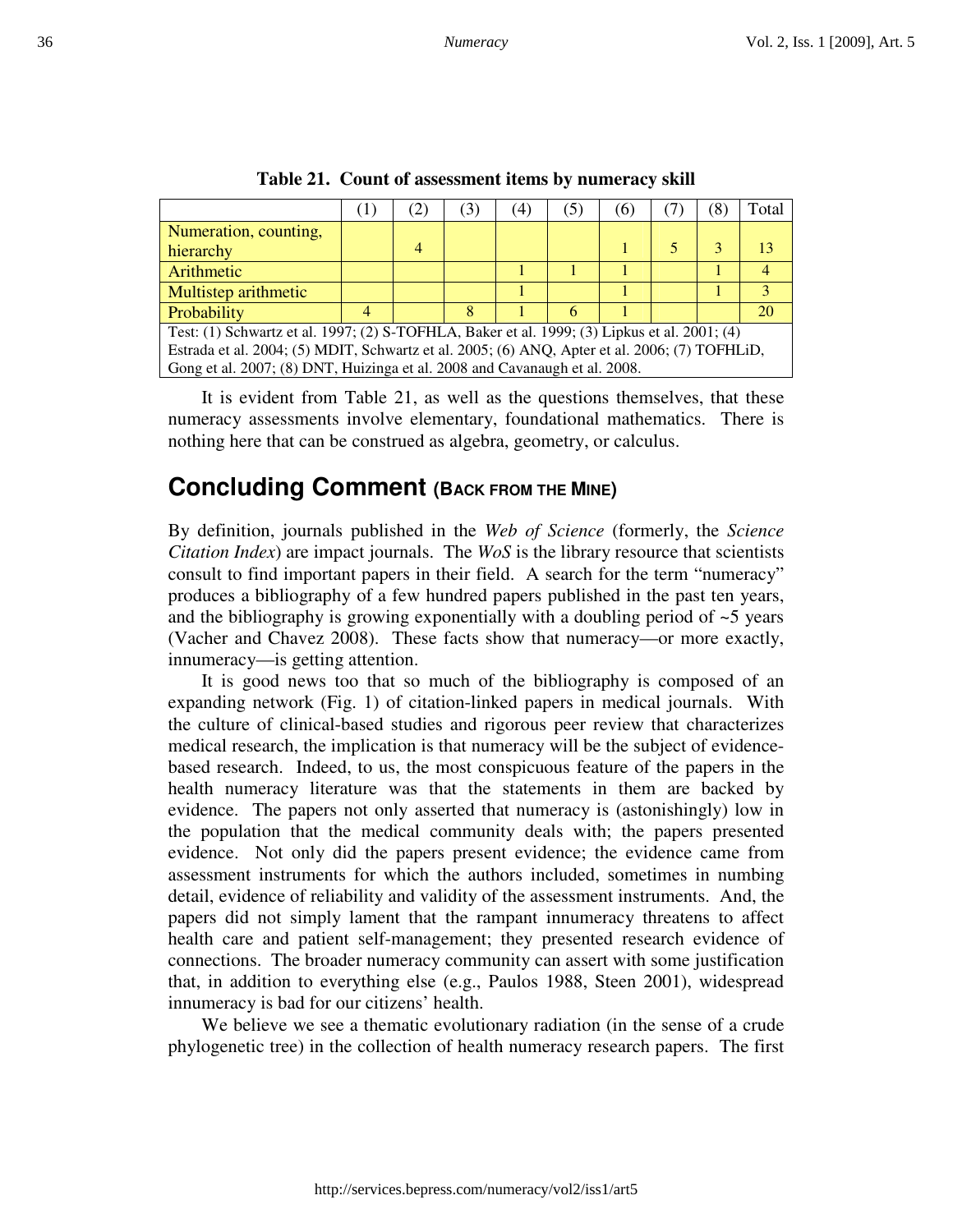**Table 21. Count of assessment items by numeracy skill**

| | (1) | (2) | (3) | (4) | (5) | (6) | (7) | (8) | Total |
|---|---|---|---|---|---|---|---|---|---|
| Numeration, counting, hierarchy | | 4 | | | | 1 | 5 | 3 | 13 |
| Arithmetic | | | | 1 | 1 | 1 | | 1 | 4 |
| Multistep arithmetic | | | | 1 | | 1 | | 1 | 3 |
| Probability | 4 | | 8 | 1 | 6 | 1 | | | 20 |

Test: (1) Schwartz et al. 1997; (2) S-TOFHLA, Baker et al. 1999; (3) Lipkus et al. 2001; (4) Estrada et al. 2004; (5) MDIT, Schwartz et al. 2005; (6) ANQ, Apter et al. 2006; (7) TOFHLiD, Gong et al. 2007; (8) DNT, Huizinga et al. 2008 and Cavanaugh et al. 2008.

It is evident from Table 21, as well as the questions themselves, that these numeracy assessments involve elementary, foundational mathematics. There is nothing here that can be construed as algebra, geometry, or calculus.

## Concluding Comment (Back from the Mine)

By definition, journals published in the *Web of Science* (formerly, the *Science Citation Index*) are impact journals. The *WoS* is the library resource that scientists consult to find important papers in their field. A search for the term "numeracy" produces a bibliography of a few hundred papers published in the past ten years, and the bibliography is growing exponentially with a doubling period of ~5 years (Vacher and Chavez 2008). These facts show that numeracy—or more exactly, innumeracy—is getting attention.

It is good news too that so much of the bibliography is composed of an expanding network (Fig. 1) of citation-linked papers in medical journals. With the culture of clinical-based studies and rigorous peer review that characterizes medical research, the implication is that numeracy will be the subject of evidence-based research. Indeed, to us, the most conspicuous feature of the papers in the health numeracy literature was that the statements in them are backed by evidence. The papers not only asserted that numeracy is (astonishingly) low in the population that the medical community deals with; the papers presented evidence. Not only did the papers present evidence; the evidence came from assessment instruments for which the authors included, sometimes in numbing detail, evidence of reliability and validity of the assessment instruments. And, the papers did not simply lament that the rampant innumeracy threatens to affect health care and patient self-management; they presented research evidence of connections. The broader numeracy community can assert with some justification that, in addition to everything else (e.g., Paulos 1988, Steen 2001), widespread innumeracy is bad for our citizens' health.

We believe we see a thematic evolutionary radiation (in the sense of a crude phylogenetic tree) in the collection of health numeracy research papers. The first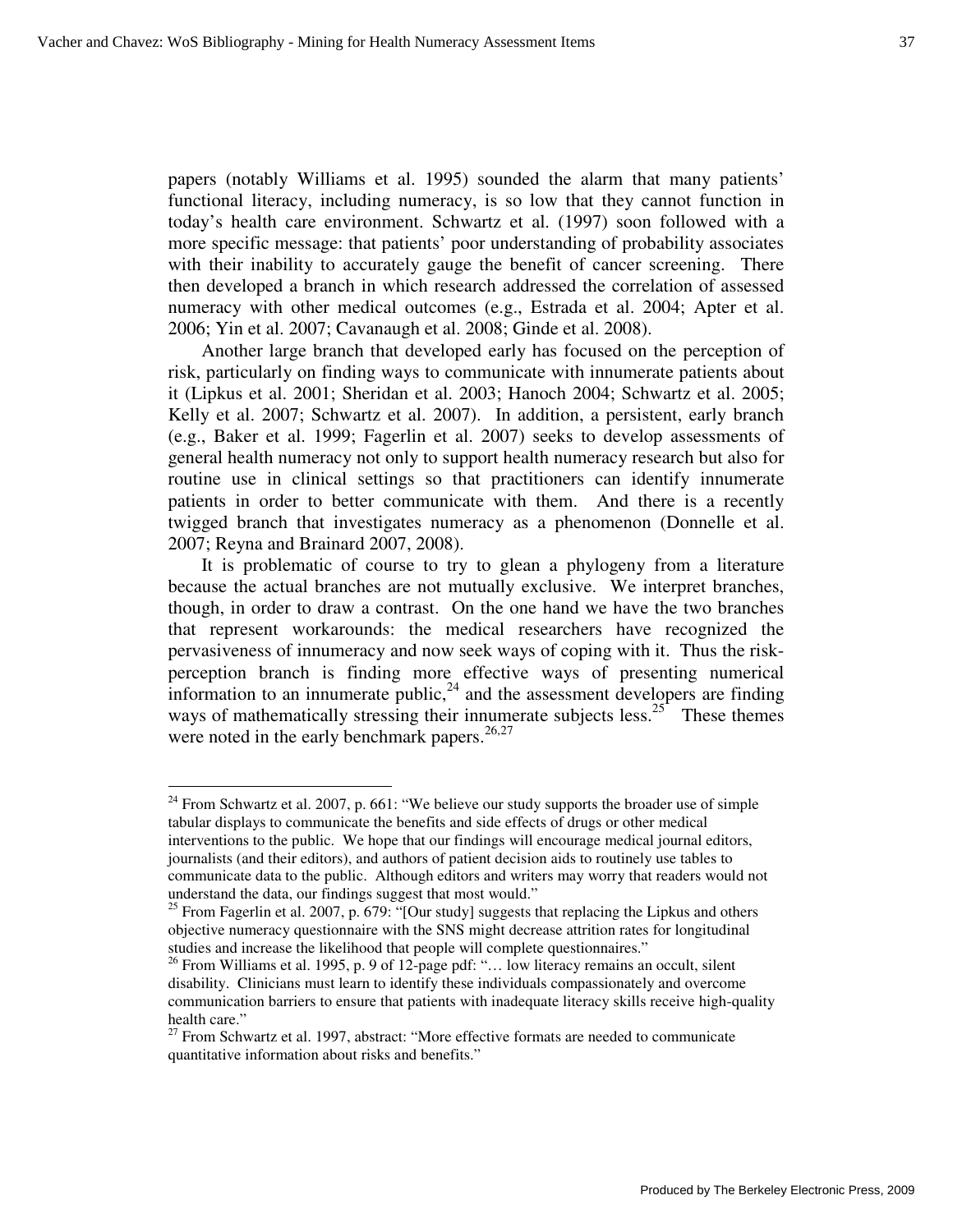papers (notably Williams et al. 1995) sounded the alarm that many patients' functional literacy, including numeracy, is so low that they cannot function in today's health care environment. Schwartz et al. (1997) soon followed with a more specific message: that patients' poor understanding of probability associates with their inability to accurately gauge the benefit of cancer screening. There then developed a branch in which research addressed the correlation of assessed numeracy with other medical outcomes (e.g., Estrada et al. 2004; Apter et al. 2006; Yin et al. 2007; Cavanaugh et al. 2008; Ginde et al. 2008).

Another large branch that developed early has focused on the perception of risk, particularly on finding ways to communicate with innumerate patients about it (Lipkus et al. 2001; Sheridan et al. 2003; Hanoch 2004; Schwartz et al. 2005; Kelly et al. 2007; Schwartz et al. 2007). In addition, a persistent, early branch (e.g., Baker et al. 1999; Fagerlin et al. 2007) seeks to develop assessments of general health numeracy not only to support health numeracy research but also for routine use in clinical settings so that practitioners can identify innumerate patients in order to better communicate with them. And there is a recently twigged branch that investigates numeracy as a phenomenon (Donnelle et al. 2007; Reyna and Brainard 2007, 2008).

It is problematic of course to try to glean a phylogeny from a literature because the actual branches are not mutually exclusive. We interpret branches, though, in order to draw a contrast. On the one hand we have the two branches that represent workarounds: the medical researchers have recognized the pervasiveness of innumeracy and now seek ways of coping with it. Thus the risk-perception branch is finding more effective ways of presenting numerical information to an innumerate public,[24] and the assessment developers are finding ways of mathematically stressing their innumerate subjects less.[25] These themes were noted in the early benchmark papers.[26,27]

---

[24] From Schwartz et al. 2007, p. 661: "We believe our study supports the broader use of simple tabular displays to communicate the benefits and side effects of drugs or other medical interventions to the public. We hope that our findings will encourage medical journal editors, journalists (and their editors), and authors of patient decision aids to routinely use tables to communicate data to the public. Although editors and writers may worry that readers would not understand the data, our findings suggest that most would."

[25] From Fagerlin et al. 2007, p. 679: "[Our study] suggests that replacing the Lipkus and others objective numeracy questionnaire with the SNS might decrease attrition rates for longitudinal studies and increase the likelihood that people will complete questionnaires."

[26] From Williams et al. 1995, p. 9 of 12-page pdf: "… low literacy remains an occult, silent disability. Clinicians must learn to identify these individuals compassionately and overcome communication barriers to ensure that patients with inadequate literacy skills receive high-quality health care."

[27] From Schwartz et al. 1997, abstract: "More effective formats are needed to communicate quantitative information about risks and benefits."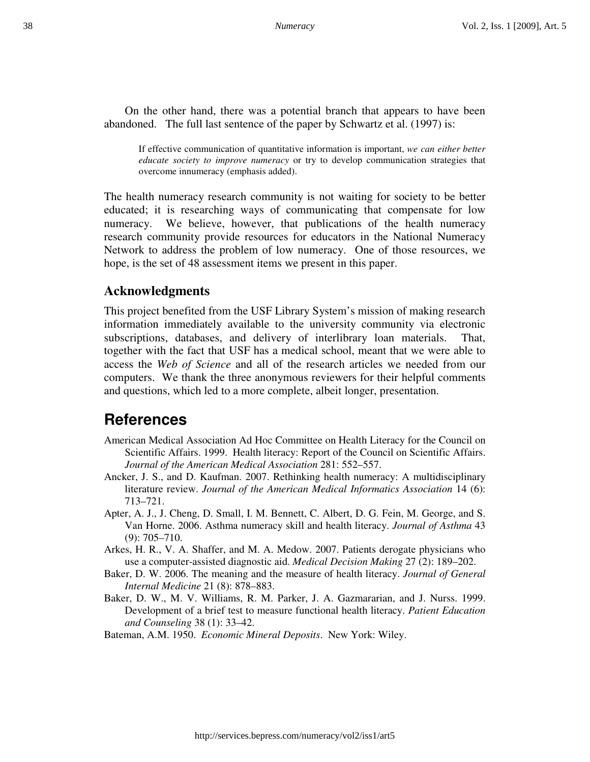On the other hand, there was a potential branch that appears to have been abandoned. The full last sentence of the paper by Schwartz et al. (1997) is:

> If effective communication of quantitative information is important, *we can either better educate society to improve numeracy* or try to develop communication strategies that overcome innumeracy (emphasis added).

The health numeracy research community is not waiting for society to be better educated; it is researching ways of communicating that compensate for low numeracy. We believe, however, that publications of the health numeracy research community provide resources for educators in the National Numeracy Network to address the problem of low numeracy. One of those resources, we hope, is the set of 48 assessment items we present in this paper.

## Acknowledgments

This project benefited from the USF Library System's mission of making research information immediately available to the university community via electronic subscriptions, databases, and delivery of interlibrary loan materials. That, together with the fact that USF has a medical school, meant that we were able to access the *Web of Science* and all of the research articles we needed from our computers. We thank the three anonymous reviewers for their helpful comments and questions, which led to a more complete, albeit longer, presentation.

# References

American Medical Association Ad Hoc Committee on Health Literacy for the Council on Scientific Affairs. 1999. Health literacy: Report of the Council on Scientific Affairs. *Journal of the American Medical Association* 281: 552–557.

Ancker, J. S., and D. Kaufman. 2007. Rethinking health numeracy: A multidisciplinary literature review. *Journal of the American Medical Informatics Association* 14 (6): 713–721.

Apter, A. J., J. Cheng, D. Small, I. M. Bennett, C. Albert, D. G. Fein, M. George, and S. Van Horne. 2006. Asthma numeracy skill and health literacy. *Journal of Asthma* 43 (9): 705–710.

Arkes, H. R., V. A. Shaffer, and M. A. Medow. 2007. Patients derogate physicians who use a computer-assisted diagnostic aid. *Medical Decision Making* 27 (2): 189–202.

Baker, D. W. 2006. The meaning and the measure of health literacy. *Journal of General Internal Medicine* 21 (8): 878–883.

Baker, D. W., M. V. Williams, R. M. Parker, J. A. Gazmararian, and J. Nurss. 1999. Development of a brief test to measure functional health literacy. *Patient Education and Counseling* 38 (1): 33–42.

Bateman, A.M. 1950. *Economic Mineral Deposits*. New York: Wiley.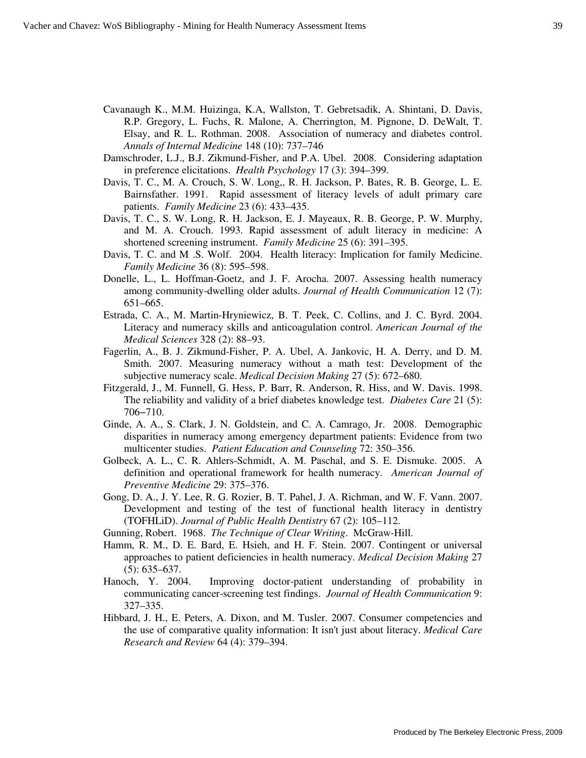Cavanaugh K., M.M. Huizinga, K.A, Wallston, T. Gebretsadik, A. Shintani, D. Davis, R.P. Gregory, L. Fuchs, R. Malone, A. Cherrington, M. Pignone, D. DeWalt, T. Elsay, and R. L. Rothman. 2008. Association of numeracy and diabetes control. *Annals of Internal Medicine* 148 (10): 737–746

Damschroder, L.J., B.J. Zikmund-Fisher, and P.A. Ubel. 2008. Considering adaptation in preference elicitations. *Health Psychology* 17 (3): 394–399.

Davis, T. C., M. A. Crouch, S. W. Long,, R. H. Jackson, P. Bates, R. B. George, L. E. Bairnsfather. 1991. Rapid assessment of literacy levels of adult primary care patients. *Family Medicine* 23 (6): 433–435.

Davis, T. C., S. W. Long, R. H. Jackson, E. J. Mayeaux, R. B. George, P. W. Murphy, and M. A. Crouch. 1993. Rapid assessment of adult literacy in medicine: A shortened screening instrument. *Family Medicine* 25 (6): 391–395.

Davis, T. C. and M .S. Wolf. 2004. Health literacy: Implication for family Medicine. *Family Medicine* 36 (8): 595–598.

Donelle, L., L. Hoffman-Goetz, and J. F. Arocha. 2007. Assessing health numeracy among community-dwelling older adults. *Journal of Health Communication* 12 (7): 651–665.

Estrada, C. A., M. Martin-Hryniewicz, B. T. Peek, C. Collins, and J. C. Byrd. 2004. Literacy and numeracy skills and anticoagulation control. *American Journal of the Medical Sciences* 328 (2): 88–93.

Fagerlin, A., B. J. Zikmund-Fisher, P. A. Ubel, A. Jankovic, H. A. Derry, and D. M. Smith. 2007. Measuring numeracy without a math test: Development of the subjective numeracy scale. *Medical Decision Making* 27 (5): 672–680.

Fitzgerald, J., M. Funnell, G. Hess, P. Barr, R. Anderson, R. Hiss, and W. Davis. 1998. The reliability and validity of a brief diabetes knowledge test. *Diabetes Care* 21 (5): 706–710.

Ginde, A. A., S. Clark, J. N. Goldstein, and C. A. Camrago, Jr. 2008. Demographic disparities in numeracy among emergency department patients: Evidence from two multicenter studies. *Patient Education and Counseling* 72: 350–356.

Golbeck, A. L., C. R. Ahlers-Schmidt, A. M. Paschal, and S. E. Dismuke. 2005. A definition and operational framework for health numeracy. *American Journal of Preventive Medicine* 29: 375–376.

Gong, D. A., J. Y. Lee, R. G. Rozier, B. T. Pahel, J. A. Richman, and W. F. Vann. 2007. Development and testing of the test of functional health literacy in dentistry (TOFHLiD). *Journal of Public Health Dentistry* 67 (2): 105–112.

Gunning, Robert. 1968. *The Technique of Clear Writing*. McGraw-Hill.

Hamm, R. M., D. E. Bard, E. Hsieh, and H. F. Stein. 2007. Contingent or universal approaches to patient deficiencies in health numeracy. *Medical Decision Making* 27 (5): 635–637.

Hanoch, Y. 2004. Improving doctor-patient understanding of probability in communicating cancer-screening test findings. *Journal of Health Communication* 9: 327–335.

Hibbard, J. H., E. Peters, A. Dixon, and M. Tusler. 2007. Consumer competencies and the use of comparative quality information: It isn't just about literacy. *Medical Care Research and Review* 64 (4): 379–394.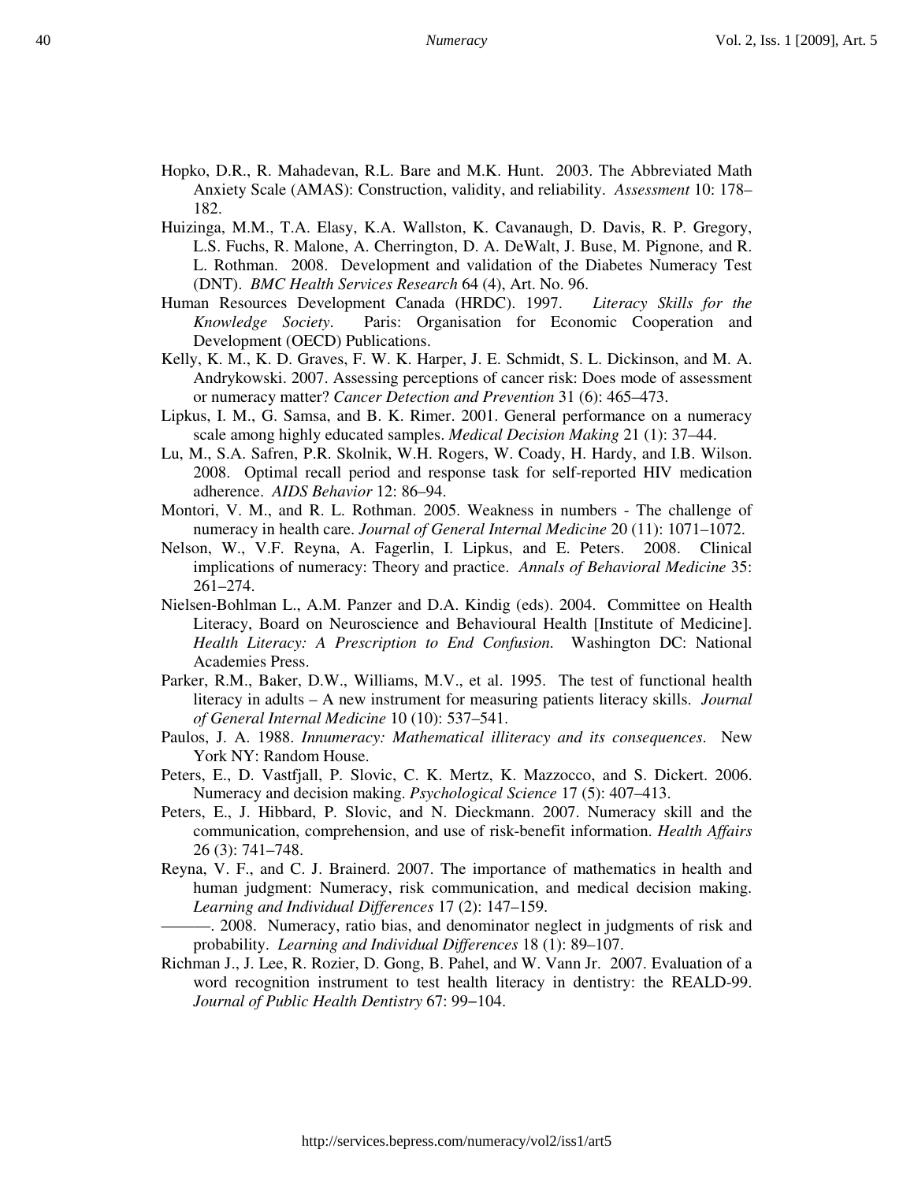Hopko, D.R., R. Mahadevan, R.L. Bare and M.K. Hunt. 2003. The Abbreviated Math Anxiety Scale (AMAS): Construction, validity, and reliability. *Assessment* 10: 178–182.

Huizinga, M.M., T.A. Elasy, K.A. Wallston, K. Cavanaugh, D. Davis, R. P. Gregory, L.S. Fuchs, R. Malone, A. Cherrington, D. A. DeWalt, J. Buse, M. Pignone, and R. L. Rothman. 2008. Development and validation of the Diabetes Numeracy Test (DNT). *BMC Health Services Research* 64 (4), Art. No. 96.

Human Resources Development Canada (HRDC). 1997. *Literacy Skills for the Knowledge Society*. Paris: Organisation for Economic Cooperation and Development (OECD) Publications.

Kelly, K. M., K. D. Graves, F. W. K. Harper, J. E. Schmidt, S. L. Dickinson, and M. A. Andrykowski. 2007. Assessing perceptions of cancer risk: Does mode of assessment or numeracy matter? *Cancer Detection and Prevention* 31 (6): 465–473.

Lipkus, I. M., G. Samsa, and B. K. Rimer. 2001. General performance on a numeracy scale among highly educated samples. *Medical Decision Making* 21 (1): 37–44.

Lu, M., S.A. Safren, P.R. Skolnik, W.H. Rogers, W. Coady, H. Hardy, and I.B. Wilson. 2008. Optimal recall period and response task for self-reported HIV medication adherence. *AIDS Behavior* 12: 86–94.

Montori, V. M., and R. L. Rothman. 2005. Weakness in numbers - The challenge of numeracy in health care. *Journal of General Internal Medicine* 20 (11): 1071–1072.

Nelson, W., V.F. Reyna, A. Fagerlin, I. Lipkus, and E. Peters. 2008. Clinical implications of numeracy: Theory and practice. *Annals of Behavioral Medicine* 35: 261–274.

Nielsen-Bohlman L., A.M. Panzer and D.A. Kindig (eds). 2004. Committee on Health Literacy, Board on Neuroscience and Behavioural Health [Institute of Medicine]. *Health Literacy: A Prescription to End Confusion.* Washington DC: National Academies Press.

Parker, R.M., Baker, D.W., Williams, M.V., et al. 1995. The test of functional health literacy in adults – A new instrument for measuring patients literacy skills. *Journal of General Internal Medicine* 10 (10): 537–541.

Paulos, J. A. 1988. *Innumeracy: Mathematical illiteracy and its consequences*. New York NY: Random House.

Peters, E., D. Vastfjall, P. Slovic, C. K. Mertz, K. Mazzocco, and S. Dickert. 2006. Numeracy and decision making. *Psychological Science* 17 (5): 407–413.

Peters, E., J. Hibbard, P. Slovic, and N. Dieckmann. 2007. Numeracy skill and the communication, comprehension, and use of risk-benefit information. *Health Affairs* 26 (3): 741–748.

Reyna, V. F., and C. J. Brainerd. 2007. The importance of mathematics in health and human judgment: Numeracy, risk communication, and medical decision making. *Learning and Individual Differences* 17 (2): 147–159.

———. 2008. Numeracy, ratio bias, and denominator neglect in judgments of risk and probability. *Learning and Individual Differences* 18 (1): 89–107.

Richman J., J. Lee, R. Rozier, D. Gong, B. Pahel, and W. Vann Jr. 2007. Evaluation of a word recognition instrument to test health literacy in dentistry: the REALD-99. *Journal of Public Health Dentistry* 67: 99–104.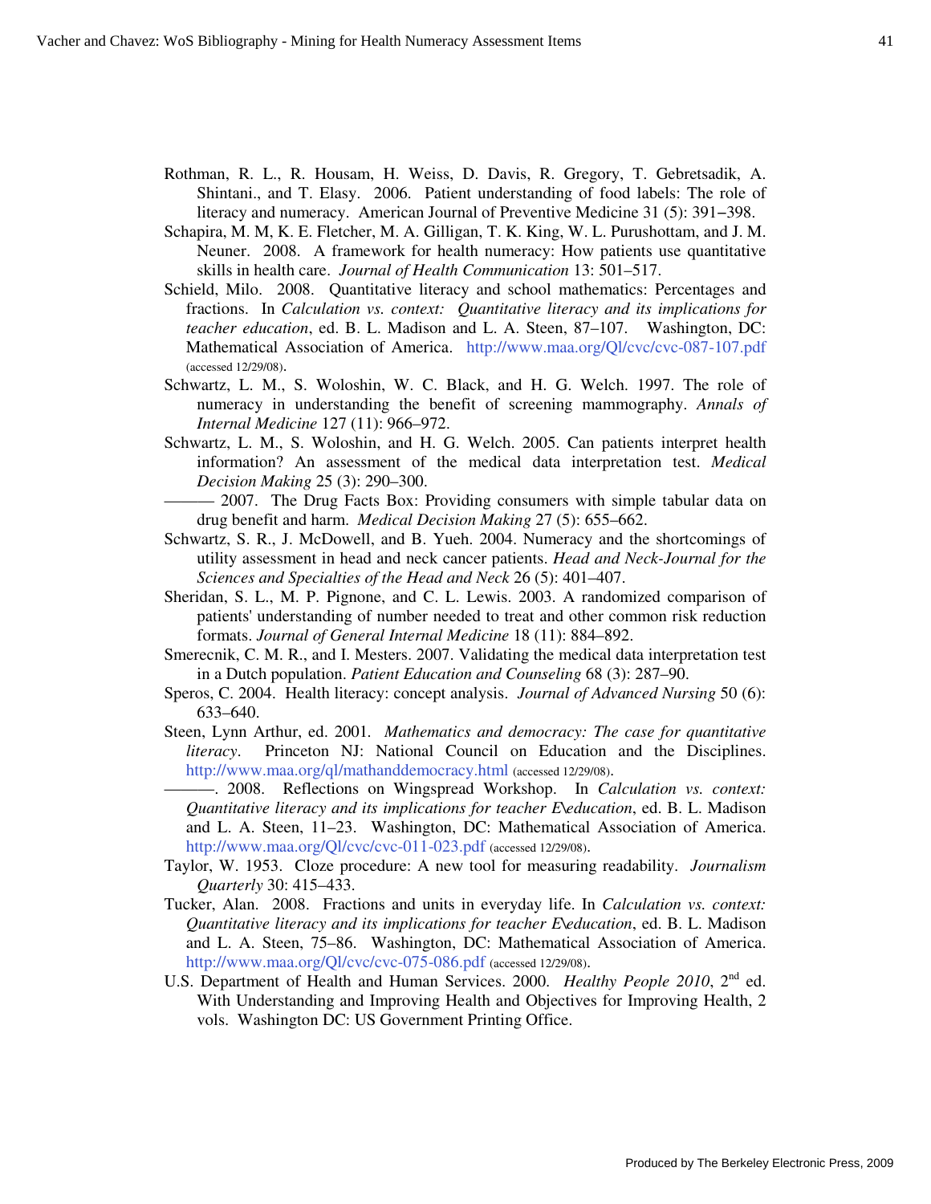Rothman, R. L., R. Housam, H. Weiss, D. Davis, R. Gregory, T. Gebretsadik, A. Shintani., and T. Elasy. 2006. Patient understanding of food labels: The role of literacy and numeracy. American Journal of Preventive Medicine 31 (5): 391–398.

Schapira, M. M, K. E. Fletcher, M. A. Gilligan, T. K. King, W. L. Purushottam, and J. M. Neuner. 2008. A framework for health numeracy: How patients use quantitative skills in health care. *Journal of Health Communication* 13: 501–517.

Schield, Milo. 2008. Quantitative literacy and school mathematics: Percentages and fractions. In *Calculation vs. context: Quantitative literacy and its implications for teacher education*, ed. B. L. Madison and L. A. Steen, 87–107. Washington, DC: Mathematical Association of America. http://www.maa.org/Ql/cvc/cvc-087-107.pdf (accessed 12/29/08).

Schwartz, L. M., S. Woloshin, W. C. Black, and H. G. Welch. 1997. The role of numeracy in understanding the benefit of screening mammography. *Annals of Internal Medicine* 127 (11): 966–972.

Schwartz, L. M., S. Woloshin, and H. G. Welch. 2005. Can patients interpret health information? An assessment of the medical data interpretation test. *Medical Decision Making* 25 (3): 290–300.

——— 2007. The Drug Facts Box: Providing consumers with simple tabular data on drug benefit and harm. *Medical Decision Making* 27 (5): 655–662.

Schwartz, S. R., J. McDowell, and B. Yueh. 2004. Numeracy and the shortcomings of utility assessment in head and neck cancer patients. *Head and Neck-Journal for the Sciences and Specialties of the Head and Neck* 26 (5): 401–407.

Sheridan, S. L., M. P. Pignone, and C. L. Lewis. 2003. A randomized comparison of patients' understanding of number needed to treat and other common risk reduction formats. *Journal of General Internal Medicine* 18 (11): 884–892.

Smerecnik, C. M. R., and I. Mesters. 2007. Validating the medical data interpretation test in a Dutch population. *Patient Education and Counseling* 68 (3): 287–90.

Speros, C. 2004. Health literacy: concept analysis. *Journal of Advanced Nursing* 50 (6): 633–640.

Steen, Lynn Arthur, ed. 2001. *Mathematics and democracy: The case for quantitative literacy*. Princeton NJ: National Council on Education and the Disciplines. http://www.maa.org/ql/mathanddemocracy.html (accessed 12/29/08).

———. 2008. Reflections on Wingspread Workshop. In *Calculation vs. context: Quantitative literacy and its implications for teacher E\education*, ed. B. L. Madison and L. A. Steen, 11–23. Washington, DC: Mathematical Association of America. http://www.maa.org/Ql/cvc/cvc-011-023.pdf (accessed 12/29/08).

Taylor, W. 1953. Cloze procedure: A new tool for measuring readability. *Journalism Quarterly* 30: 415–433.

Tucker, Alan. 2008. Fractions and units in everyday life. In *Calculation vs. context: Quantitative literacy and its implications for teacher E\education*, ed. B. L. Madison and L. A. Steen, 75–86. Washington, DC: Mathematical Association of America. http://www.maa.org/Ql/cvc/cvc-075-086.pdf (accessed 12/29/08).

U.S. Department of Health and Human Services. 2000. *Healthy People 2010*, 2nd ed. With Understanding and Improving Health and Objectives for Improving Health, 2 vols. Washington DC: US Government Printing Office.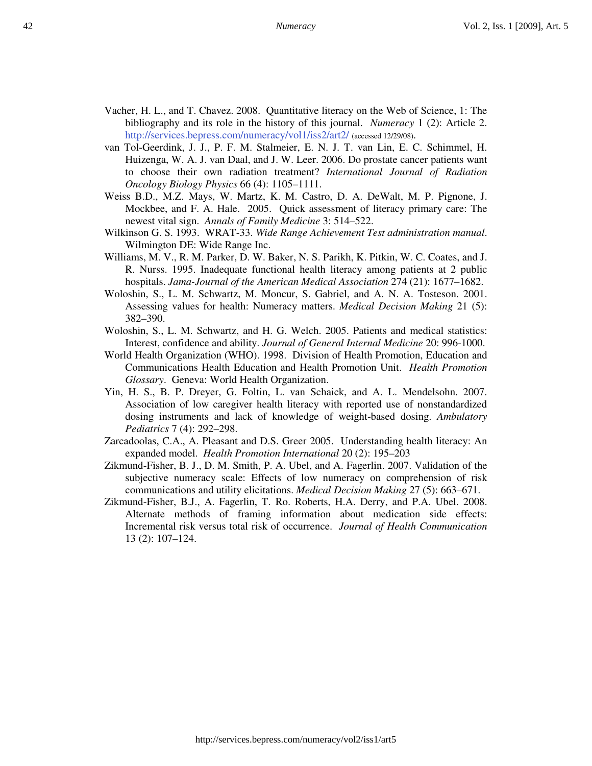Vacher, H. L., and T. Chavez. 2008. Quantitative literacy on the Web of Science, 1: The bibliography and its role in the history of this journal. *Numeracy* 1 (2): Article 2. http://services.bepress.com/numeracy/vol1/iss2/art2/ (accessed 12/29/08).

van Tol-Geerdink, J. J., P. F. M. Stalmeier, E. N. J. T. van Lin, E. C. Schimmel, H. Huizenga, W. A. J. van Daal, and J. W. Leer. 2006. Do prostate cancer patients want to choose their own radiation treatment? *International Journal of Radiation Oncology Biology Physics* 66 (4): 1105–1111.

Weiss B.D., M.Z. Mays, W. Martz, K. M. Castro, D. A. DeWalt, M. P. Pignone, J. Mockbee, and F. A. Hale. 2005. Quick assessment of literacy primary care: The newest vital sign. *Annals of Family Medicine* 3: 514–522.

Wilkinson G. S. 1993. WRAT-33. *Wide Range Achievement Test administration manual*. Wilmington DE: Wide Range Inc.

Williams, M. V., R. M. Parker, D. W. Baker, N. S. Parikh, K. Pitkin, W. C. Coates, and J. R. Nurss. 1995. Inadequate functional health literacy among patients at 2 public hospitals. *Jama-Journal of the American Medical Association* 274 (21): 1677–1682.

Woloshin, S., L. M. Schwartz, M. Moncur, S. Gabriel, and A. N. A. Tosteson. 2001. Assessing values for health: Numeracy matters. *Medical Decision Making* 21 (5): 382–390.

Woloshin, S., L. M. Schwartz, and H. G. Welch. 2005. Patients and medical statistics: Interest, confidence and ability. *Journal of General Internal Medicine* 20: 996-1000.

World Health Organization (WHO). 1998. Division of Health Promotion, Education and Communications Health Education and Health Promotion Unit. *Health Promotion Glossary*. Geneva: World Health Organization.

Yin, H. S., B. P. Dreyer, G. Foltin, L. van Schaick, and A. L. Mendelsohn. 2007. Association of low caregiver health literacy with reported use of nonstandardized dosing instruments and lack of knowledge of weight-based dosing. *Ambulatory Pediatrics* 7 (4): 292–298.

Zarcadoolas, C.A., A. Pleasant and D.S. Greer 2005. Understanding health literacy: An expanded model. *Health Promotion International* 20 (2): 195–203

Zikmund-Fisher, B. J., D. M. Smith, P. A. Ubel, and A. Fagerlin. 2007. Validation of the subjective numeracy scale: Effects of low numeracy on comprehension of risk communications and utility elicitations. *Medical Decision Making* 27 (5): 663–671.

Zikmund-Fisher, B.J., A. Fagerlin, T. Ro. Roberts, H.A. Derry, and P.A. Ubel. 2008. Alternate methods of framing information about medication side effects: Incremental risk versus total risk of occurrence. *Journal of Health Communication* 13 (2): 107–124.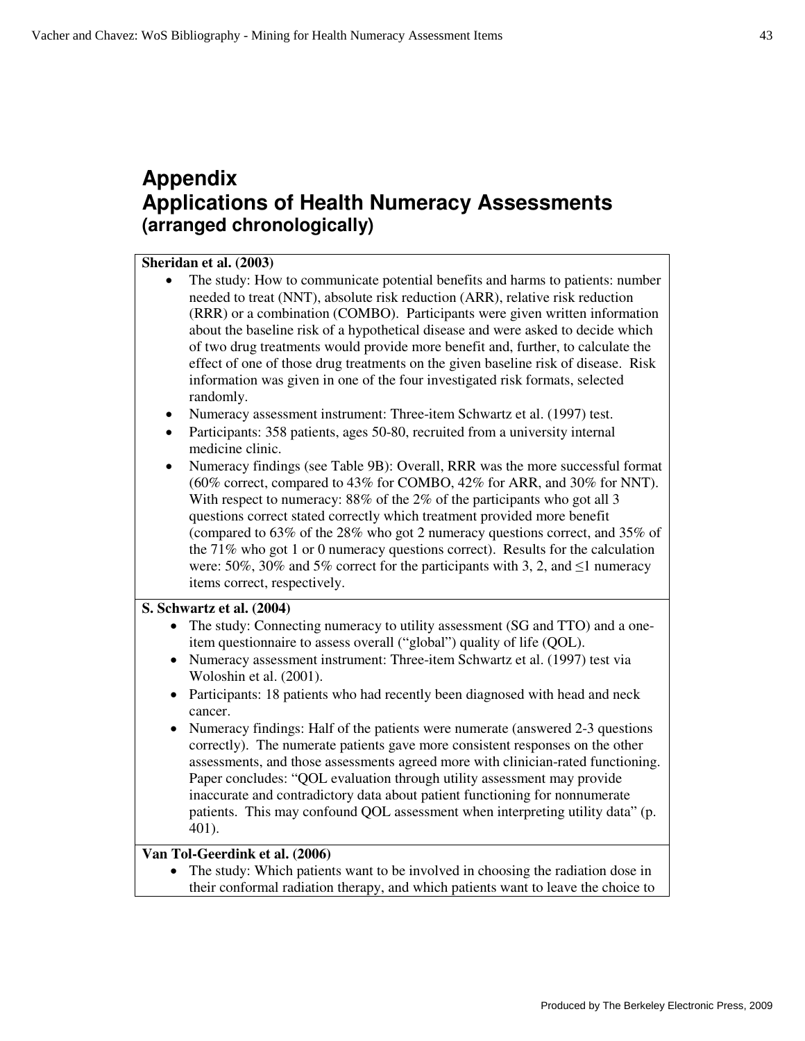# Appendix

# Applications of Health Numeracy Assessments

### (arranged chronologically)

**Sheridan et al. (2003)**

- The study: How to communicate potential benefits and harms to patients: number needed to treat (NNT), absolute risk reduction (ARR), relative risk reduction (RRR) or a combination (COMBO). Participants were given written information about the baseline risk of a hypothetical disease and were asked to decide which of two drug treatments would provide more benefit and, further, to calculate the effect of one of those drug treatments on the given baseline risk of disease. Risk information was given in one of the four investigated risk formats, selected randomly.
- Numeracy assessment instrument: Three-item Schwartz et al. (1997) test.
- Participants: 358 patients, ages 50-80, recruited from a university internal medicine clinic.
- Numeracy findings (see Table 9B): Overall, RRR was the more successful format (60% correct, compared to 43% for COMBO, 42% for ARR, and 30% for NNT). With respect to numeracy: 88% of the 2% of the participants who got all 3 questions correct stated correctly which treatment provided more benefit (compared to 63% of the 28% who got 2 numeracy questions correct, and 35% of the 71% who got 1 or 0 numeracy questions correct). Results for the calculation were: 50%, 30% and 5% correct for the participants with 3, 2, and ≤1 numeracy items correct, respectively.

**S. Schwartz et al. (2004)**

- The study: Connecting numeracy to utility assessment (SG and TTO) and a one-item questionnaire to assess overall ("global") quality of life (QOL).
- Numeracy assessment instrument: Three-item Schwartz et al. (1997) test via Woloshin et al. (2001).
- Participants: 18 patients who had recently been diagnosed with head and neck cancer.
- Numeracy findings: Half of the patients were numerate (answered 2-3 questions correctly). The numerate patients gave more consistent responses on the other assessments, and those assessments agreed more with clinician-rated functioning. Paper concludes: "QOL evaluation through utility assessment may provide inaccurate and contradictory data about patient functioning for nonnumerate patients. This may confound QOL assessment when interpreting utility data" (p. 401).

**Van Tol-Geerdink et al. (2006)**

- The study: Which patients want to be involved in choosing the radiation dose in their conformal radiation therapy, and which patients want to leave the choice to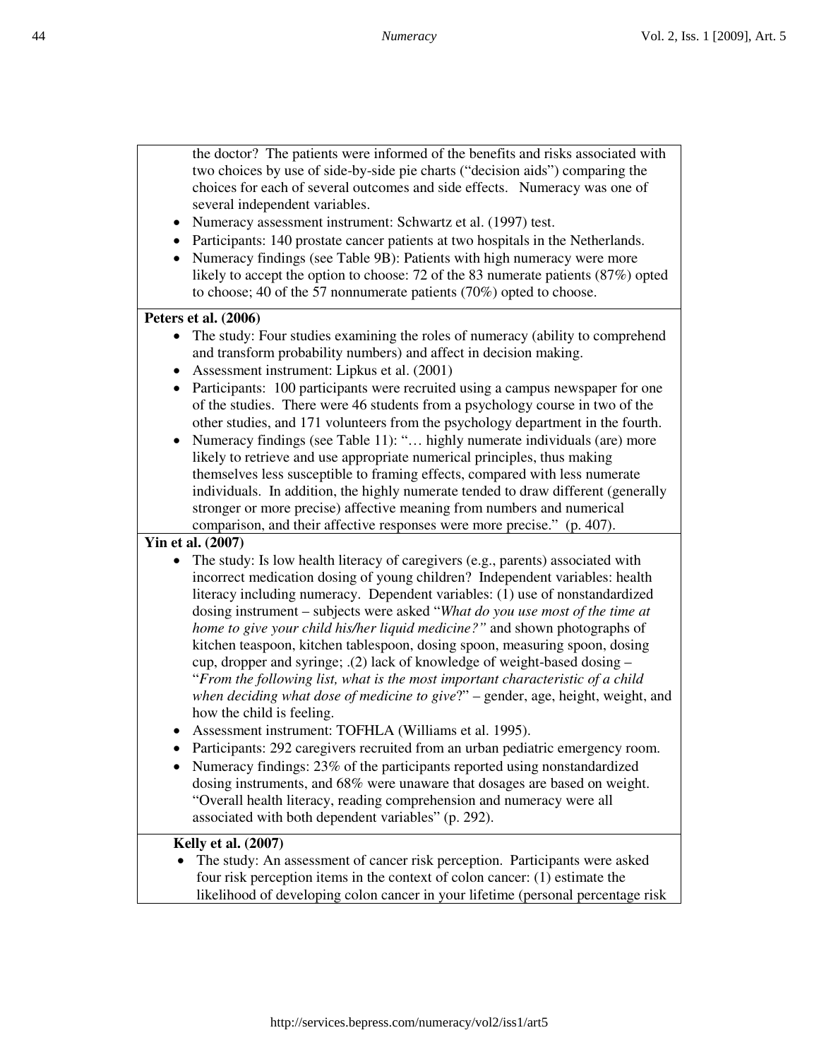the doctor? The patients were informed of the benefits and risks associated with two choices by use of side-by-side pie charts ("decision aids") comparing the choices for each of several outcomes and side effects. Numeracy was one of several independent variables.

- Numeracy assessment instrument: Schwartz et al. (1997) test.
- Participants: 140 prostate cancer patients at two hospitals in the Netherlands.
- Numeracy findings (see Table 9B): Patients with high numeracy were more likely to accept the option to choose: 72 of the 83 numerate patients (87%) opted to choose; 40 of the 57 nonnumerate patients (70%) opted to choose.

**Peters et al. (2006)**

- The study: Four studies examining the roles of numeracy (ability to comprehend and transform probability numbers) and affect in decision making.
- Assessment instrument: Lipkus et al. (2001)
- Participants: 100 participants were recruited using a campus newspaper for one of the studies. There were 46 students from a psychology course in two of the other studies, and 171 volunteers from the psychology department in the fourth.
- Numeracy findings (see Table 11): "… highly numerate individuals (are) more likely to retrieve and use appropriate numerical principles, thus making themselves less susceptible to framing effects, compared with less numerate individuals. In addition, the highly numerate tended to draw different (generally stronger or more precise) affective meaning from numbers and numerical comparison, and their affective responses were more precise." (p. 407).

**Yin et al. (2007)**

- The study: Is low health literacy of caregivers (e.g., parents) associated with incorrect medication dosing of young children? Independent variables: health literacy including numeracy. Dependent variables: (1) use of nonstandardized dosing instrument – subjects were asked "*What do you use most of the time at home to give your child his/her liquid medicine?"* and shown photographs of kitchen teaspoon, kitchen tablespoon, dosing spoon, measuring spoon, dosing cup, dropper and syringe; .(2) lack of knowledge of weight-based dosing – "*From the following list, what is the most important characteristic of a child when deciding what dose of medicine to give*?" – gender, age, height, weight, and how the child is feeling.
- Assessment instrument: TOFHLA (Williams et al. 1995).
- Participants: 292 caregivers recruited from an urban pediatric emergency room.
- Numeracy findings: 23% of the participants reported using nonstandardized dosing instruments, and 68% were unaware that dosages are based on weight. "Overall health literacy, reading comprehension and numeracy were all associated with both dependent variables" (p. 292).

**Kelly et al. (2007)**

- The study: An assessment of cancer risk perception. Participants were asked four risk perception items in the context of colon cancer: (1) estimate the likelihood of developing colon cancer in your lifetime (personal percentage risk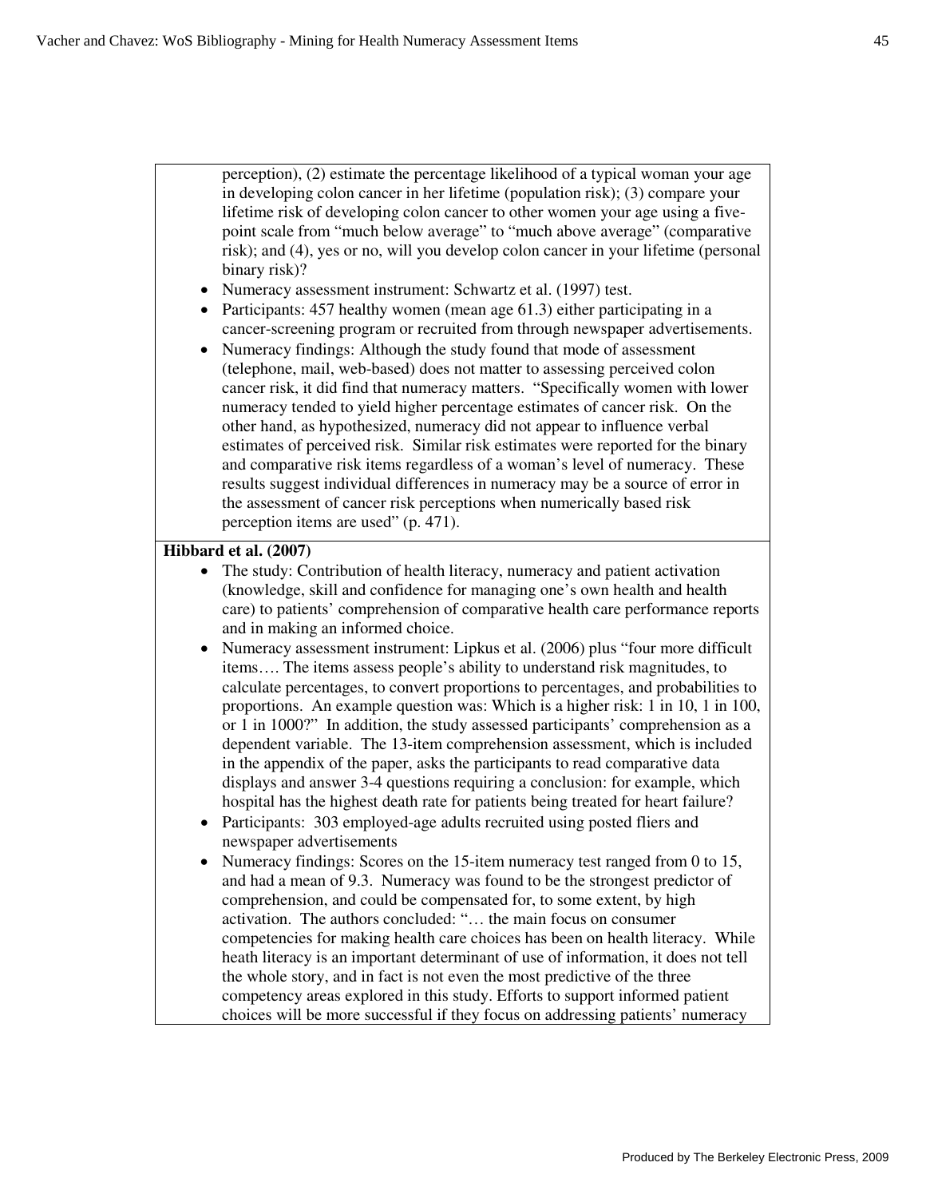perception), (2) estimate the percentage likelihood of a typical woman your age in developing colon cancer in her lifetime (population risk); (3) compare your lifetime risk of developing colon cancer to other women your age using a five-point scale from "much below average" to "much above average" (comparative risk); and (4), yes or no, will you develop colon cancer in your lifetime (personal binary risk)?

- Numeracy assessment instrument: Schwartz et al. (1997) test.
- Participants: 457 healthy women (mean age 61.3) either participating in a cancer-screening program or recruited from through newspaper advertisements.
- Numeracy findings: Although the study found that mode of assessment (telephone, mail, web-based) does not matter to assessing perceived colon cancer risk, it did find that numeracy matters. "Specifically women with lower numeracy tended to yield higher percentage estimates of cancer risk. On the other hand, as hypothesized, numeracy did not appear to influence verbal estimates of perceived risk. Similar risk estimates were reported for the binary and comparative risk items regardless of a woman's level of numeracy. These results suggest individual differences in numeracy may be a source of error in the assessment of cancer risk perceptions when numerically based risk perception items are used" (p. 471).

**Hibbard et al. (2007)**

- The study: Contribution of health literacy, numeracy and patient activation (knowledge, skill and confidence for managing one's own health and health care) to patients' comprehension of comparative health care performance reports and in making an informed choice.
- Numeracy assessment instrument: Lipkus et al. (2006) plus "four more difficult items…. The items assess people's ability to understand risk magnitudes, to calculate percentages, to convert proportions to percentages, and probabilities to proportions. An example question was: Which is a higher risk: 1 in 10, 1 in 100, or 1 in 1000?" In addition, the study assessed participants' comprehension as a dependent variable. The 13-item comprehension assessment, which is included in the appendix of the paper, asks the participants to read comparative data displays and answer 3-4 questions requiring a conclusion: for example, which hospital has the highest death rate for patients being treated for heart failure?
- Participants: 303 employed-age adults recruited using posted fliers and newspaper advertisements
- Numeracy findings: Scores on the 15-item numeracy test ranged from 0 to 15, and had a mean of 9.3. Numeracy was found to be the strongest predictor of comprehension, and could be compensated for, to some extent, by high activation. The authors concluded: "… the main focus on consumer competencies for making health care choices has been on health literacy. While heath literacy is an important determinant of use of information, it does not tell the whole story, and in fact is not even the most predictive of the three competency areas explored in this study. Efforts to support informed patient choices will be more successful if they focus on addressing patients' numeracy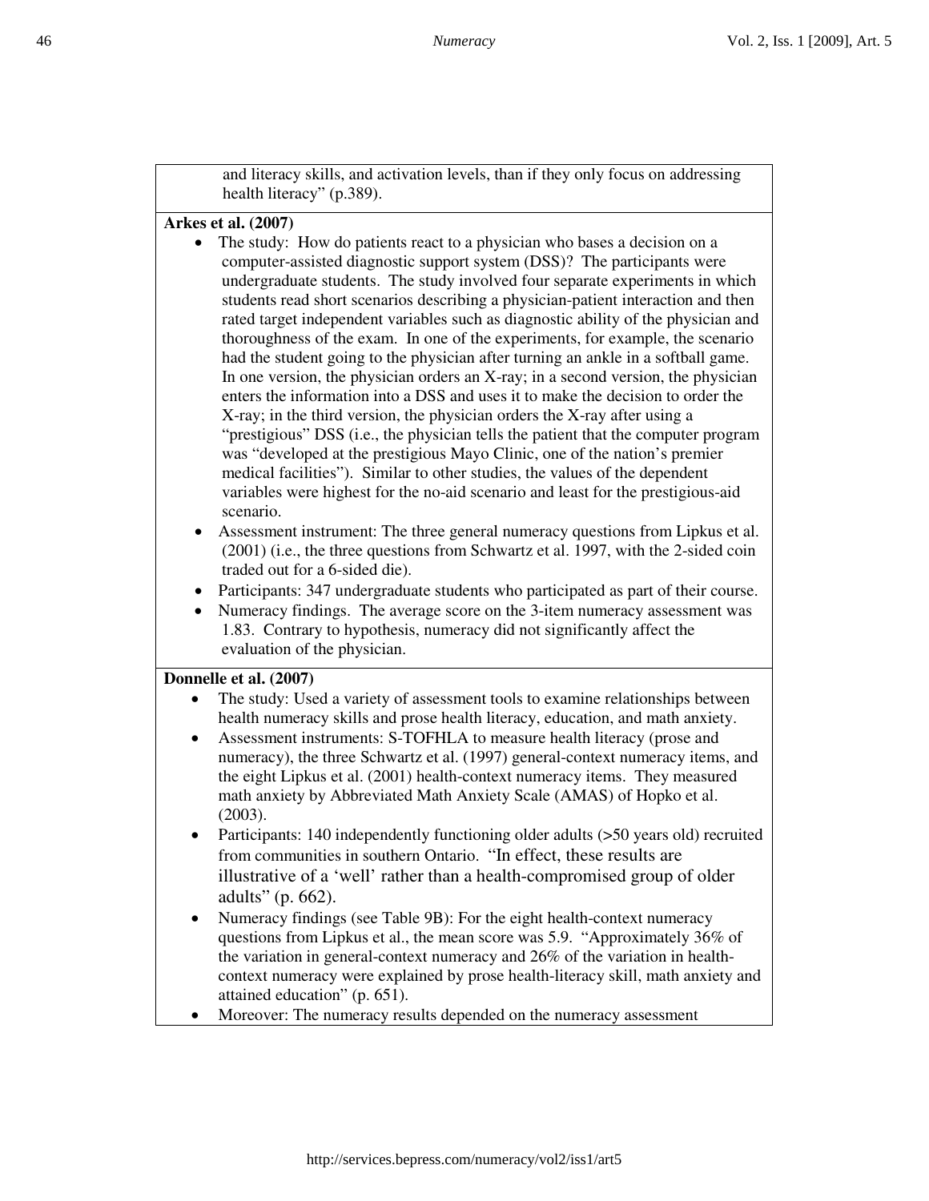and literacy skills, and activation levels, than if they only focus on addressing health literacy" (p.389).

**Arkes et al. (2007)**

- The study: How do patients react to a physician who bases a decision on a computer-assisted diagnostic support system (DSS)? The participants were undergraduate students. The study involved four separate experiments in which students read short scenarios describing a physician-patient interaction and then rated target independent variables such as diagnostic ability of the physician and thoroughness of the exam. In one of the experiments, for example, the scenario had the student going to the physician after turning an ankle in a softball game. In one version, the physician orders an X-ray; in a second version, the physician enters the information into a DSS and uses it to make the decision to order the X-ray; in the third version, the physician orders the X-ray after using a "prestigious" DSS (i.e., the physician tells the patient that the computer program was "developed at the prestigious Mayo Clinic, one of the nation's premier medical facilities"). Similar to other studies, the values of the dependent variables were highest for the no-aid scenario and least for the prestigious-aid scenario.
- Assessment instrument: The three general numeracy questions from Lipkus et al. (2001) (i.e., the three questions from Schwartz et al. 1997, with the 2-sided coin traded out for a 6-sided die).
- Participants: 347 undergraduate students who participated as part of their course.
- Numeracy findings. The average score on the 3-item numeracy assessment was 1.83. Contrary to hypothesis, numeracy did not significantly affect the evaluation of the physician.

**Donnelle et al. (2007)**

- The study: Used a variety of assessment tools to examine relationships between health numeracy skills and prose health literacy, education, and math anxiety.
- Assessment instruments: S-TOFHLA to measure health literacy (prose and numeracy), the three Schwartz et al. (1997) general-context numeracy items, and the eight Lipkus et al. (2001) health-context numeracy items. They measured math anxiety by Abbreviated Math Anxiety Scale (AMAS) of Hopko et al. (2003).
- Participants: 140 independently functioning older adults (>50 years old) recruited from communities in southern Ontario. "In effect, these results are illustrative of a 'well' rather than a health-compromised group of older adults" (p. 662).
- Numeracy findings (see Table 9B): For the eight health-context numeracy questions from Lipkus et al., the mean score was 5.9. "Approximately 36% of the variation in general-context numeracy and 26% of the variation in health-context numeracy were explained by prose health-literacy skill, math anxiety and attained education" (p. 651).
- Moreover: The numeracy results depended on the numeracy assessment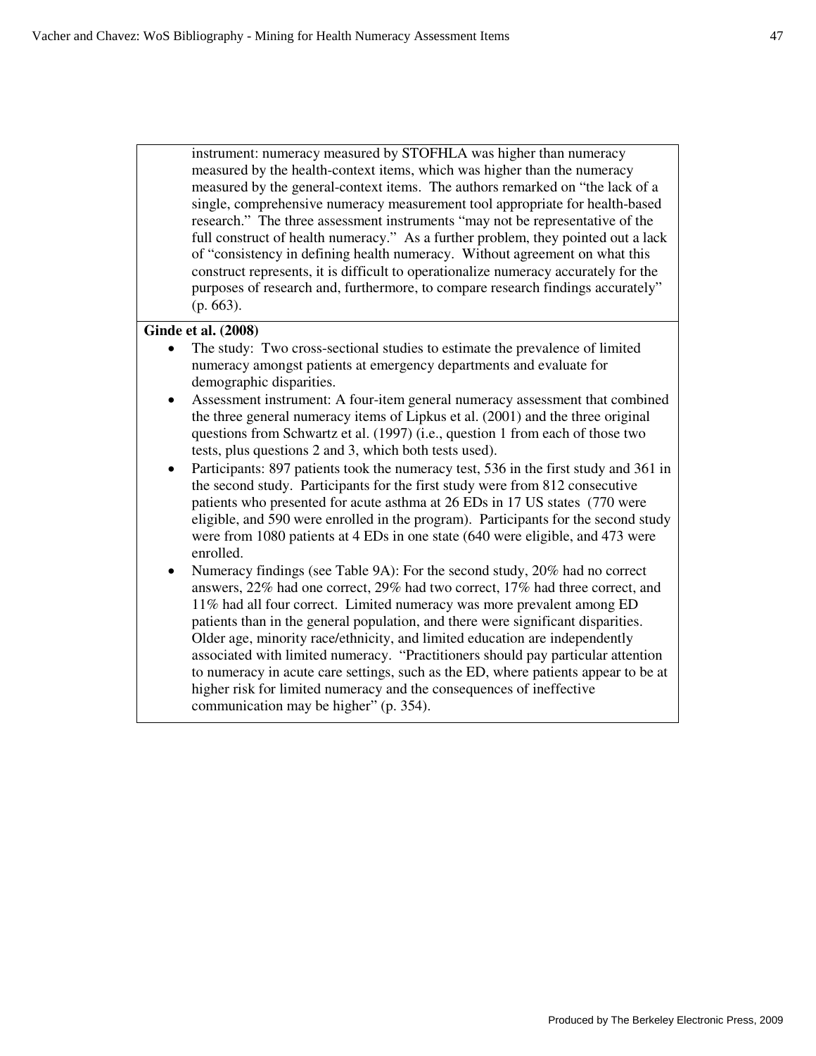instrument: numeracy measured by STOFHLA was higher than numeracy measured by the health-context items, which was higher than the numeracy measured by the general-context items. The authors remarked on "the lack of a single, comprehensive numeracy measurement tool appropriate for health-based research." The three assessment instruments "may not be representative of the full construct of health numeracy." As a further problem, they pointed out a lack of "consistency in defining health numeracy. Without agreement on what this construct represents, it is difficult to operationalize numeracy accurately for the purposes of research and, furthermore, to compare research findings accurately" (p. 663).

**Ginde et al. (2008)**

- The study: Two cross-sectional studies to estimate the prevalence of limited numeracy amongst patients at emergency departments and evaluate for demographic disparities.
- Assessment instrument: A four-item general numeracy assessment that combined the three general numeracy items of Lipkus et al. (2001) and the three original questions from Schwartz et al. (1997) (i.e., question 1 from each of those two tests, plus questions 2 and 3, which both tests used).
- Participants: 897 patients took the numeracy test, 536 in the first study and 361 in the second study. Participants for the first study were from 812 consecutive patients who presented for acute asthma at 26 EDs in 17 US states (770 were eligible, and 590 were enrolled in the program). Participants for the second study were from 1080 patients at 4 EDs in one state (640 were eligible, and 473 were enrolled.
- Numeracy findings (see Table 9A): For the second study, 20% had no correct answers, 22% had one correct, 29% had two correct, 17% had three correct, and 11% had all four correct. Limited numeracy was more prevalent among ED patients than in the general population, and there were significant disparities. Older age, minority race/ethnicity, and limited education are independently associated with limited numeracy. "Practitioners should pay particular attention to numeracy in acute care settings, such as the ED, where patients appear to be at higher risk for limited numeracy and the consequences of ineffective communication may be higher" (p. 354).